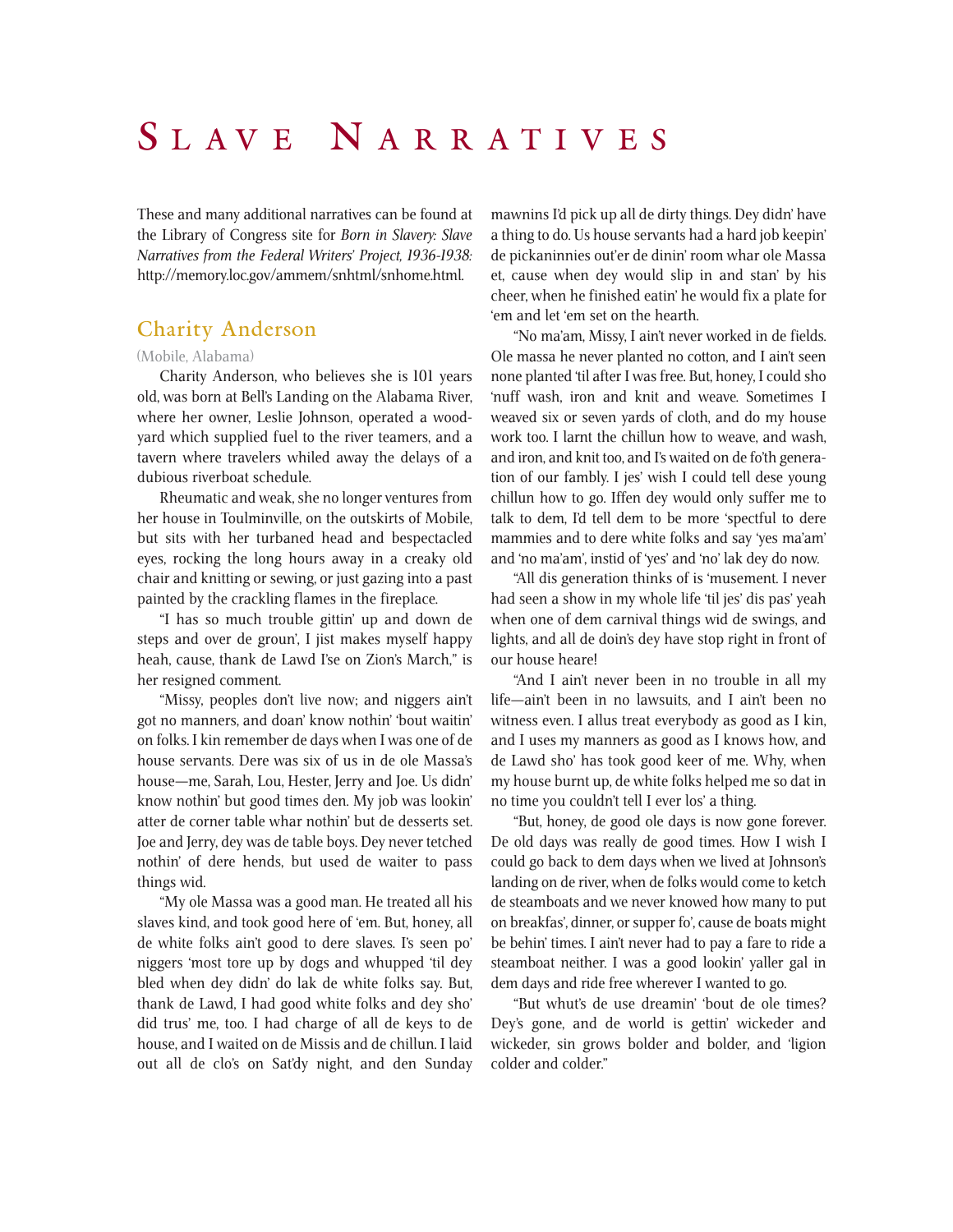# Slave Narratives

These and many additional narratives can be found at the Library of Congress site for *Born in Slavery: Slave Narratives from the Federal Writers' Project, 1936-1938:* http://memory.loc.gov/ammem/snhtml/snhome.html.

## Charity Anderson

(Mobile, Alabama)

Charity Anderson, who believes she is 101 years old, was born at Bell's Landing on the Alabama River, where her owner, Leslie Johnson, operated a woodyard which supplied fuel to the river teamers, and a tavern where travelers whiled away the delays of a dubious riverboat schedule.

Rheumatic and weak, she no longer ventures from her house in Toulminville, on the outskirts of Mobile, but sits with her turbaned head and bespectacled eyes, rocking the long hours away in a creaky old chair and knitting or sewing, or just gazing into a past painted by the crackling flames in the fireplace.

"I has so much trouble gittin' up and down de steps and over de groun', I jist makes myself happy heah, cause, thank de Lawd I'se on Zion's March," is her resigned comment.

"Missy, peoples don't live now; and niggers ain't got no manners, and doan' know nothin' 'bout waitin' on folks. I kin remember de days when I was one of de house servants. Dere was six of us in de ole Massa's house—me, Sarah, Lou, Hester, Jerry and Joe. Us didn' know nothin' but good times den. My job was lookin' atter de corner table whar nothin' but de desserts set. Joe and Jerry, dey was de table boys. Dey never tetched nothin' of dere hends, but used de waiter to pass things wid.

"My ole Massa was a good man. He treated all his slaves kind, and took good here of 'em. But, honey, all de white folks ain't good to dere slaves. I's seen po' niggers 'most tore up by dogs and whupped 'til dey bled when dey didn' do lak de white folks say. But, thank de Lawd, I had good white folks and dey sho' did trus' me, too. I had charge of all de keys to de house, and I waited on de Missis and de chillun. I laid out all de clo's on Sat'dy night, and den Sunday mawnins I'd pick up all de dirty things. Dey didn' have a thing to do. Us house servants had a hard job keepin' de pickaninnies out'er de dinin' room whar ole Massa et, cause when dey would slip in and stan' by his cheer, when he finished eatin' he would fix a plate for 'em and let 'em set on the hearth.

"No ma'am, Missy, I ain't never worked in de fields. Ole massa he never planted no cotton, and I ain't seen none planted 'til after I was free. But, honey, I could sho 'nuff wash, iron and knit and weave. Sometimes I weaved six or seven yards of cloth, and do my house work too. I larnt the chillun how to weave, and wash, and iron, and knit too, and I's waited on de fo'th generation of our fambly. I jes' wish I could tell dese young chillun how to go. Iffen dey would only suffer me to talk to dem, I'd tell dem to be more 'spectful to dere mammies and to dere white folks and say 'yes ma'am' and 'no ma'am', instid of 'yes' and 'no' lak dey do now.

"All dis generation thinks of is 'musement. I never had seen a show in my whole life 'til jes' dis pas' yeah when one of dem carnival things wid de swings, and lights, and all de doin's dey have stop right in front of our house heare!

"And I ain't never been in no trouble in all my life—ain't been in no lawsuits, and I ain't been no witness even. I allus treat everybody as good as I kin, and I uses my manners as good as I knows how, and de Lawd sho' has took good keer of me. Why, when my house burnt up, de white folks helped me so dat in no time you couldn't tell I ever los' a thing.

"But, honey, de good ole days is now gone forever. De old days was really de good times. How I wish I could go back to dem days when we lived at Johnson's landing on de river, when de folks would come to ketch de steamboats and we never knowed how many to put on breakfas', dinner, or supper fo', cause de boats might be behin' times. I ain't never had to pay a fare to ride a steamboat neither. I was a good lookin' yaller gal in dem days and ride free wherever I wanted to go.

"But whut's de use dreamin' 'bout de ole times? Dey's gone, and de world is gettin' wickeder and wickeder, sin grows bolder and bolder, and 'ligion colder and colder."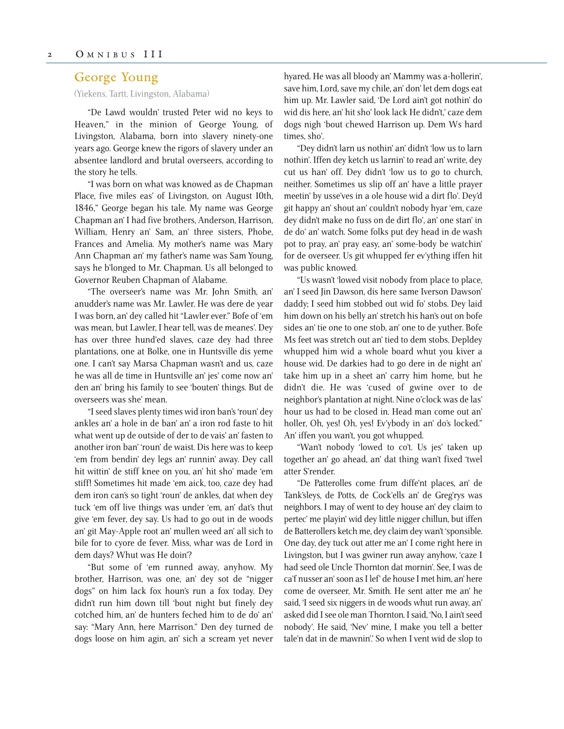## George Young

(Yiekens, Tartt, Livingston, Alabama)

"De Lawd wouldn' trusted Peter wid no keys to Heaven," in the minion of George Young, of Livingston, Alabama, born into slavery ninety-one years ago. George knew the rigors of slavery under an absentee landlord and brutal overseers, according to the story he tells.

"I was born on what was knowed as de Chapman Place, five miles eas' of Livingston, on August 10th, 1846," George began his tale. My name was George Chapman an' I had five brothers, Anderson, Harrison, William, Henry an' Sam, an' three sisters, Phobe, Frances and Amelia. My mother's name was Mary Ann Chapman an' my father's name was Sam Young, says he b'longed to Mr. Chapman. Us all belonged to Governor Reuben Chapman of Alabame.

"The overseer's name was Mr. John Smith, an' anudder's name was Mr. Lawler. He was dere de year I was born, an' dey called hit "Lawler ever." Bofe of 'em was mean, but Lawler, I hear tell, was de meanes'. Dey has over three hund'ed slaves, caze dey had three plantations, one at Bolke, one in Huntsville dis yeme one. I can't say Marsa Chapman wasn't and us, caze he was all de time in Huntsville an' jes' come now an' den an' bring his family to see 'bouten' things. But de overseers was she' mean.

"I seed slaves plenty times wid iron ban's 'roun' dey ankles an' a hole in de ban' an' a iron rod faste to hit what went up de outside of der to de vais' an' fasten to another iron ban' 'roun' de waist. Dis here was to keep 'em from bendin' dey legs an' runnin' away. Dey call hit wittin' de stiff knee on you, an' hit sho' made 'em stiff! Sometimes hit made 'em aick, too, caze dey had dem iron can's so tight 'roun' de ankles, dat when dey tuck 'em off live things was under 'em, an' dat's thut give 'em fever, dey say. Us had to go out in de woods an' git May-Apple root an' mullen weed an' all sich to bile for to cyore de fever. Miss, whar was de Lord in dem days? Whut was He doin'?

"But some of 'em runned away, anyhow. My brother, Harrison, was one, an' dey sot de "nigger dogs" on him lack fox houn's run a fox today. Dey didn't run him down till 'bout night but finely dey cotched him, an' de hunters feched him to de do' an' say: "Mary Ann, here Marrison." Den dey turned de dogs loose on him agin, an' sich a scream yet never hyared. He was all bloody an' Mammy was a-hollerin', save him, Lord, save my chile, an' don' let dem dogs eat him up. Mr. Lawler said, 'De Lord ain't got nothin' do wid dis here, an' hit sho' look lack He didn't,' caze dem dogs nigh 'bout chewed Harrison up. Dem Ws hard times, sho'.

"Dey didn't larn us nothin' an' didn't 'low us to larn nothin'. Iffen dey ketch us larnin' to read an' write, dey cut us han' off. Dey didn't 'low us to go to church, neither. Sometimes us slip off an' have a little prayer meetin' by usse'ves in a ole house wid a dirt flo'. Dey'd git happy an' shout an' couldn't nobody hyar 'em, caze dey didn't make no fuss on de dirt flo', an' one stan' in de do' an' watch. Some folks put dey head in de wash pot to pray, an' pray easy, an' some-body be watchin' for de overseer. Us git whupped fer ev'ything iffen hit was public knowed.

"Us wasn't 'lowed visit nobody from place to place, an' I seed Jin Dawson, dis here same Iverson Dawson' daddy; I seed him stobbed out wid fo' stobs. Dey laid him down on his belly an' stretch his han's out on bofe sides an' tie one to one stob, an' one to de yuther. Bofe Ms feet was stretch out an' tied to dem stobs. Deplde​y whupped him wid a whole board whut you kiver a house wid. De darkies had to go dere in de night an' take him up in a sheet an' carry him home, but he didn't die. He was 'cused of gwine over to de neighbor's plantation at night. Nine o'clock was de las' hour us had to be closed in. Head man come out an' holler, Oh, yes! Oh, yes! Ev'ybody in an' do's locked." An' iffen you wan't, you got whupped.

"Wan't nobody 'lowed to co't. Us jes' taken up together an' go ahead, an' dat thing wan't fixed 'twel atter S'render.

"De Patterolles come frum diffe'nt places, an' de Tank'sleys, de Potts, de Cock'ells an' de Greg'rys was neighbors. I may of went to dey house an' dey claim to pertec' me playin' wid dey little nigger chillun, but iffen de Batterollers ketch me, dey claim dey wan't 'sponsible. One day, dey tuck out atter me an' I come right here in Livingston, but I was gwiner run away anyhow, 'caze I had seed ole Uncle Thornton dat mornin'. See, I was de ca'f nusser an' soon as I lef' de house I met him, an' here come de overseer, Mr. Smith. He sent atter me an' he said, 'I seed six niggers in de woods whut run away, an' asked did I see ole man Thornton. I said, 'No, I ain't seed nobody'. He said, 'Nev' mine, I make you tell a better tale'n dat in de mawnin'.' So when I vent wid de slop to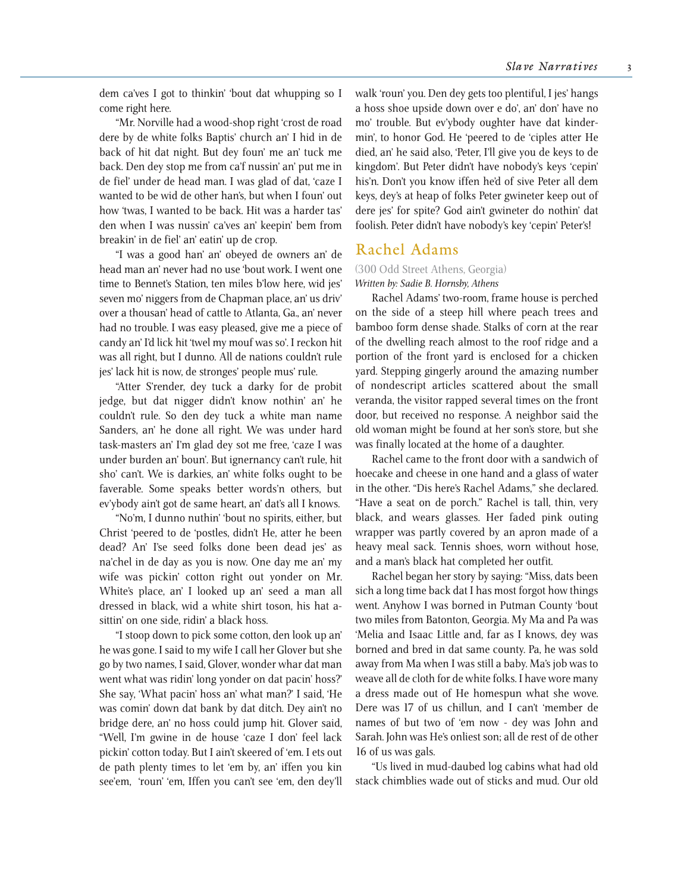dem ca'ves I got to thinkin' 'bout dat whupping so I come right here.

"Mr. Norville had a wood-shop right 'crost de road dere by de white folks Baptis' church an' I hid in de back of hit dat night. But dey foun' me an' tuck me back. Den dey stop me from ca'f nussin' an' put me in de fiel' under de head man. I was glad of dat, 'caze I wanted to be wid de other han's, but when I foun' out how 'twas, I wanted to be back. Hit was a harder tas' den when I was nussin' ca'ves an' keepin' bem from breakin' in de fiel' an' eatin' up de crop.

"I was a good han' an' obeyed de owners an' de head man an' never had no use 'bout work. I went one time to Bennet's Station, ten miles b'low here, wid jes' seven mo' niggers from de Chapman place, an' us driv' over a thousan' head of cattle to Atlanta, Ga., an' never had no trouble. I was easy pleased, give me a piece of candy an' I'd lick hit 'twel my mouf was so'. I reckon hit was all right, but I dunno. All de nations couldn't rule jes' lack hit is now, de stronges' people mus' rule.

"Atter S'render, dey tuck a darky for de probit jedge, but dat nigger didn't know nothin' an' he couldn't rule. So den dey tuck a white man name Sanders, an' he done all right. We was under hard task-masters an' I'm glad dey sot me free, 'caze I was under burden an' boun'. But ignernancy can't rule, hit sho' can't. We is darkies, an' white folks ought to be faverable. Some speaks better words'n others, but ev'ybody ain't got de same heart, an' dat's all I knows.

"No'm, I dunno nuthin' 'bout no spirits, either, but Christ 'peered to de 'postles, didn't He, atter he been dead? An' I'se seed folks done been dead jes' as na'chel in de day as you is now. One day me an' my wife was pickin' cotton right out yonder on Mr. White's place, an' I looked up an' seed a man all dressed in black, wid a white shirt toson, his hat a-sittin' on one side, ridin' a black hoss.

"I stoop down to pick some cotton, den look up an' he was gone. I said to my wife I call her Glover but she go by two names, I said, Glover, wonder whar dat man went what was ridin' long yonder on dat pacin' hoss?" She say, 'What pacin' hoss an' what man?' I said, 'He was comin' down dat bank by dat ditch. Dey ain't no bridge dere, an' no hoss could jump hit. Glover said, "Well, I'm gwine in de house 'caze I don' feel lack pickin' cotton today. But I ain't skeered of 'em. I ets out de path plenty times to let 'em by, an' iffen you kin see'em, 'roun' 'em, Iffen you can't see 'em, den dey'll walk 'roun' you. Den dey gets too plentiful, I jes' hangs a hoss shoe upside down over e do', an' don' have no mo' trouble. But ev'ybody oughter have dat kindermin', to honor God. He 'peered to de 'ciples atter He died, an' he said also, 'Peter, I'll give you de keys to de kingdom'. But Peter didn't have nobody's keys 'cepin' his'n. Don't you know iffen he'd of sive Peter all dem keys, dey's at heap of folks Peter gwineter keep out of dere jes' for spite? God ain't gwineter do nothin' dat foolish. Peter didn't have nobody's key 'cepin' Peter's!

## Rachel Adams

(300 Odd Street Athens, Georgia)

*Written by: Sadie B. Hornsby, Athens*

Rachel Adams' two-room, frame house is perched on the side of a steep hill where peach trees and bamboo form dense shade. Stalks of corn at the rear of the dwelling reach almost to the roof ridge and a portion of the front yard is enclosed for a chicken yard. Stepping gingerly around the amazing number of nondescript articles scattered about the small veranda, the visitor rapped several times on the front door, but received no response. A neighbor said the old woman might be found at her son's store, but she was finally located at the home of a daughter.

Rachel came to the front door with a sandwich of hoecake and cheese in one hand and a glass of water in the other. "Dis here's Rachel Adams," she declared. "Have a seat on de porch." Rachel is tall, thin, very black, and wears glasses. Her faded pink outing wrapper was partly covered by an apron made of a heavy meal sack. Tennis shoes, worn without hose, and a man's black hat completed her outfit.

Rachel began her story by saying: "Miss, dats been sich a long time back dat I has most forgot how things went. Anyhow I was borned in Putman County 'bout two miles from Batonton, Georgia. My Ma and Pa was 'Melia and Isaac Little and, far as I knows, dey was borned and bred in dat same county. Pa, he was sold away from Ma when I was still a baby. Ma's job was to weave all de cloth for de white folks. I have wore many a dress made out of He homespun what she wove. Dere was 17 of us chillun, and I can't 'member de names of but two of 'em now - dey was John and Sarah. John was He's onliest son; all de rest of de other 16 of us was gals.

"Us lived in mud-daubed log cabins what had old stack chimblies wade out of sticks and mud. Our old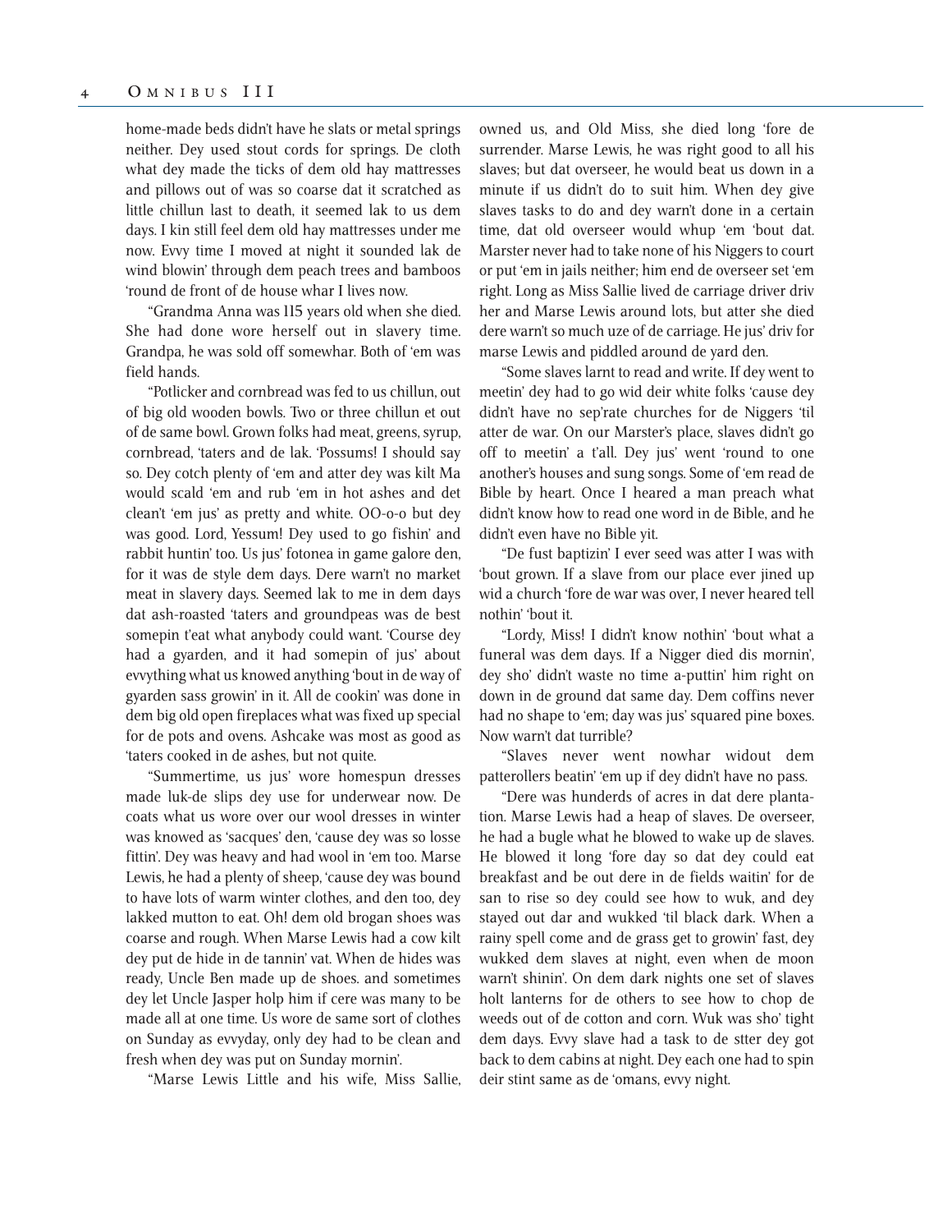home-made beds didn't have he slats or metal springs neither. Dey used stout cords for springs. De cloth what dey made the ticks of dem old hay mattresses and pillows out of was so coarse dat it scratched as little chillun last to death, it seemed lak to us dem days. I kin still feel dem old hay mattresses under me now. Evvy time I moved at night it sounded lak de wind blowin' through dem peach trees and bamboos 'round de front of de house whar I lives now.

"Grandma Anna was 115 years old when she died. She had done wore herself out in slavery time. Grandpa, he was sold off somewhar. Both of 'em was field hands.

"Potlicker and cornbread was fed to us chillun, out of big old wooden bowls. Two or three chillun et out of de same bowl. Grown folks had meat, greens, syrup, cornbread, 'taters and de lak. 'Possums! I should say so. Dey cotch plenty of 'em and atter dey was kilt Ma would scald 'em and rub 'em in hot ashes and det clean't 'em jus' as pretty and white. OO-o-o but dey was good. Lord, Yessum! Dey used to go fishin' and rabbit huntin' too. Us jus' fotonea in game galore den, for it was de style dem days. Dere warn't no market meat in slavery days. Seemed lak to me in dem days dat ash-roasted 'taters and groundpeas was de best somepin t'eat what anybody could want. 'Course dey had a gyarden, and it had somepin of jus' about evvything what us knowed anything 'bout in de way of gyarden sass growin' in it. All de cookin' was done in dem big old open fireplaces what was fixed up special for de pots and ovens. Ashcake was most as good as 'taters cooked in de ashes, but not quite.

"Summertime, us jus' wore homespun dresses made luk-de slips dey use for underwear now. De coats what us wore over our wool dresses in winter was knowed as 'sacques' den, 'cause dey was so losse fittin'. Dey was heavy and had wool in 'em too. Marse Lewis, he had a plenty of sheep, 'cause dey was bound to have lots of warm winter clothes, and den too, dey lakked mutton to eat. Oh! dem old brogan shoes was coarse and rough. When Marse Lewis had a cow kilt dey put de hide in de tannin' vat. When de hides was ready, Uncle Ben made up de shoes. and sometimes dey let Uncle Jasper holp him if cere was many to be made all at one time. Us wore de same sort of clothes on Sunday as evvyday, only dey had to be clean and fresh when dey was put on Sunday mornin'.

"Marse Lewis Little and his wife, Miss Sallie, owned us, and Old Miss, she died long 'fore de surrender. Marse Lewis, he was right good to all his slaves; but dat overseer, he would beat us down in a minute if us didn't do to suit him. When dey give slaves tasks to do and dey warn't done in a certain time, dat old overseer would whup 'em 'bout dat. Marster never had to take none of his Niggers to court or put 'em in jails neither; him end de overseer set 'em right. Long as Miss Sallie lived de carriage driver driv her and Marse Lewis around lots, but atter she died dere warn't so much uze of de carriage. He jus' driv for marse Lewis and piddled around de yard den.

"Some slaves larnt to read and write. If dey went to meetin' dey had to go wid deir white folks 'cause dey didn't have no sep'rate churches for de Niggers 'til atter de war. On our Marster's place, slaves didn't go off to meetin' a t'all. Dey jus' went 'round to one another's houses and sung songs. Some of 'em read de Bible by heart. Once I heared a man preach what didn't know how to read one word in de Bible, and he didn't even have no Bible yit.

"De fust baptizin' I ever seed was atter I was with 'bout grown. If a slave from our place ever jined up wid a church 'fore de war was over, I never heared tell nothin' 'bout it.

"Lordy, Miss! I didn't know nothin' 'bout what a funeral was dem days. If a Nigger died dis mornin', dey sho' didn't waste no time a-puttin' him right on down in de ground dat same day. Dem coffins never had no shape to 'em; day was jus' squared pine boxes. Now warn't dat turrible?

"Slaves never went nowhar widout dem patterollers beatin' 'em up if dey didn't have no pass.

"Dere was hunderds of acres in dat dere plantation. Marse Lewis had a heap of slaves. De overseer, he had a bugle what he blowed to wake up de slaves. He blowed it long 'fore day so dat dey could eat breakfast and be out dere in de fields waitin' for de san to rise so dey could see how to wuk, and dey stayed out dar and wukked 'til black dark. When a rainy spell come and de grass get to growin' fast, dey wukked dem slaves at night, even when de moon warn't shinin'. On dem dark nights one set of slaves holt lanterns for de others to see how to chop de weeds out of de cotton and corn. Wuk was sho' tight dem days. Evvy slave had a task to de stter dey got back to dem cabins at night. Dey each one had to spin deir stint same as de 'omans, evvy night.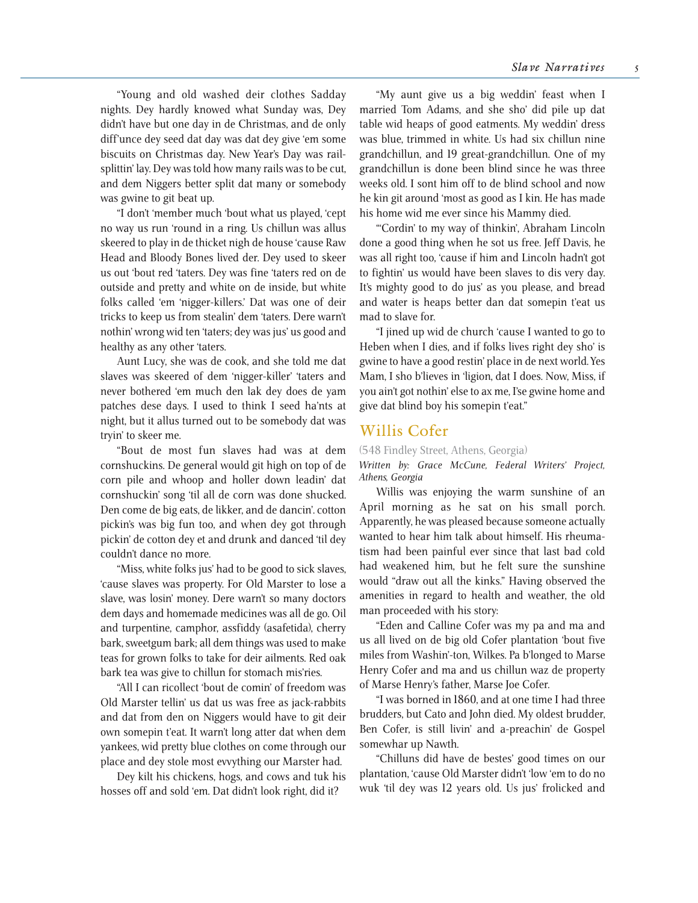"Young and old washed deir clothes Sadday nights. Dey hardly knowed what Sunday was, Dey didn't have but one day in de Christmas, and de only diff'unce dey seed dat day was dat dey give 'em some biscuits on Christmas day. New Year's Day was rail-splittin' lay. Dey was told how many rails was to be cut, and dem Niggers better split dat many or somebody was gwine to git beat up.

"I don't 'member much 'bout what us played, 'cept no way us run 'round in a ring. Us chillun was allus skeered to play in de thicket nigh de house 'cause Raw Head and Bloody Bones lived der. Dey used to skeer us out 'bout red 'taters. Dey was fine 'taters red on de outside and pretty and white on de inside, but white folks called 'em 'nigger-killers.' Dat was one of deir tricks to keep us from stealin' dem 'taters. Dere warn't nothin' wrong wid ten 'taters; dey was jus' us good and healthy as any other 'taters.

Aunt Lucy, she was de cook, and she told me dat slaves was skeered of dem 'nigger-killer' 'taters and never bothered 'em much den lak dey does de yam patches dese days. I used to think I seed ha'nts at night, but it allus turned out to be somebody dat was tryin' to skeer me.

"Bout de most fun slaves had was at dem cornshuckins. De general would git high on top of de corn pile and whoop and holler down leadin' dat cornshuckin' song 'til all de corn was done shucked. Den come de big eats, de likker, and de dancin'. cotton pickin's was big fun too, and when dey got through pickin' de cotton dey et and drunk and danced 'til dey couldn't dance no more.

"Miss, white folks jus' had to be good to sick slaves, 'cause slaves was property. For Old Marster to lose a slave, was losin' money. Dere warn't so many doctors dem days and homemade medicines was all de go. Oil and turpentine, camphor, assfiddy (asafetida), cherry bark, sweetgum bark; all dem things was used to make teas for grown folks to take for deir ailments. Red oak bark tea was give to chillun for stomach mis'ries.

"All I can ricollect 'bout de comin' of freedom was Old Marster tellin' us dat us was free as jack-rabbits and dat from den on Niggers would have to git deir own somepin t'eat. It warn't long atter dat when dem yankees, wid pretty blue clothes on come through our place and dey stole most evvything our Marster had.

Dey kilt his chickens, hogs, and cows and tuk his hosses off and sold 'em. Dat didn't look right, did it?

"My aunt give us a big weddin' feast when I married Tom Adams, and she sho' did pile up dat table wid heaps of good eatments. My weddin' dress was blue, trimmed in white. Us had six chillun nine grandchillun, and 19 great-grandchillun. One of my grandchillun is done been blind since he was three weeks old. I sont him off to de blind school and now he kin git around 'most as good as I kin. He has made his home wid me ever since his Mammy died.

"'Cordin' to my way of thinkin', Abraham Lincoln done a good thing when he sot us free. Jeff Davis, he was all right too, 'cause if him and Lincoln hadn't got to fightin' us would have been slaves to dis very day. It's mighty good to do jus' as you please, and bread and water is heaps better dan dat somepin t'eat us mad to slave for.

"I jined up wid de church 'cause I wanted to go to Heben when I dies, and if folks lives right dey sho' is gwine to have a good restin' place in de next world. Yes Mam, I sho b'lieves in 'ligion, dat I does. Now, Miss, if you ain't got nothin' else to ax me, I'se gwine home and give dat blind boy his somepin t'eat."

## Willis Cofer

(548 Findley Street, Athens, Georgia)

*Written by: Grace McCune, Federal Writers' Project, Athens, Georgia*

Willis was enjoying the warm sunshine of an April morning as he sat on his small porch. Apparently, he was pleased because someone actually wanted to hear him talk about himself. His rheumatism had been painful ever since that last bad cold had weakened him, but he felt sure the sunshine would "draw out all the kinks." Having observed the amenities in regard to health and weather, the old man proceeded with his story:

"Eden and Calline Cofer was my pa and ma and us all lived on de big old Cofer plantation 'bout five miles from Washin'-ton, Wilkes. Pa b'longed to Marse Henry Cofer and ma and us chillun waz de property of Marse Henry's father, Marse Joe Cofer.

"I was borned in 1860, and at one time I had three brudders, but Cato and John died. My oldest brudder, Ben Cofer, is still livin' and a-preachin' de Gospel somewhar up Nawth.

"Chilluns did have de bestes' good times on our plantation, 'cause Old Marster didn't 'low 'em to do no wuk 'til dey was 12 years old. Us jus' frolicked and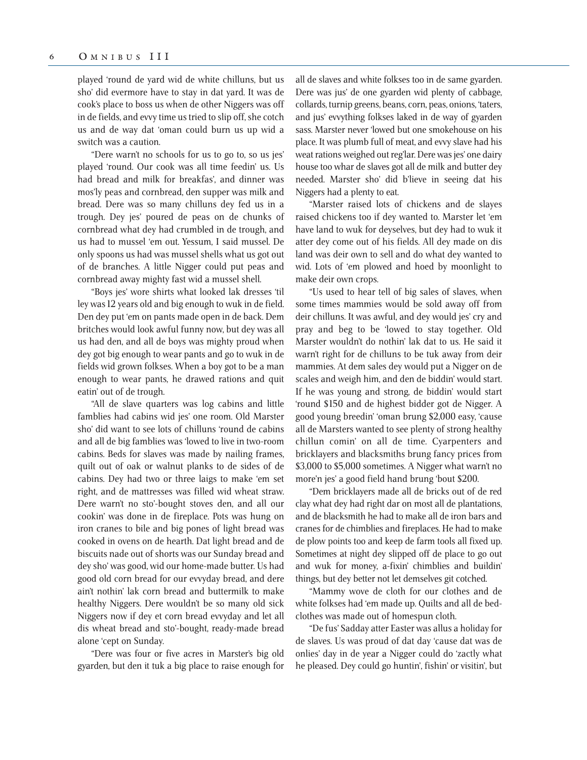played 'round de yard wid de white chilluns, but us sho' did evermore have to stay in dat yard. It was de cook's place to boss us when de other Niggers was off in de fields, and evvy time us tried to slip off, she cotch us and de way dat 'oman could burn us up wid a switch was a caution.

"Dere warn't no schools for us to go to, so us jes' played 'round. Our cook was all time feedin' us. Us had bread and milk for breakfas', and dinner was mos'ly peas and cornbread, den supper was milk and bread. Dere was so many chilluns dey fed us in a trough. Dey jes' poured de peas on de chunks of cornbread what dey had crumbled in de trough, and us had to mussel 'em out. Yessum, I said mussel. De only spoons us had was mussel shells what us got out of de branches. A little Nigger could put peas and cornbread away mighty fast wid a mussel shell.

"Boys jes' wore shirts what looked lak dresses 'til ley was 12 years old and big enough to wuk in de field. Den dey put 'em on pants made open in de back. Dem britches would look awful funny now, but dey was all us had den, and all de boys was mighty proud when dey got big enough to wear pants and go to wuk in de fields wid grown folkses. When a boy got to be a man enough to wear pants, he drawed rations and quit eatin' out of de trough.

"All de slave quarters was log cabins and little famblies had cabins wid jes' one room. Old Marster sho' did want to see lots of chilluns 'round de cabins and all de big famblies was 'lowed to live in two-room cabins. Beds for slaves was made by nailing frames, quilt out of oak or walnut planks to de sides of de cabins. Dey had two or three laigs to make 'em set right, and de mattresses was filled wid wheat straw. Dere warn't no sto'-bought stoves den, and all our cookin' was done in de fireplace. Pots was hung on iron cranes to bile and big pones of light bread was cooked in ovens on de hearth. Dat light bread and de biscuits nade out of shorts was our Sunday bread and dey sho' was good, wid our home-made butter. Us had good old corn bread for our evvyday bread, and dere ain't nothin' lak corn bread and buttermilk to make healthy Niggers. Dere wouldn't be so many old sick Niggers now if dey et corn bread evvyday and let all dis wheat bread and sto'-bought, ready-made bread alone 'cept on Sunday.

"Dere was four or five acres in Marster's big old gyarden, but den it tuk a big place to raise enough for all de slaves and white folkses too in de same gyarden. Dere was jus' de one gyarden wid plenty of cabbage, collards, turnip greens, beans, corn, peas, onions, 'taters, and jus' evvything folkses laked in de way of gyarden sass. Marster never 'lowed but one smokehouse on his place. It was plumb full of meat, and evvy slave had his weat rations weighed out reg'lar. Dere was jes' one dairy house too whar de slaves got all de milk and butter dey needed. Marster sho' did b'lieve in seeing dat his Niggers had a plenty to eat.

"Marster raised lots of chickens and de slayes raised chickens too if dey wanted to. Marster let 'em have land to wuk for deyselves, but dey had to wuk it atter dey come out of his fields. All dey made on dis land was deir own to sell and do what dey wanted to wid. Lots of 'em plowed and hoed by moonlight to make deir own crops.

"Us used to hear tell of big sales of slaves, when some times mammies would be sold away off from deir chilluns. It was awful, and dey would jes' cry and pray and beg to be 'lowed to stay together. Old Marster wouldn't do nothin' lak dat to us. He said it warn't right for de chilluns to be tuk away from deir mammies. At dem sales dey would put a Nigger on de scales and weigh him, and den de biddin' would start. If he was young and strong, de biddin' would start 'round $150 and de highest bidder got de Nigger. A good young breedin' 'oman brung $2,000 easy, 'cause all de Marsters wanted to see plenty of strong healthy chillun comin' on all de time. Cyarpenters and bricklayers and blacksmiths brung fancy prices from $3,000 to $5,000 sometimes. A Nigger what warn't no more'n jes' a good field hand brung 'bout $200.

"Dem bricklayers made all de bricks out of de red clay what dey had right dar on most all de plantations, and de blacksmith he had to make all de iron bars and cranes for de chimblies and fireplaces. He had to make de plow points too and keep de farm tools all fixed up. Sometimes at night dey slipped off de place to go out and wuk for money, a-fixin' chimblies and buildin' things, but dey better not let demselves git cotched.

"Mammy wove de cloth for our clothes and de white folkses had 'em made up. Quilts and all de bed-clothes was made out of homespun cloth.

"De fus' Sadday atter Easter was allus a holiday for de slaves. Us was proud of dat day 'cause dat was de onlies' day in de year a Nigger could do 'zactly what he pleased. Dey could go huntin', fishin' or visitin', but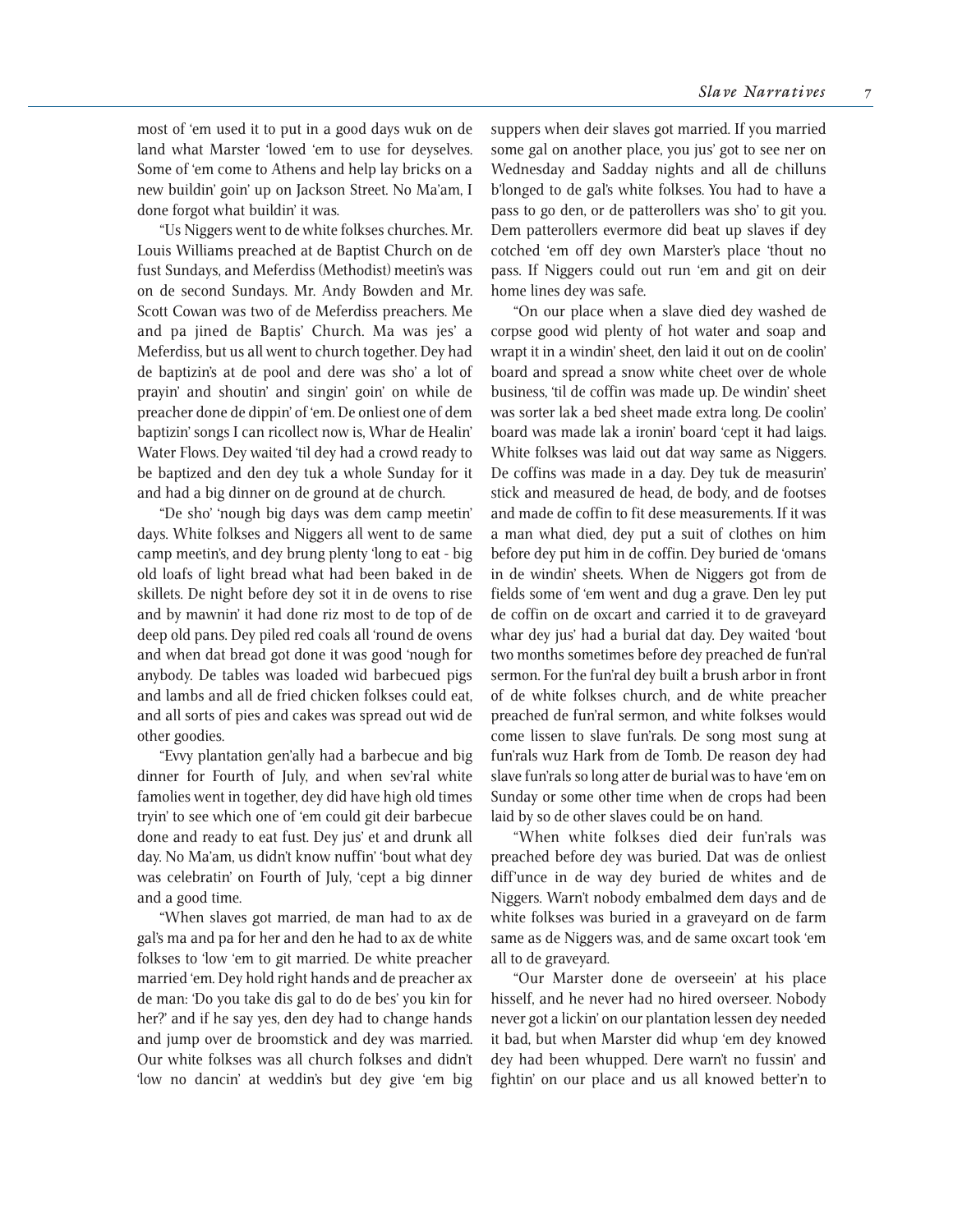most of 'em used it to put in a good days wuk on de land what Marster 'lowed 'em to use for deyselves. Some of 'em come to Athens and help lay bricks on a new buildin' goin' up on Jackson Street. No Ma'am, I done forgot what buildin' it was.

"Us Niggers went to de white folkses churches. Mr. Louis Williams preached at de Baptist Church on de fust Sundays, and Meferdiss (Methodist) meetin's was on de second Sundays. Mr. Andy Bowden and Mr. Scott Cowan was two of de Meferdiss preachers. Me and pa jined de Baptis' Church. Ma was jes' a Meferdiss, but us all went to church together. Dey had de baptizin's at de pool and dere was sho' a lot of prayin' and shoutin' and singin' goin' on while de preacher done de dippin' of 'em. De onliest one of dem baptizin' songs I can ricollect now is, Whar de Healin' Water Flows. Dey waited 'til dey had a crowd ready to be baptized and den dey tuk a whole Sunday for it and had a big dinner on de ground at de church.

"De sho' 'nough big days was dem camp meetin' days. White folkses and Niggers all went to de same camp meetin's, and dey brung plenty 'long to eat - big old loafs of light bread what had been baked in de skillets. De night before dey sot it in de ovens to rise and by mawnin' it had done riz most to de top of de deep old pans. Dey piled red coals all 'round de ovens and when dat bread got done it was good 'nough for anybody. De tables was loaded wid barbecued pigs and lambs and all de fried chicken folkses could eat, and all sorts of pies and cakes was spread out wid de other goodies.

"Evvy plantation gen'ally had a barbecue and big dinner for Fourth of July, and when sev'ral white famolies went in together, dey did have high old times tryin' to see which one of 'em could git deir barbecue done and ready to eat fust. Dey jus' et and drunk all day. No Ma'am, us didn't know nuffin' 'bout what dey was celebratin' on Fourth of July, 'cept a big dinner and a good time.

"When slaves got married, de man had to ax de gal's ma and pa for her and den he had to ax de white folkses to 'low 'em to git married. De white preacher married 'em. Dey hold right hands and de preacher ax de man: 'Do you take dis gal to do de bes' you kin for her?' and if he say yes, den dey had to change hands and jump over de broomstick and dey was married. Our white folkses was all church folkses and didn't 'low no dancin' at weddin's but dey give 'em big suppers when deir slaves got married. If you married some gal on another place, you jus' got to see ner on Wednesday and Sadday nights and all de chilluns b'longed to de gal's white folkses. You had to have a pass to go den, or de patterollers was sho' to git you. Dem patterollers evermore did beat up slaves if dey cotched 'em off dey own Marster's place 'thout no pass. If Niggers could out run 'em and git on deir home lines dey was safe.

"On our place when a slave died dey washed de corpse good wid plenty of hot water and soap and wrapt it in a windin' sheet, den laid it out on de coolin' board and spread a snow white cheet over de whole business, 'til de coffin was made up. De windin' sheet was sorter lak a bed sheet made extra long. De coolin' board was made lak a ironin' board 'cept it had laigs. White folkses was laid out dat way same as Niggers. De coffins was made in a day. Dey tuk de measurin' stick and measured de head, de body, and de footses and made de coffin to fit dese measurements. If it was a man what died, dey put a suit of clothes on him before dey put him in de coffin. Dey buried de 'omans in de windin' sheets. When de Niggers got from de fields some of 'em went and dug a grave. Den ley put de coffin on de oxcart and carried it to de graveyard whar dey jus' had a burial dat day. Dey waited 'bout two months sometimes before dey preached de fun'ral sermon. For the fun'ral dey built a brush arbor in front of de white folkses church, and de white preacher preached de fun'ral sermon, and white folkses would come lissen to slave fun'rals. De song most sung at fun'rals wuz Hark from de Tomb. De reason dey had slave fun'rals so long atter de burial was to have 'em on Sunday or some other time when de crops had been laid by so de other slaves could be on hand.

"When white folkses died deir fun'rals was preached before dey was buried. Dat was de onliest diff'unce in de way dey buried de whites and de Niggers. Warn't nobody embalmed dem days and de white folkses was buried in a graveyard on de farm same as de Niggers was, and de same oxcart took 'em all to de graveyard.

"Our Marster done de overseein' at his place hisself, and he never had no hired overseer. Nobody never got a lickin' on our plantation lessen dey needed it bad, but when Marster did whup 'em dey knowed dey had been whupped. Dere warn't no fussin' and fightin' on our place and us all knowed better'n to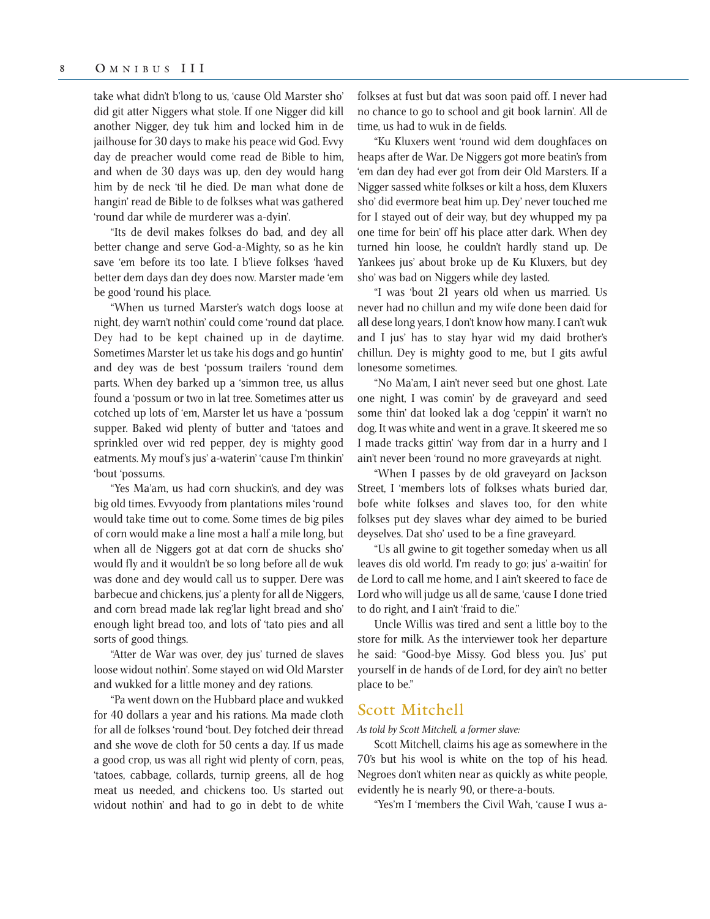take what didn't b'long to us, 'cause Old Marster sho' did git atter Niggers what stole. If one Nigger did kill another Nigger, dey tuk him and locked him in de jailhouse for 30 days to make his peace wid God. Evvy day de preacher would come read de Bible to him, and when de 30 days was up, den dey would hang him by de neck 'til he died. De man what done de hangin' read de Bible to de folkses what was gathered 'round dar while de murderer was a-dyin'.

"Its de devil makes folkses do bad, and dey all better change and serve God-a-Mighty, so as he kin save 'em before its too late. I b'lieve folkses 'haved better dem days dan dey does now. Marster made 'em be good 'round his place.

"When us turned Marster's watch dogs loose at night, dey warn't nothin' could come 'round dat place. Dey had to be kept chained up in de daytime. Sometimes Marster let us take his dogs and go huntin' and dey was de best 'possum trailers 'round dem parts. When dey barked up a 'simmon tree, us allus found a 'possum or two in lat tree. Sometimes atter us cotched up lots of 'em, Marster let us have a 'possum supper. Baked wid plenty of butter and 'tatoes and sprinkled over wid red pepper, dey is mighty good eatments. My mouf's jus' a-waterin' 'cause I'm thinkin' 'bout 'possums.

"Yes Ma'am, us had corn shuckin's, and dey was big old times. Evvyoody from plantations miles 'round would take time out to come. Some times de big piles of corn would make a line most a half a mile long, but when all de Niggers got at dat corn de shucks sho' would fly and it wouldn't be so long before all de wuk was done and dey would call us to supper. Dere was barbecue and chickens, jus' a plenty for all de Niggers, and corn bread made lak reg'lar light bread and sho' enough light bread too, and lots of 'tato pies and all sorts of good things.

"Atter de War was over, dey jus' turned de slaves loose widout nothin'. Some stayed on wid Old Marster and wukked for a little money and dey rations.

"Pa went down on the Hubbard place and wukked for 40 dollars a year and his rations. Ma made cloth for all de folkses 'round 'bout. Dey fotched deir thread and she wove de cloth for 50 cents a day. If us made a good crop, us was all right wid plenty of corn, peas, 'tatoes, cabbage, collards, turnip greens, all de hog meat us needed, and chickens too. Us started out widout nothin' and had to go in debt to de white folkses at fust but dat was soon paid off. I never had no chance to go to school and git book larnin'. All de time, us had to wuk in de fields.

"Ku Kluxers went 'round wid dem doughfaces on heaps after de War. De Niggers got more beatin's from 'em dan dey had ever got from deir Old Marsters. If a Nigger sassed white folkses or kilt a hoss, dem Kluxers sho' did evermore beat him up. Dey' never touched me for I stayed out of deir way, but dey whupped my pa one time for bein' off his place atter dark. When dey turned hin loose, he couldn't hardly stand up. De Yankees jus' about broke up de Ku Kluxers, but dey sho' was bad on Niggers while dey lasted.

"I was 'bout 21 years old when us married. Us never had no chillun and my wife done been daid for all dese long years, I don't know how many. I can't wuk and I jus' has to stay hyar wid my daid brother's chillun. Dey is mighty good to me, but I gits awful lonesome sometimes.

"No Ma'am, I ain't never seed but one ghost. Late one night, I was comin' by de graveyard and seed some thin' dat looked lak a dog 'ceppin' it warn't no dog. It was white and went in a grave. It skeered me so I made tracks gittin' 'way from dar in a hurry and I ain't never been 'round no more graveyards at night.

"When I passes by de old graveyard on Jackson Street, I 'members lots of folkses whats buried dar, bofe white folkses and slaves too, for den white folkses put dey slaves whar dey aimed to be buried deyselves. Dat sho' used to be a fine graveyard.

"Us all gwine to git together someday when us all leaves dis old world. I'm ready to go; jus' a-waitin' for de Lord to call me home, and I ain't skeered to face de Lord who will judge us all de same, 'cause I done tried to do right, and I ain't 'fraid to die."

Uncle Willis was tired and sent a little boy to the store for milk. As the interviewer took her departure he said: "Good-bye Missy. God bless you. Jus' put yourself in de hands of de Lord, for dey ain't no better place to be."

## Scott Mitchell

*As told by Scott Mitchell, a former slave:*

Scott Mitchell, claims his age as somewhere in the 70's but his wool is white on the top of his head. Negroes don't whiten near as quickly as white people, evidently he is nearly 90, or there-a-bouts.

"Yes'm I 'members the Civil Wah, 'cause I wus a-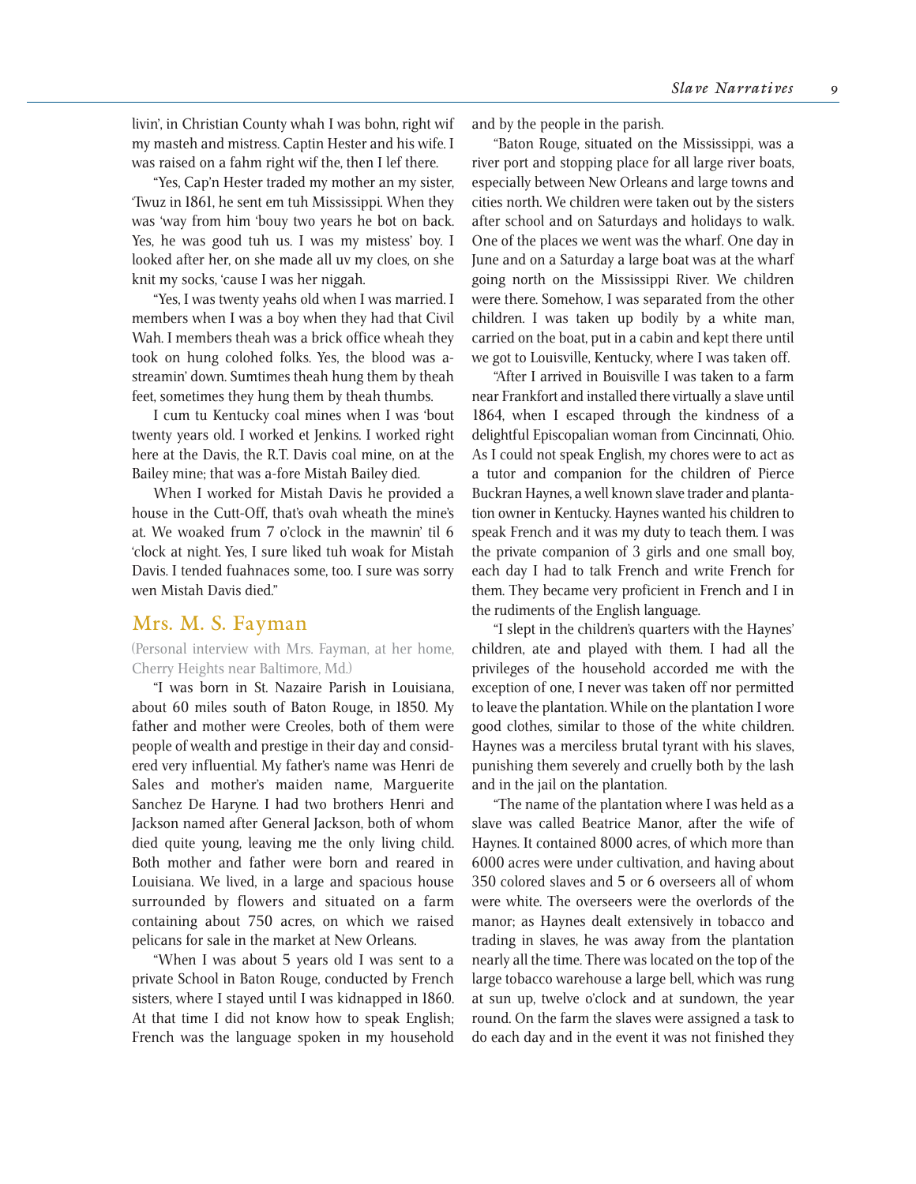livin', in Christian County whah I was bohn, right wif my masteh and mistress. Captin Hester and his wife. I was raised on a fahm right wif the, then I lef there.

"Yes, Cap'n Hester traded my mother an my sister, 'Twuz in 1861, he sent em tuh Mississippi. When they was 'way from him 'bouy two years he bot on back. Yes, he was good tuh us. I was my mistess' boy. I looked after her, on she made all uv my cloes, on she knit my socks, 'cause I was her niggah.

"Yes, I was twenty yeahs old when I was married. I members when I was a boy when they had that Civil Wah. I members theah was a brick office wheah they took on hung colohed folks. Yes, the blood was a-streamin' down. Sumtimes theah hung them by theah feet, sometimes they hung them by theah thumbs.

I cum tu Kentucky coal mines when I was 'bout twenty years old. I worked et Jenkins. I worked right here at the Davis, the R.T. Davis coal mine, on at the Bailey mine; that was a-fore Mistah Bailey died.

When I worked for Mistah Davis he provided a house in the Cutt-Off, that's ovah wheath the mine's at. We woaked frum 7 o'clock in the mawnin' til 6 'clock at night. Yes, I sure liked tuh woak for Mistah Davis. I tended fuahnaces some, too. I sure was sorry wen Mistah Davis died."

## Mrs. M. S. Fayman

(Personal interview with Mrs. Fayman, at her home, Cherry Heights near Baltimore, Md.)

"I was born in St. Nazaire Parish in Louisiana, about 60 miles south of Baton Rouge, in 1850. My father and mother were Creoles, both of them were people of wealth and prestige in their day and considered very influential. My father's name was Henri de Sales and mother's maiden name, Marguerite Sanchez De Haryne. I had two brothers Henri and Jackson named after General Jackson, both of whom died quite young, leaving me the only living child. Both mother and father were born and reared in Louisiana. We lived, in a large and spacious house surrounded by flowers and situated on a farm containing about 750 acres, on which we raised pelicans for sale in the market at New Orleans.

"When I was about 5 years old I was sent to a private School in Baton Rouge, conducted by French sisters, where I stayed until I was kidnapped in 1860. At that time I did not know how to speak English; French was the language spoken in my household and by the people in the parish.

"Baton Rouge, situated on the Mississippi, was a river port and stopping place for all large river boats, especially between New Orleans and large towns and cities north. We children were taken out by the sisters after school and on Saturdays and holidays to walk. One of the places we went was the wharf. One day in June and on a Saturday a large boat was at the wharf going north on the Mississippi River. We children were there. Somehow, I was separated from the other children. I was taken up bodily by a white man, carried on the boat, put in a cabin and kept there until we got to Louisville, Kentucky, where I was taken off.

"After I arrived in Bouisville I was taken to a farm near Frankfort and installed there virtually a slave until 1864, when I escaped through the kindness of a delightful Episcopalian woman from Cincinnati, Ohio. As I could not speak English, my chores were to act as a tutor and companion for the children of Pierce Buckran Haynes, a well known slave trader and plantation owner in Kentucky. Haynes wanted his children to speak French and it was my duty to teach them. I was the private companion of 3 girls and one small boy, each day I had to talk French and write French for them. They became very proficient in French and I in the rudiments of the English language.

"I slept in the children's quarters with the Haynes' children, ate and played with them. I had all the privileges of the household accorded me with the exception of one, I never was taken off nor permitted to leave the plantation. While on the plantation I wore good clothes, similar to those of the white children. Haynes was a merciless brutal tyrant with his slaves, punishing them severely and cruelly both by the lash and in the jail on the plantation.

"The name of the plantation where I was held as a slave was called Beatrice Manor, after the wife of Haynes. It contained 8000 acres, of which more than 6000 acres were under cultivation, and having about 350 colored slaves and 5 or 6 overseers all of whom were white. The overseers were the overlords of the manor; as Haynes dealt extensively in tobacco and trading in slaves, he was away from the plantation nearly all the time. There was located on the top of the large tobacco warehouse a large bell, which was rung at sun up, twelve o'clock and at sundown, the year round. On the farm the slaves were assigned a task to do each day and in the event it was not finished they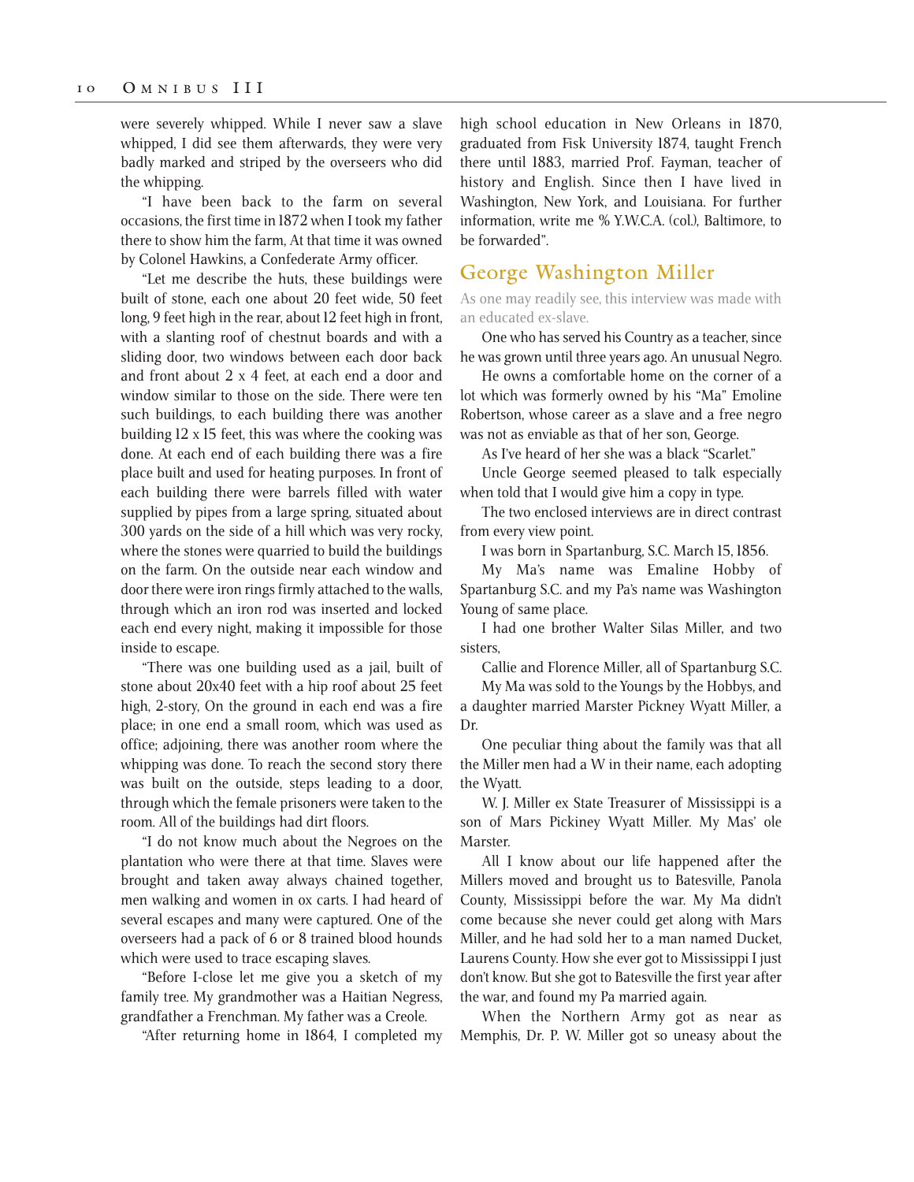were severely whipped. While I never saw a slave whipped, I did see them afterwards, they were very badly marked and striped by the overseers who did the whipping.

"I have been back to the farm on several occasions, the first time in 1872 when I took my father there to show him the farm, At that time it was owned by Colonel Hawkins, a Confederate Army officer.

"Let me describe the huts, these buildings were built of stone, each one about 20 feet wide, 50 feet long, 9 feet high in the rear, about 12 feet high in front, with a slanting roof of chestnut boards and with a sliding door, two windows between each door back and front about 2 x 4 feet, at each end a door and window similar to those on the side. There were ten such buildings, to each building there was another building 12 x 15 feet, this was where the cooking was done. At each end of each building there was a fire place built and used for heating purposes. In front of each building there were barrels filled with water supplied by pipes from a large spring, situated about 300 yards on the side of a hill which was very rocky, where the stones were quarried to build the buildings on the farm. On the outside near each window and door there were iron rings firmly attached to the walls, through which an iron rod was inserted and locked each end every night, making it impossible for those inside to escape.

"There was one building used as a jail, built of stone about 20x40 feet with a hip roof about 25 feet high, 2-story, On the ground in each end was a fire place; in one end a small room, which was used as office; adjoining, there was another room where the whipping was done. To reach the second story there was built on the outside, steps leading to a door, through which the female prisoners were taken to the room. All of the buildings had dirt floors.

"I do not know much about the Negroes on the plantation who were there at that time. Slaves were brought and taken away always chained together, men walking and women in ox carts. I had heard of several escapes and many were captured. One of the overseers had a pack of 6 or 8 trained blood hounds which were used to trace escaping slaves.

"Before I-close let me give you a sketch of my family tree. My grandmother was a Haitian Negress, grandfather a Frenchman. My father was a Creole.

"After returning home in 1864, I completed my high school education in New Orleans in 1870, graduated from Fisk University 1874, taught French there until 1883, married Prof. Fayman, teacher of history and English. Since then I have lived in Washington, New York, and Louisiana. For further information, write me % Y.W.C.A. (col.), Baltimore, to be forwarded".

## George Washington Miller

As one may readily see, this interview was made with an educated ex-slave.

One who has served his Country as a teacher, since he was grown until three years ago. An unusual Negro.

He owns a comfortable home on the corner of a lot which was formerly owned by his "Ma" Emoline Robertson, whose career as a slave and a free negro was not as enviable as that of her son, George.

As I've heard of her she was a black "Scarlet."

Uncle George seemed pleased to talk especially when told that I would give him a copy in type.

The two enclosed interviews are in direct contrast from every view point.

I was born in Spartanburg, S.C. March 15, 1856.

My Ma's name was Emaline Hobby of Spartanburg S.C. and my Pa's name was Washington Young of same place.

I had one brother Walter Silas Miller, and two sisters,

Callie and Florence Miller, all of Spartanburg S.C.

My Ma was sold to the Youngs by the Hobbys, and a daughter married Marster Pickney Wyatt Miller, a Dr.

One peculiar thing about the family was that all the Miller men had a W in their name, each adopting the Wyatt.

W. J. Miller ex State Treasurer of Mississippi is a son of Mars Pickiney Wyatt Miller. My Mas' ole Marster.

All I know about our life happened after the Millers moved and brought us to Batesville, Panola County, Mississippi before the war. My Ma didn't come because she never could get along with Mars Miller, and he had sold her to a man named Ducket, Laurens County. How she ever got to Mississippi I just don't know. But she got to Batesville the first year after the war, and found my Pa married again.

When the Northern Army got as near as Memphis, Dr. P. W. Miller got so uneasy about the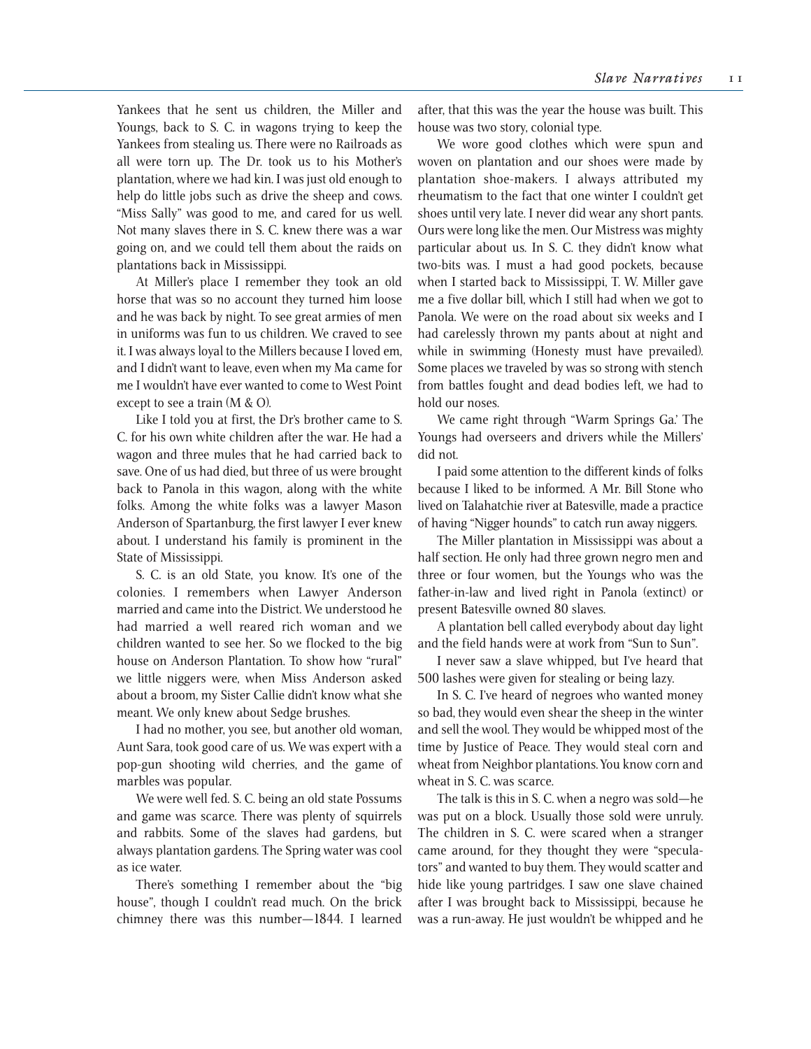Yankees that he sent us children, the Miller and Youngs, back to S. C. in wagons trying to keep the Yankees from stealing us. There were no Railroads as all were torn up. The Dr. took us to his Mother's plantation, where we had kin. I was just old enough to help do little jobs such as drive the sheep and cows. "Miss Sally" was good to me, and cared for us well. Not many slaves there in S. C. knew there was a war going on, and we could tell them about the raids on plantations back in Mississippi.

At Miller's place I remember they took an old horse that was so no account they turned him loose and he was back by night. To see great armies of men in uniforms was fun to us children. We craved to see it. I was always loyal to the Millers because I loved em, and I didn't want to leave, even when my Ma came for me I wouldn't have ever wanted to come to West Point except to see a train (M & O).

Like I told you at first, the Dr's brother came to S. C. for his own white children after the war. He had a wagon and three mules that he had carried back to save. One of us had died, but three of us were brought back to Panola in this wagon, along with the white folks. Among the white folks was a lawyer Mason Anderson of Spartanburg, the first lawyer I ever knew about. I understand his family is prominent in the State of Mississippi.

S. C. is an old State, you know. It's one of the colonies. I remembers when Lawyer Anderson married and came into the District. We understood he had married a well reared rich woman and we children wanted to see her. So we flocked to the big house on Anderson Plantation. To show how "rural" we little niggers were, when Miss Anderson asked about a broom, my Sister Callie didn't know what she meant. We only knew about Sedge brushes.

I had no mother, you see, but another old woman, Aunt Sara, took good care of us. We was expert with a pop-gun shooting wild cherries, and the game of marbles was popular.

We were well fed. S. C. being an old state Possums and game was scarce. There was plenty of squirrels and rabbits. Some of the slaves had gardens, but always plantation gardens. The Spring water was cool as ice water.

There's something I remember about the "big house", though I couldn't read much. On the brick chimney there was this number—1844. I learned after, that this was the year the house was built. This house was two story, colonial type.

We wore good clothes which were spun and woven on plantation and our shoes were made by plantation shoe-makers. I always attributed my rheumatism to the fact that one winter I couldn't get shoes until very late. I never did wear any short pants. Ours were long like the men. Our Mistress was mighty particular about us. In S. C. they didn't know what two-bits was. I must a had good pockets, because when I started back to Mississippi, T. W. Miller gave me a five dollar bill, which I still had when we got to Panola. We were on the road about six weeks and I had carelessly thrown my pants about at night and while in swimming (Honesty must have prevailed). Some places we traveled by was so strong with stench from battles fought and dead bodies left, we had to hold our noses.

We came right through "Warm Springs Ga.' The Youngs had overseers and drivers while the Millers' did not.

I paid some attention to the different kinds of folks because I liked to be informed. A Mr. Bill Stone who lived on Talahatchie river at Batesville, made a practice of having "Nigger hounds" to catch run away niggers.

The Miller plantation in Mississippi was about a half section. He only had three grown negro men and three or four women, but the Youngs who was the father-in-law and lived right in Panola (extinct) or present Batesville owned 80 slaves.

A plantation bell called everybody about day light and the field hands were at work from "Sun to Sun".

I never saw a slave whipped, but I've heard that 500 lashes were given for stealing or being lazy.

In S. C. I've heard of negroes who wanted money so bad, they would even shear the sheep in the winter and sell the wool. They would be whipped most of the time by Justice of Peace. They would steal corn and wheat from Neighbor plantations. You know corn and wheat in S. C. was scarce.

The talk is this in S. C. when a negro was sold—he was put on a block. Usually those sold were unruly. The children in S. C. were scared when a stranger came around, for they thought they were "speculators" and wanted to buy them. They would scatter and hide like young partridges. I saw one slave chained after I was brought back to Mississippi, because he was a run-away. He just wouldn't be whipped and he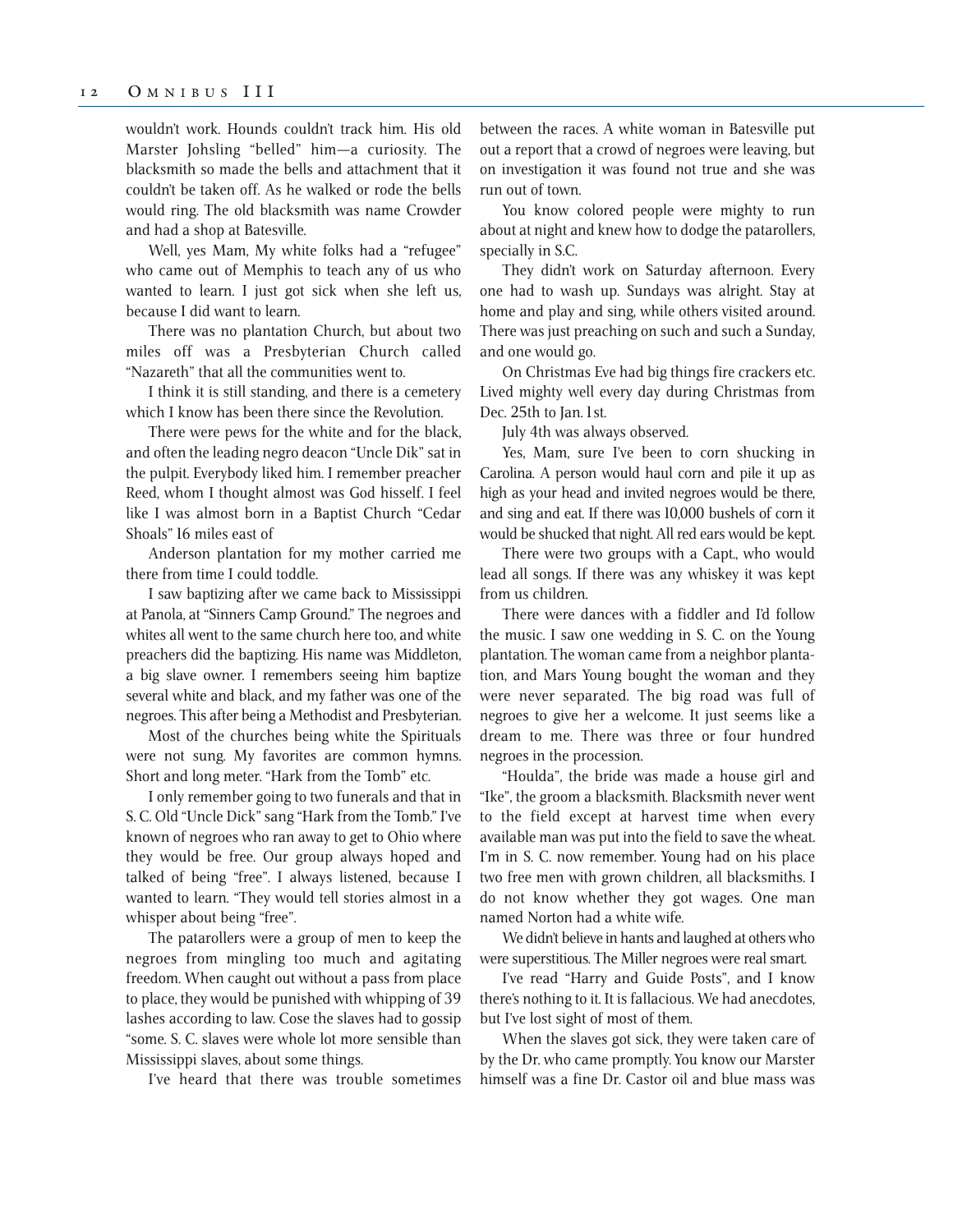wouldn't work. Hounds couldn't track him. His old Marster Johsling "belled" him—a curiosity. The blacksmith so made the bells and attachment that it couldn't be taken off. As he walked or rode the bells would ring. The old blacksmith was name Crowder and had a shop at Batesville.

Well, yes Mam, My white folks had a "refugee" who came out of Memphis to teach any of us who wanted to learn. I just got sick when she left us, because I did want to learn.

There was no plantation Church, but about two miles off was a Presbyterian Church called "Nazareth" that all the communities went to.

I think it is still standing, and there is a cemetery which I know has been there since the Revolution.

There were pews for the white and for the black, and often the leading negro deacon "Uncle Dik" sat in the pulpit. Everybody liked him. I remember preacher Reed, whom I thought almost was God hisself. I feel like I was almost born in a Baptist Church "Cedar Shoals" 16 miles east of

Anderson plantation for my mother carried me there from time I could toddle.

I saw baptizing after we came back to Mississippi at Panola, at "Sinners Camp Ground." The negroes and whites all went to the same church here too, and white preachers did the baptizing. His name was Middleton, a big slave owner. I remembers seeing him baptize several white and black, and my father was one of the negroes. This after being a Methodist and Presbyterian.

Most of the churches being white the Spirituals were not sung. My favorites are common hymns. Short and long meter. "Hark from the Tomb" etc.

I only remember going to two funerals and that in S. C. Old "Uncle Dick" sang "Hark from the Tomb." I've known of negroes who ran away to get to Ohio where they would be free. Our group always hoped and talked of being "free". I always listened, because I wanted to learn. "They would tell stories almost in a whisper about being "free".

The patarollers were a group of men to keep the negroes from mingling too much and agitating freedom. When caught out without a pass from place to place, they would be punished with whipping of 39 lashes according to law. Cose the slaves had to gossip "some. S. C. slaves were whole lot more sensible than Mississippi slaves, about some things.

I've heard that there was trouble sometimes between the races. A white woman in Batesville put out a report that a crowd of negroes were leaving, but on investigation it was found not true and she was run out of town.

You know colored people were mighty to run about at night and knew how to dodge the patarollers, specially in S.C.

They didn't work on Saturday afternoon. Every one had to wash up. Sundays was alright. Stay at home and play and sing, while others visited around. There was just preaching on such and such a Sunday, and one would go.

On Christmas Eve had big things fire crackers etc. Lived mighty well every day during Christmas from Dec. 25th to Jan. 1st.

July 4th was always observed.

Yes, Mam, sure I've been to corn shucking in Carolina. A person would haul corn and pile it up as high as your head and invited negroes would be there, and sing and eat. If there was 10,000 bushels of corn it would be shucked that night. All red ears would be kept.

There were two groups with a Capt., who would lead all songs. If there was any whiskey it was kept from us children.

There were dances with a fiddler and I'd follow the music. I saw one wedding in S. C. on the Young plantation. The woman came from a neighbor plantation, and Mars Young bought the woman and they were never separated. The big road was full of negroes to give her a welcome. It just seems like a dream to me. There was three or four hundred negroes in the procession.

"Houlda", the bride was made a house girl and "Ike", the groom a blacksmith. Blacksmith never went to the field except at harvest time when every available man was put into the field to save the wheat. I'm in S. C. now remember. Young had on his place two free men with grown children, all blacksmiths. I do not know whether they got wages. One man named Norton had a white wife.

We didn't believe in hants and laughed at others who were superstitious. The Miller negroes were real smart.

I've read "Harry and Guide Posts", and I know there's nothing to it. It is fallacious. We had anecdotes, but I've lost sight of most of them.

When the slaves got sick, they were taken care of by the Dr. who came promptly. You know our Marster himself was a fine Dr. Castor oil and blue mass was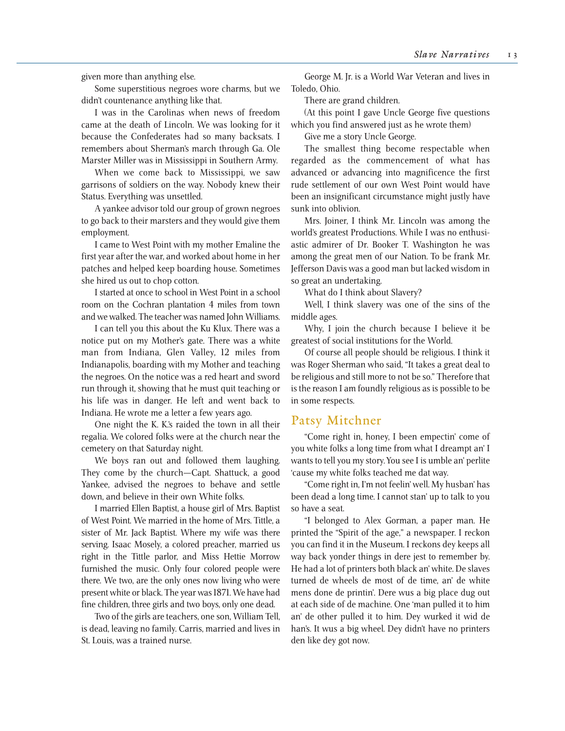given more than anything else.

Some superstitious negroes wore charms, but we didn't countenance anything like that.

I was in the Carolinas when news of freedom came at the death of Lincoln. We was looking for it because the Confederates had so many backsats. I remembers about Sherman's march through Ga. Ole Marster Miller was in Mississippi in Southern Army.

When we come back to Mississippi, we saw garrisons of soldiers on the way. Nobody knew their Status. Everything was unsettled.

A yankee advisor told our group of grown negroes to go back to their marsters and they would give them employment.

I came to West Point with my mother Emaline the first year after the war, and worked about home in her patches and helped keep boarding house. Sometimes she hired us out to chop cotton.

I started at once to school in West Point in a school room on the Cochran plantation 4 miles from town and we walked. The teacher was named John Williams.

I can tell you this about the Ku Klux. There was a notice put on my Mother's gate. There was a white man from Indiana, Glen Valley, 12 miles from Indianapolis, boarding with my Mother and teaching the negroes. On the notice was a red heart and sword run through it, showing that he must quit teaching or his life was in danger. He left and went back to Indiana. He wrote me a letter a few years ago.

One night the K. K.'s raided the town in all their regalia. We colored folks were at the church near the cemetery on that Saturday night.

We boys ran out and followed them laughing. They come by the church—Capt. Shattuck, a good Yankee, advised the negroes to behave and settle down, and believe in their own White folks.

I married Ellen Baptist, a house girl of Mrs. Baptist of West Point. We married in the home of Mrs. Tittle, a sister of Mr. Jack Baptist. Where my wife was there serving. Isaac Mosely, a colored preacher, married us right in the Tittle parlor, and Miss Hettie Morrow furnished the music. Only four colored people were there. We two, are the only ones now living who were present white or black. The year was 1871. We have had fine children, three girls and two boys, only one dead.

Two of the girls are teachers, one son, William Tell, is dead, leaving no family. Carris, married and lives in St. Louis, was a trained nurse.

George M. Jr. is a World War Veteran and lives in Toledo, Ohio.

There are grand children.

(At this point I gave Uncle George five questions which you find answered just as he wrote them)

Give me a story Uncle George.

The smallest thing become respectable when regarded as the commencement of what has advanced or advancing into magnificence the first rude settlement of our own West Point would have been an insignificant circumstance might justly have sunk into oblivion.

Mrs. Joiner, I think Mr. Lincoln was among the world's greatest Productions. While I was no enthusiastic admirer of Dr. Booker T. Washington he was among the great men of our Nation. To be frank Mr. Jefferson Davis was a good man but lacked wisdom in so great an undertaking.

What do I think about Slavery?

Well, I think slavery was one of the sins of the middle ages.

Why, I join the church because I believe it be greatest of social institutions for the World.

Of course all people should be religious. I think it was Roger Sherman who said, "It takes a great deal to be religious and still more to not be so." Therefore that is the reason I am foundly religious as is possible to be in some respects.

## Patsy Mitchner

"Come right in, honey, I been empectin' come of you white folks a long time from what I dreampt an' I wants to tell you my story. You see I is umble an' perlite 'cause my white folks teached me dat way.

"Come right in, I'm not feelin' well. My husban' has been dead a long time. I cannot stan' up to talk to you so have a seat.

"I belonged to Alex Gorman, a paper man. He printed the "Spirit of the age," a newspaper. I reckon you can find it in the Museum. I reckons dey keeps all way back yonder things in dere jest to remember by. He had a lot of printers both black an' white. De slaves turned de wheels de most of de time, an' de white mens done de printin'. Dere wus a big place dug out at each side of de machine. One 'man pulled it to him an' de other pulled it to him. Dey wurked it wid de han's. It wus a big wheel. Dey didn't have no printers den like dey got now.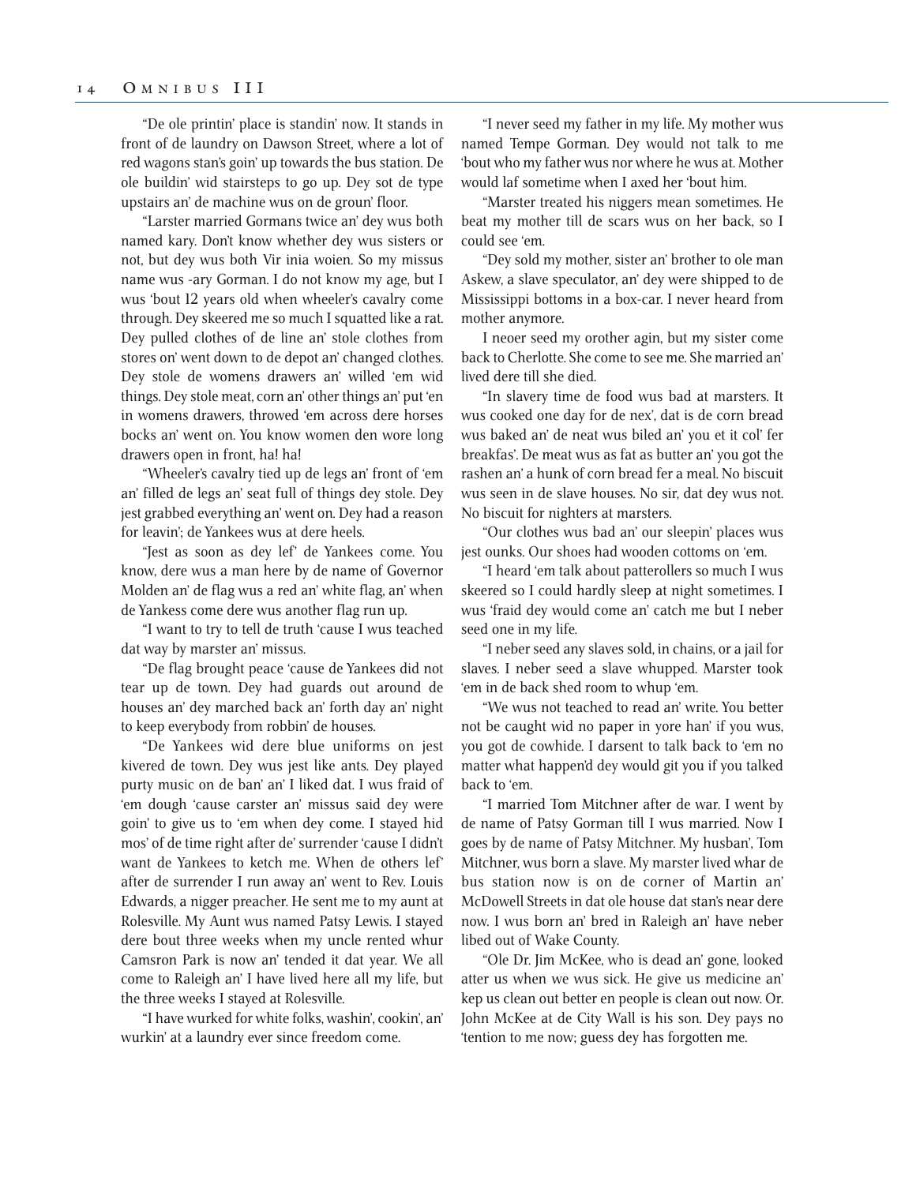"De ole printin' place is standin' now. It stands in front of de laundry on Dawson Street, where a lot of red wagons stan's goin' up towards the bus station. De ole buildin' wid stairsteps to go up. Dey sot de type upstairs an' de machine wus on de groun' floor.

"Larster married Gormans twice an' dey wus both named kary. Don't know whether dey wus sisters or not, but dey wus both Vir inia woien. So my missus name wus -ary Gorman. I do not know my age, but I wus 'bout 12 years old when wheeler's cavalry come through. Dey skeered me so much I squatted like a rat. Dey pulled clothes of de line an' stole clothes from stores on' went down to de depot an' changed clothes. Dey stole de womens drawers an' willed 'em wid things. Dey stole meat, corn an' other things an' put 'en in womens drawers, throwed 'em across dere horses bocks an' went on. You know women den wore long drawers open in front, ha! ha!

"Wheeler's cavalry tied up de legs an' front of 'em an' filled de legs an' seat full of things dey stole. Dey jest grabbed everything an' went on. Dey had a reason for leavin'; de Yankees wus at dere heels.

"Jest as soon as dey lef' de Yankees come. You know, dere wus a man here by de name of Governor Molden an' de flag wus a red an' white flag, an' when de Yankess come dere wus another flag run up.

"I want to try to tell de truth 'cause I wus teached dat way by marster an' missus.

"De flag brought peace 'cause de Yankees did not tear up de town. Dey had guards out around de houses an' dey marched back an' forth day an' night to keep everybody from robbin' de houses.

"De Yankees wid dere blue uniforms on jest kivered de town. Dey wus jest like ants. Dey played purty music on de ban' an' I liked dat. I wus fraid of 'em dough 'cause carster an' missus said dey were goin' to give us to 'em when dey come. I stayed hid mos' of de time right after de' surrender 'cause I didn't want de Yankees to ketch me. When de others lef' after de surrender I run away an' went to Rev. Louis Edwards, a nigger preacher. He sent me to my aunt at Rolesville. My Aunt wus named Patsy Lewis. I stayed dere bout three weeks when my uncle rented whur Camsron Park is now an' tended it dat year. We all come to Raleigh an' I have lived here all my life, but the three weeks I stayed at Rolesville.

"I have wurked for white folks, washin', cookin', an' wurkin' at a laundry ever since freedom come.

"I never seed my father in my life. My mother wus named Tempe Gorman. Dey would not talk to me 'bout who my father wus nor where he wus at. Mother would laf sometime when I axed her 'bout him.

"Marster treated his niggers mean sometimes. He beat my mother till de scars wus on her back, so I could see 'em.

"Dey sold my mother, sister an' brother to ole man Askew, a slave speculator, an' dey were shipped to de Mississippi bottoms in a box-car. I never heard from mother anymore.

I neoer seed my orother agin, but my sister come back to Cherlotte. She come to see me. She married an' lived dere till she died.

"In slavery time de food wus bad at marsters. It wus cooked one day for de nex', dat is de corn bread wus baked an' de neat wus biled an' you et it col' fer breakfas'. De meat wus as fat as butter an' you got the rashen an' a hunk of corn bread fer a meal. No biscuit wus seen in de slave houses. No sir, dat dey wus not. No biscuit for nighters at marsters.

"Our clothes wus bad an' our sleepin' places wus jest ounks. Our shoes had wooden cottoms on 'em.

"I heard 'em talk about patterollers so much I wus skeered so I could hardly sleep at night sometimes. I wus 'fraid dey would come an' catch me but I neber seed one in my life.

"I neber seed any slaves sold, in chains, or a jail for slaves. I neber seed a slave whupped. Marster took 'em in de back shed room to whup 'em.

"We wus not teached to read an' write. You better not be caught wid no paper in yore han' if you wus, you got de cowhide. I darsent to talk back to 'em no matter what happen'd dey would git you if you talked back to 'em.

"I married Tom Mitchner after de war. I went by de name of Patsy Gorman till I wus married. Now I goes by de name of Patsy Mitchner. My husban', Tom Mitchner, wus born a slave. My marster lived whar de bus station now is on de corner of Martin an' McDowell Streets in dat ole house dat stan's near dere now. I wus born an' bred in Raleigh an' have neber libed out of Wake County.

"Ole Dr. Jim McKee, who is dead an' gone, looked atter us when we wus sick. He give us medicine an' kep us clean out better en people is clean out now. Or. John McKee at de City Wall is his son. Dey pays no 'tention to me now; guess dey has forgotten me.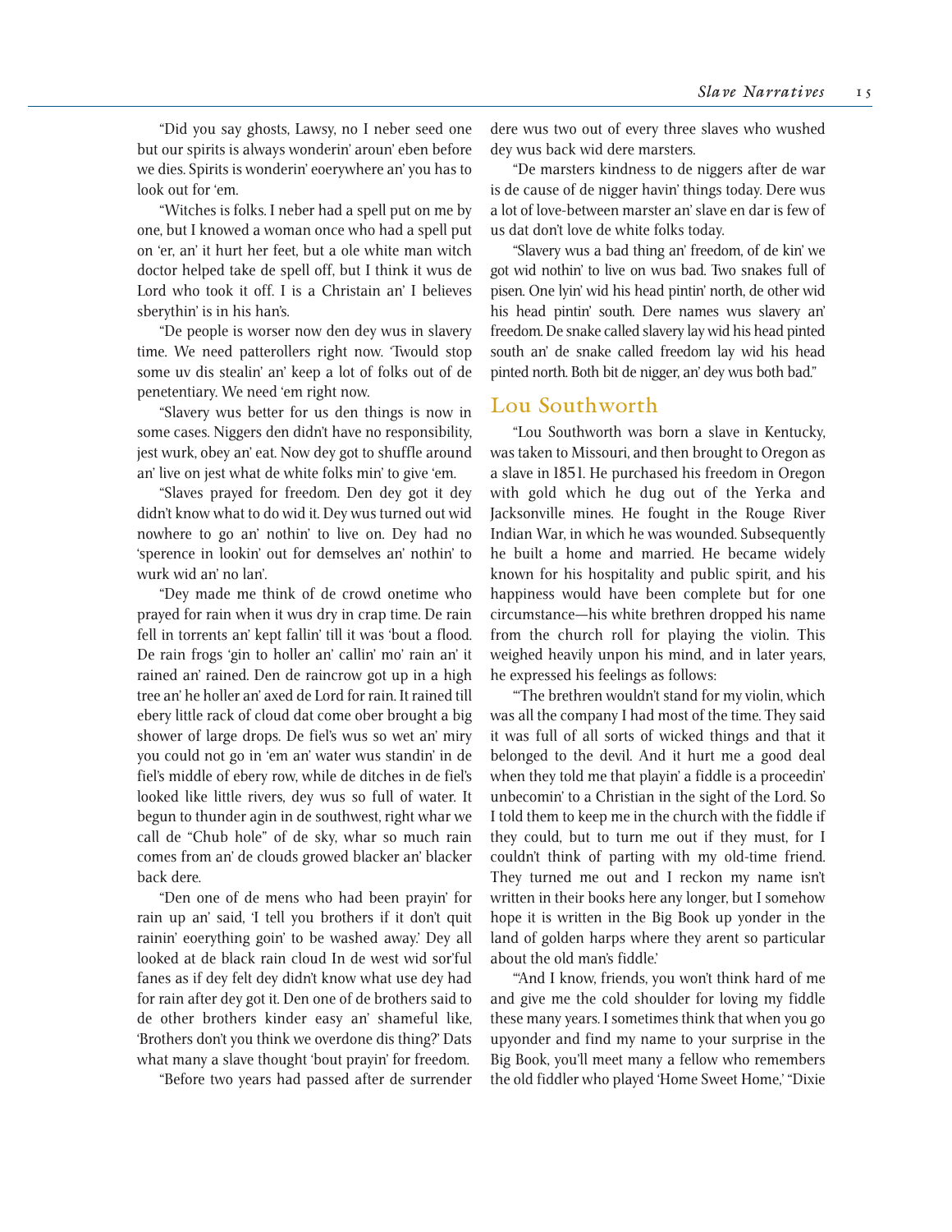"Did you say ghosts, Lawsy, no I neber seed one but our spirits is always wonderin' aroun' eben before we dies. Spirits is wonderin' eoerywhere an' you has to look out for 'em.

"Witches is folks. I neber had a spell put on me by one, but I knowed a woman once who had a spell put on 'er, an' it hurt her feet, but a ole white man witch doctor helped take de spell off, but I think it wus de Lord who took it off. I is a Christain an' I believes sberythin' is in his han's.

"De people is worser now den dey wus in slavery time. We need patterollers right now. 'Twould stop some uv dis stealin' an' keep a lot of folks out of de penetentiary. We need 'em right now.

"Slavery wus better for us den things is now in some cases. Niggers den didn't have no responsibility, jest wurk, obey an' eat. Now dey got to shuffle around an' live on jest what de white folks min' to give 'em.

"Slaves prayed for freedom. Den dey got it dey didn't know what to do wid it. Dey wus turned out wid nowhere to go an' nothin' to live on. Dey had no 'sperence in lookin' out for demselves an' nothin' to wurk wid an' no lan'.

"Dey made me think of de crowd onetime who prayed for rain when it wus dry in crap time. De rain fell in torrents an' kept fallin' till it was 'bout a flood. De rain frogs 'gin to holler an' callin' mo' rain an' it rained an' rained. Den de raincrow got up in a high tree an' he holler an' axed de Lord for rain. It rained till ebery little rack of cloud dat come ober brought a big shower of large drops. De fiel's wus so wet an' miry you could not go in 'em an' water wus standin' in de fiel's middle of ebery row, while de ditches in de fiel's looked like little rivers, dey wus so full of water. It begun to thunder agin in de southwest, right whar we call de "Chub hole" of de sky, whar so much rain comes from an' de clouds growed blacker an' blacker back dere.

"Den one of de mens who had been prayin' for rain up an' said, 'I tell you brothers if it don't quit rainin' eoerything goin' to be washed away.' Dey all looked at de black rain cloud In de west wid sor'ful fanes as if dey felt dey didn't know what use dey had for rain after dey got it. Den one of de brothers said to de other brothers kinder easy an' shameful like, 'Brothers don't you think we overdone dis thing?' Dats what many a slave thought 'bout prayin' for freedom.

"Before two years had passed after de surrender dere wus two out of every three slaves who wushed dey wus back wid dere marsters.

"De marsters kindness to de niggers after de war is de cause of de nigger havin' things today. Dere wus a lot of love-between marster an' slave en dar is few of us dat don't love de white folks today.

"Slavery wus a bad thing an' freedom, of de kin' we got wid nothin' to live on wus bad. Two snakes full of pisen. One lyin' wid his head pintin' north, de other wid his head pintin' south. Dere names wus slavery an' freedom. De snake called slavery lay wid his head pinted south an' de snake called freedom lay wid his head pinted north. Both bit de nigger, an' dey wus both bad."

## Lou Southworth

"Lou Southworth was born a slave in Kentucky, was taken to Missouri, and then brought to Oregon as a slave in 1851. He purchased his freedom in Oregon with gold which he dug out of the Yerka and Jacksonville mines. He fought in the Rouge River Indian War, in which he was wounded. Subsequently he built a home and married. He became widely known for his hospitality and public spirit, and his happiness would have been complete but for one circumstance—his white brethren dropped his name from the church roll for playing the violin. This weighed heavily unpon his mind, and in later years, he expressed his feelings as follows:

"'The brethren wouldn't stand for my violin, which was all the company I had most of the time. They said it was full of all sorts of wicked things and that it belonged to the devil. And it hurt me a good deal when they told me that playin' a fiddle is a proceedin' unbecomin' to a Christian in the sight of the Lord. So I told them to keep me in the church with the fiddle if they could, but to turn me out if they must, for I couldn't think of parting with my old-time friend. They turned me out and I reckon my name isn't written in their books here any longer, but I somehow hope it is written in the Big Book up yonder in the land of golden harps where they arent so particular about the old man's fiddle.'

"'And I know, friends, you won't think hard of me and give me the cold shoulder for loving my fiddle these many years. I sometimes think that when you go upyonder and find my name to your surprise in the Big Book, you'll meet many a fellow who remembers the old fiddler who played 'Home Sweet Home,' "Dixie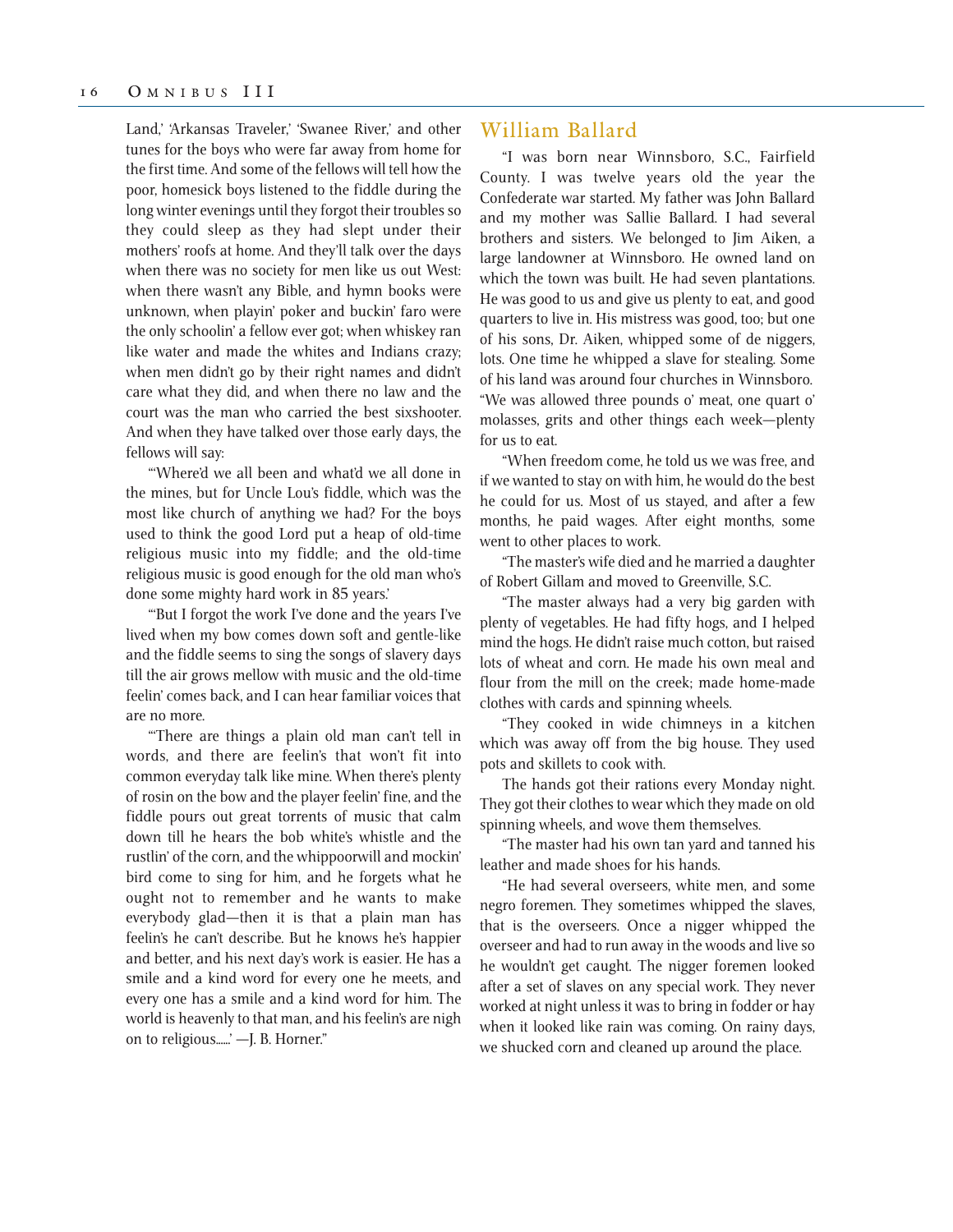Land,' 'Arkansas Traveler,' 'Swanee River,' and other tunes for the boys who were far away from home for the first time. And some of the fellows will tell how the poor, homesick boys listened to the fiddle during the long winter evenings until they forgot their troubles so they could sleep as they had slept under their mothers' roofs at home. And they'll talk over the days when there was no society for men like us out West: when there wasn't any Bible, and hymn books were unknown, when playin' poker and buckin' faro were the only schoolin' a fellow ever got; when whiskey ran like water and made the whites and Indians crazy; when men didn't go by their right names and didn't care what they did, and when there no law and the court was the man who carried the best sixshooter. And when they have talked over those early days, the fellows will say:

"'Where'd we all been and what'd we all done in the mines, but for Uncle Lou's fiddle, which was the most like church of anything we had? For the boys used to think the good Lord put a heap of old-time religious music into my fiddle; and the old-time religious music is good enough for the old man who's done some mighty hard work in 85 years.'

"'But I forgot the work I've done and the years I've lived when my bow comes down soft and gentle-like and the fiddle seems to sing the songs of slavery days till the air grows mellow with music and the old-time feelin' comes back, and I can hear familiar voices that are no more.

"'There are things a plain old man can't tell in words, and there are feelin's that won't fit into common everyday talk like mine. When there's plenty of rosin on the bow and the player feelin' fine, and the fiddle pours out great torrents of music that calm down till he hears the bob white's whistle and the rustlin' of the corn, and the whippoorwill and mockin' bird come to sing for him, and he forgets what he ought not to remember and he wants to make everybody glad—then it is that a plain man has feelin's he can't describe. But he knows he's happier and better, and his next day's work is easier. He has a smile and a kind word for every one he meets, and every one has a smile and a kind word for him. The world is heavenly to that man, and his feelin's are nigh on to religious......' —J. B. Horner."

## William Ballard

"I was born near Winnsboro, S.C., Fairfield County. I was twelve years old the year the Confederate war started. My father was John Ballard and my mother was Sallie Ballard. I had several brothers and sisters. We belonged to Jim Aiken, a large landowner at Winnsboro. He owned land on which the town was built. He had seven plantations. He was good to us and give us plenty to eat, and good quarters to live in. His mistress was good, too; but one of his sons, Dr. Aiken, whipped some of de niggers, lots. One time he whipped a slave for stealing. Some of his land was around four churches in Winnsboro. "We was allowed three pounds o' meat, one quart o' molasses, grits and other things each week—plenty for us to eat.

"When freedom come, he told us we was free, and if we wanted to stay on with him, he would do the best he could for us. Most of us stayed, and after a few months, he paid wages. After eight months, some went to other places to work.

"The master's wife died and he married a daughter of Robert Gillam and moved to Greenville, S.C.

"The master always had a very big garden with plenty of vegetables. He had fifty hogs, and I helped mind the hogs. He didn't raise much cotton, but raised lots of wheat and corn. He made his own meal and flour from the mill on the creek; made home-made clothes with cards and spinning wheels.

"They cooked in wide chimneys in a kitchen which was away off from the big house. They used pots and skillets to cook with.

The hands got their rations every Monday night. They got their clothes to wear which they made on old spinning wheels, and wove them themselves.

"The master had his own tan yard and tanned his leather and made shoes for his hands.

"He had several overseers, white men, and some negro foremen. They sometimes whipped the slaves, that is the overseers. Once a nigger whipped the overseer and had to run away in the woods and live so he wouldn't get caught. The nigger foremen looked after a set of slaves on any special work. They never worked at night unless it was to bring in fodder or hay when it looked like rain was coming. On rainy days, we shucked corn and cleaned up around the place.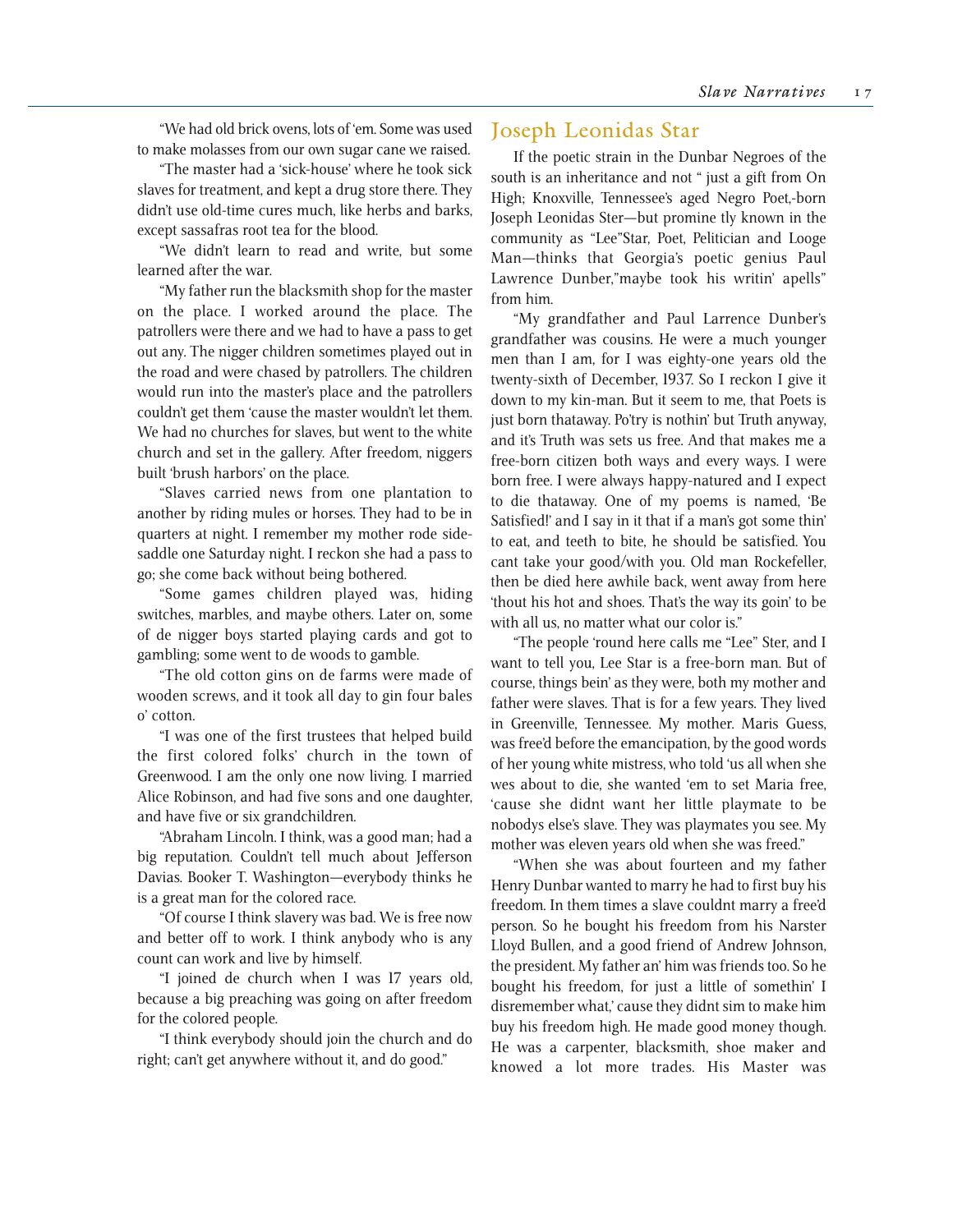"We had old brick ovens, lots of 'em. Some was used to make molasses from our own sugar cane we raised.

"The master had a 'sick-house' where he took sick slaves for treatment, and kept a drug store there. They didn't use old-time cures much, like herbs and barks, except sassafras root tea for the blood.

"We didn't learn to read and write, but some learned after the war.

"My father run the blacksmith shop for the master on the place. I worked around the place. The patrollers were there and we had to have a pass to get out any. The nigger children sometimes played out in the road and were chased by patrollers. The children would run into the master's place and the patrollers couldn't get them 'cause the master wouldn't let them. We had no churches for slaves, but went to the white church and set in the gallery. After freedom, niggers built 'brush harbors' on the place.

"Slaves carried news from one plantation to another by riding mules or horses. They had to be in quarters at night. I remember my mother rode side-saddle one Saturday night. I reckon she had a pass to go; she come back without being bothered.

"Some games children played was, hiding switches, marbles, and maybe others. Later on, some of de nigger boys started playing cards and got to gambling; some went to de woods to gamble.

"The old cotton gins on de farms were made of wooden screws, and it took all day to gin four bales o' cotton.

"I was one of the first trustees that helped build the first colored folks' church in the town of Greenwood. I am the only one now living. I married Alice Robinson, and had five sons and one daughter, and have five or six grandchildren.

"Abraham Lincoln. I think, was a good man; had a big reputation. Couldn't tell much about Jefferson Davias. Booker T. Washington—everybody thinks he is a great man for the colored race.

"Of course I think slavery was bad. We is free now and better off to work. I think anybody who is any count can work and live by himself.

"I joined de church when I was 17 years old, because a big preaching was going on after freedom for the colored people.

"I think everybody should join the church and do right; can't get anywhere without it, and do good."

## Joseph Leonidas Star

If the poetic strain in the Dunbar Negroes of the south is an inheritance and not " just a gift from On High; Knoxville, Tennessee's aged Negro Poet,-born Joseph Leonidas Ster—but promine tly known in the community as "Lee"Star, Poet, Pelitician and Looge Man—thinks that Georgia's poetic genius Paul Lawrence Dunber,"maybe took his writin' apells" from him.

"My grandfather and Paul Larrence Dunber's grandfather was cousins. He were a much younger men than I am, for I was eighty-one years old the twenty-sixth of December, 1937. So I reckon I give it down to my kin-man. But it seem to me, that Poets is just born thataway. Po'try is nothin' but Truth anyway, and it's Truth was sets us free. And that makes me a free-born citizen both ways and every ways. I were born free. I were always happy-natured and I expect to die thataway. One of my poems is named, 'Be Satisfied!' and I say in it that if a man's got some thin' to eat, and teeth to bite, he should be satisfied. You cant take your good/with you. Old man Rockefeller, then be died here awhile back, went away from here 'thout his hot and shoes. That's the way its goin' to be with all us, no matter what our color is."

"The people 'round here calls me "Lee" Ster, and I want to tell you, Lee Star is a free-born man. But of course, things bein' as they were, both my mother and father were slaves. That is for a few years. They lived in Greenville, Tennessee. My mother. Maris Guess, was free'd before the emancipation, by the good words of her young white mistress, who told 'us all when she wes about to die, she wanted 'em to set Maria free, 'cause she didnt want her little playmate to be nobodys else's slave. They was playmates you see. My mother was eleven years old when she was freed."

"When she was about fourteen and my father Henry Dunbar wanted to marry he had to first buy his freedom. In them times a slave couldnt marry a free'd person. So he bought his freedom from his Narster Lloyd Bullen, and a good friend of Andrew Johnson, the president. My father an' him was friends too. So he bought his freedom, for just a little of somethin' I disremember what,' cause they didnt sim to make him buy his freedom high. He made good money though. He was a carpenter, blacksmith, shoe maker and knowed a lot more trades. His Master was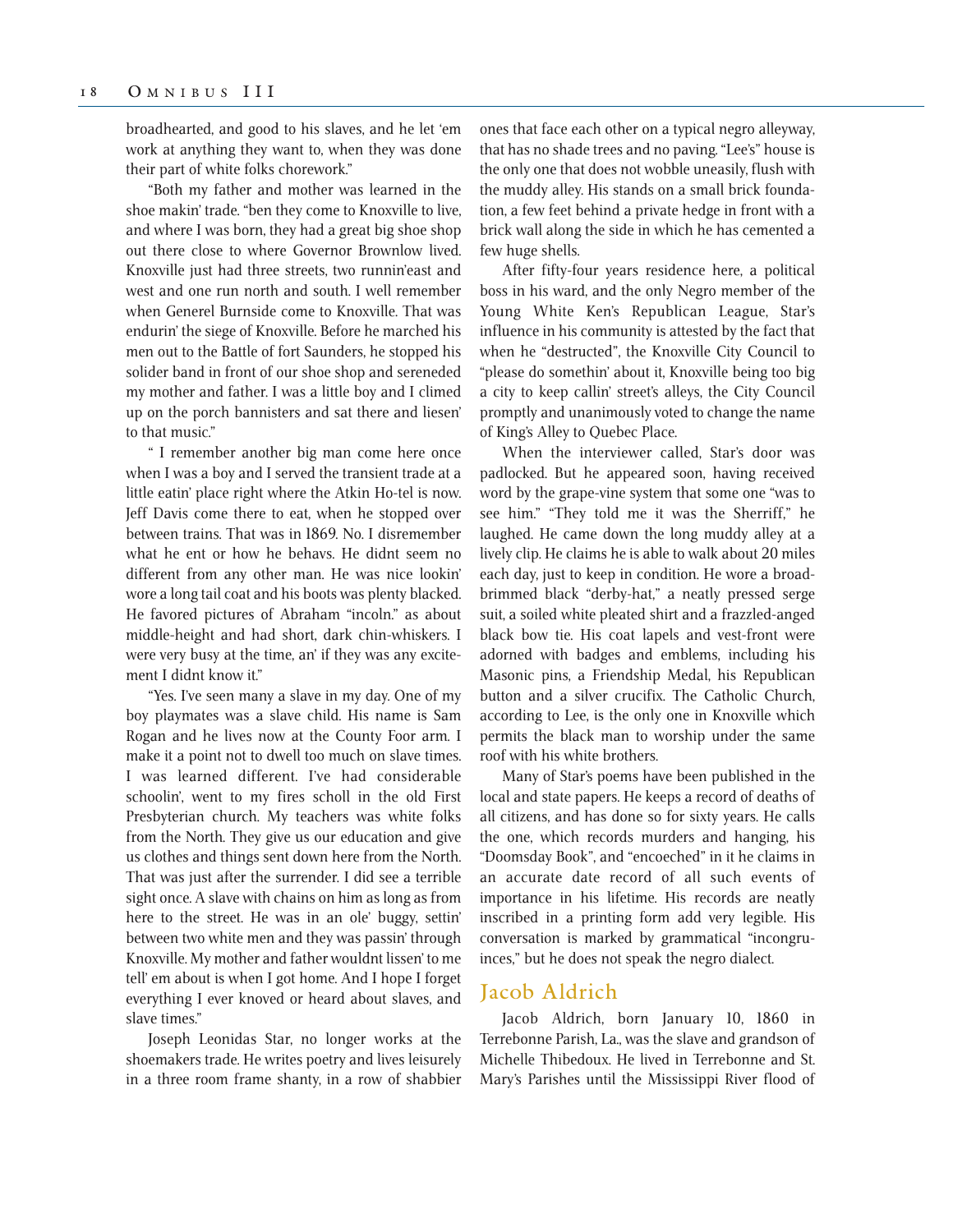broadhearted, and good to his slaves, and he let 'em work at anything they want to, when they was done their part of white folks chorework."

"Both my father and mother was learned in the shoe makin' trade. "ben they come to Knoxville to live, and where I was born, they had a great big shoe shop out there close to where Governor Brownlow lived. Knoxville just had three streets, two runnin'east and west and one run north and south. I well remember when Generel Burnside come to Knoxville. That was endurin' the siege of Knoxville. Before he marched his men out to the Battle of fort Saunders, he stopped his solider band in front of our shoe shop and sereneded my mother and father. I was a little boy and I climed up on the porch bannisters and sat there and liesen' to that music."

" I remember another big man come here once when I was a boy and I served the transient trade at a little eatin' place right where the Atkin Ho-tel is now. Jeff Davis come there to eat, when he stopped over between trains. That was in 1869. No. I disremember what he ent or how he behavs. He didnt seem no different from any other man. He was nice lookin' wore a long tail coat and his boots was plenty blacked. He favored pictures of Abraham "incoln." as about middle-height and had short, dark chin-whiskers. I were very busy at the time, an' if they was any excitement I didnt know it."

"Yes. I've seen many a slave in my day. One of my boy playmates was a slave child. His name is Sam Rogan and he lives now at the County Foor arm. I make it a point not to dwell too much on slave times. I was learned different. I've had considerable schoolin', went to my fires scholl in the old First Presbyterian church. My teachers was white folks from the North. They give us our education and give us clothes and things sent down here from the North. That was just after the surrender. I did see a terrible sight once. A slave with chains on him as long as from here to the street. He was in an ole' buggy, settin' between two white men and they was passin' through Knoxville. My mother and father wouldnt lissen' to me tell' em about is when I got home. And I hope I forget everything I ever knoved or heard about slaves, and slave times."

Joseph Leonidas Star, no longer works at the shoemakers trade. He writes poetry and lives leisurely in a three room frame shanty, in a row of shabbier ones that face each other on a typical negro alleyway, that has no shade trees and no paving. "Lee's" house is the only one that does not wobble uneasily, flush with the muddy alley. His stands on a small brick foundation, a few feet behind a private hedge in front with a brick wall along the side in which he has cemented a few huge shells.

After fifty-four years residence here, a political boss in his ward, and the only Negro member of the Young White Ken's Republican League, Star's influence in his community is attested by the fact that when he "destructed", the Knoxville City Council to "please do somethin' about it, Knoxville being too big a city to keep callin' street's alleys, the City Council promptly and unanimously voted to change the name of King's Alley to Quebec Place.

When the interviewer called, Star's door was padlocked. But he appeared soon, having received word by the grape-vine system that some one "was to see him." "They told me it was the Sherriff," he laughed. He came down the long muddy alley at a lively clip. He claims he is able to walk about 20 miles each day, just to keep in condition. He wore a broad-brimmed black "derby-hat," a neatly pressed serge suit, a soiled white pleated shirt and a frazzled-anged black bow tie. His coat lapels and vest-front were adorned with badges and emblems, including his Masonic pins, a Friendship Medal, his Republican button and a silver crucifix. The Catholic Church, according to Lee, is the only one in Knoxville which permits the black man to worship under the same roof with his white brothers.

Many of Star's poems have been published in the local and state papers. He keeps a record of deaths of all citizens, and has done so for sixty years. He calls the one, which records murders and hanging, his "Doomsday Book", and "encoeched" in it he claims in an accurate date record of all such events of importance in his lifetime. His records are neatly inscribed in a printing form add very legible. His conversation is marked by grammatical "incongruinces," but he does not speak the negro dialect.

## Jacob Aldrich

Jacob Aldrich, born January 10, 1860 in Terrebonne Parish, La., was the slave and grandson of Michelle Thibedoux. He lived in Terrebonne and St. Mary's Parishes until the Mississippi River flood of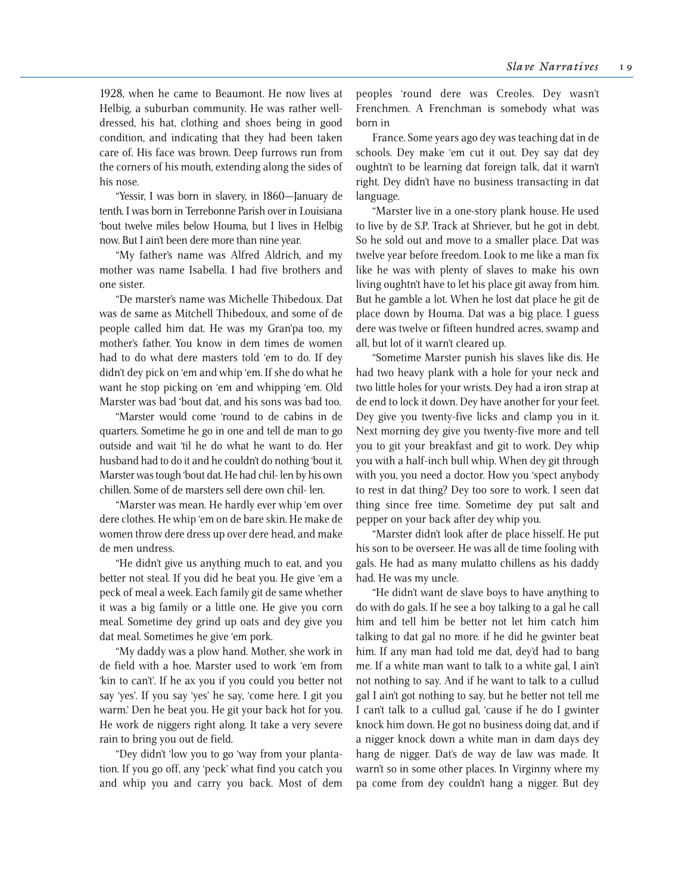1928, when he came to Beaumont. He now lives at Helbig, a suburban community. He was rather well-dressed, his hat, clothing and shoes being in good condition, and indicating that they had been taken care of. His face was brown. Deep furrows run from the corners of his mouth, extending along the sides of his nose.

"Yessir, I was born in slavery, in 1860—January de tenth. I was born in Terrebonne Parish over in Louisiana 'bout twelve miles below Houma, but I lives in Helbig now. But I ain't been dere more than nine year.

"My father's name was Alfred Aldrich, and my mother was name Isabella. I had five brothers and one sister.

"De marster's name was Michelle Thibedoux. Dat was de same as Mitchell Thibedoux, and some of de people called him dat. He was my Gran'pa too, my mother's father. You know in dem times de women had to do what dere masters told 'em to do. If dey didn't dey pick on 'em and whip 'em. If she do what he want he stop picking on 'em and whipping 'em. Old Marster was bad 'bout dat, and his sons was bad too.

"Marster would come 'round to de cabins in de quarters. Sometime he go in one and tell de man to go outside and wait 'til he do what he want to do. Her husband had to do it and he couldn't do nothing 'bout it. Marster was tough 'bout dat. He had chil- len by his own chillen. Some of de marsters sell dere own chil- len.

"Marster was mean. He hardly ever whip 'em over dere clothes. He whip 'em on de bare skin. He make de women throw dere dress up over dere head, and make de men undress.

"He didn't give us anything much to eat, and you better not steal. If you did he beat you. He give 'em a peck of meal a week. Each family git de same whether it was a big family or a little one. He give you corn meal. Sometime dey grind up oats and dey give you dat meal. Sometimes he give 'em pork.

"My daddy was a plow hand. Mother, she work in de field with a hoe. Marster used to work 'em from 'kin to can't'. If he ax you if you could you better not say 'yes'. If you say 'yes' he say, 'come here. I git you warm.' Den he beat you. He git your back hot for you. He work de niggers right along. It take a very severe rain to bring you out de field.

"Dey didn't 'low you to go 'way from your plantation. If you go off, any 'peck' what find you catch you and whip you and carry you back. Most of dem peoples 'round dere was Creoles. Dey wasn't Frenchmen. A Frenchman is somebody what was born in

France. Some years ago dey was teaching dat in de schools. Dey make 'em cut it out. Dey say dat dey oughtn't to be learning dat foreign talk, dat it warn't right. Dey didn't have no business transacting in dat language.

"Marster live in a one-story plank house. He used to live by de S.P. Track at Shriever, but he got in debt. So he sold out and move to a smaller place. Dat was twelve year before freedom. Look to me like a man fix like he was with plenty of slaves to make his own living oughtn't have to let his place git away from him. But he gamble a lot. When he lost dat place he git de place down by Houma. Dat was a big place. I guess dere was twelve or fifteen hundred acres, swamp and all, but lot of it warn't cleared up.

"Sometime Marster punish his slaves like dis. He had two heavy plank with a hole for your neck and two little holes for your wrists. Dey had a iron strap at de end to lock it down. Dey have another for your feet. Dey give you twenty-five licks and clamp you in it. Next morning dey give you twenty-five more and tell you to git your breakfast and git to work. Dey whip you with a half-inch bull whip. When dey git through with you, you need a doctor. How you 'spect anybody to rest in dat thing? Dey too sore to work. I seen dat thing since free time. Sometime dey put salt and pepper on your back after dey whip you.

"Marster didn't look after de place hisself. He put his son to be overseer. He was all de time fooling with gals. He had as many mulatto chillens as his daddy had. He was my uncle.

"He didn't want de slave boys to have anything to do with do gals. If he see a boy talking to a gal he call him and tell him be better not let him catch him talking to dat gal no more. if he did he gwinter beat him. If any man had told me dat, dey'd had to bang me. If a white man want to talk to a white gal, I ain't not nothing to say. And if he want to talk to a cullud gal I ain't got nothing to say, but he better not tell me I can't talk to a cullud gal, 'cause if he do I gwinter knock him down. He got no business doing dat, and if a nigger knock down a white man in dam days dey hang de nigger. Dat's de way de law was made. It warn't so in some other places. In Virginny where my pa come from dey couldn't hang a nigger. But dey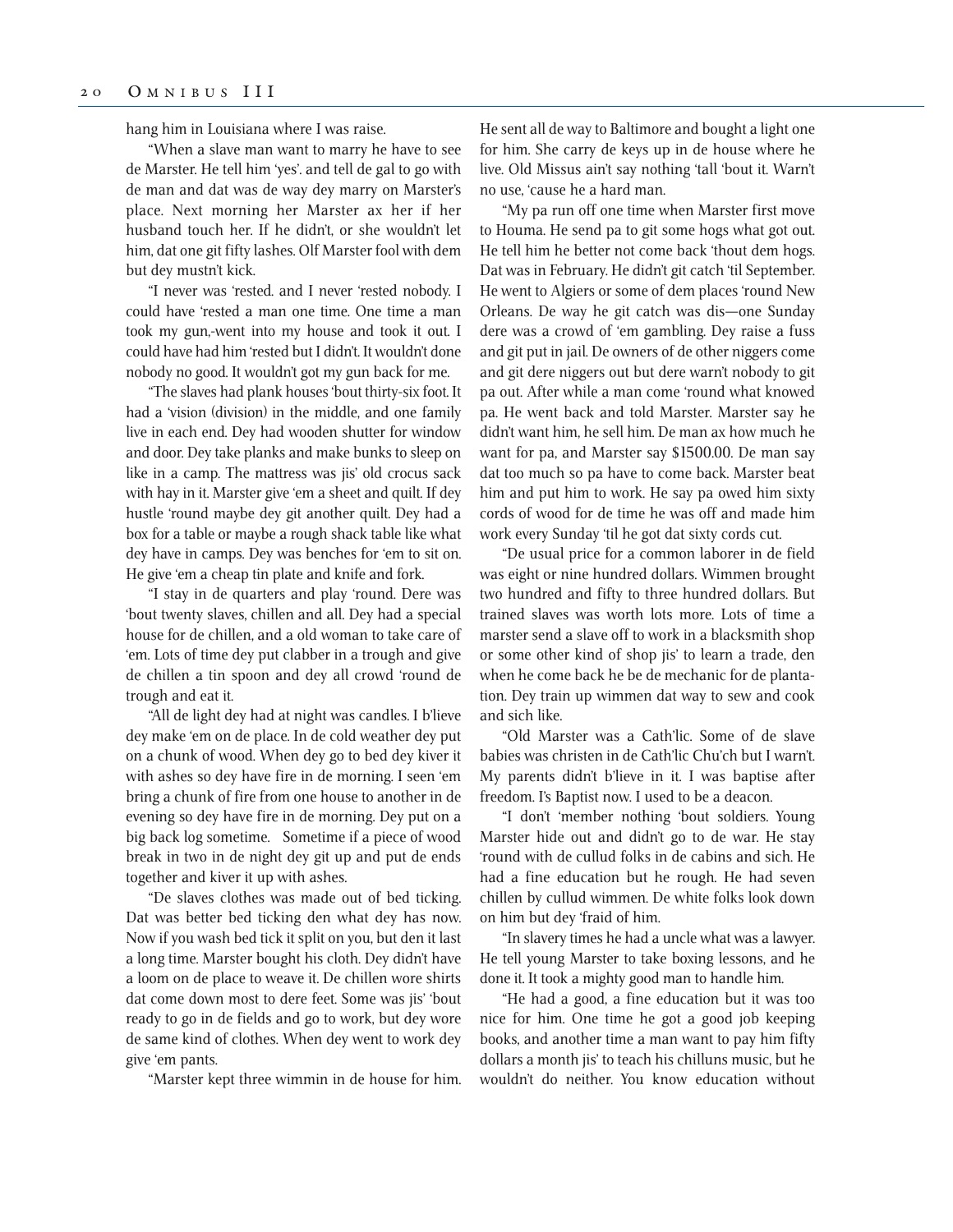hang him in Louisiana where I was raise.

"When a slave man want to marry he have to see de Marster. He tell him 'yes'. and tell de gal to go with de man and dat was de way dey marry on Marster's place. Next morning her Marster ax her if her husband touch her. If he didn't, or she wouldn't let him, dat one git fifty lashes. Olf Marster fool with dem but dey mustn't kick.

"I never was 'rested. and I never 'rested nobody. I could have 'rested a man one time. One time a man took my gun,-went into my house and took it out. I could have had him 'rested but I didn't. It wouldn't done nobody no good. It wouldn't got my gun back for me.

"The slaves had plank houses 'bout thirty-six foot. It had a 'vision (division) in the middle, and one family live in each end. Dey had wooden shutter for window and door. Dey take planks and make bunks to sleep on like in a camp. The mattress was jis' old crocus sack with hay in it. Marster give 'em a sheet and quilt. If dey hustle 'round maybe dey git another quilt. Dey had a box for a table or maybe a rough shack table like what dey have in camps. Dey was benches for 'em to sit on. He give 'em a cheap tin plate and knife and fork.

"I stay in de quarters and play 'round. Dere was 'bout twenty slaves, chillen and all. Dey had a special house for de chillen, and a old woman to take care of 'em. Lots of time dey put clabber in a trough and give de chillen a tin spoon and dey all crowd 'round de trough and eat it.

"All de light dey had at night was candles. I b'lieve dey make 'em on de place. In de cold weather dey put on a chunk of wood. When dey go to bed dey kiver it with ashes so dey have fire in de morning. I seen 'em bring a chunk of fire from one house to another in de evening so dey have fire in de morning. Dey put on a big back log sometime. Sometime if a piece of wood break in two in de night dey git up and put de ends together and kiver it up with ashes.

"De slaves clothes was made out of bed ticking. Dat was better bed ticking den what dey has now. Now if you wash bed tick it split on you, but den it last a long time. Marster bought his cloth. Dey didn't have a loom on de place to weave it. De chillen wore shirts dat come down most to dere feet. Some was jis' 'bout ready to go in de fields and go to work, but dey wore de same kind of clothes. When dey went to work dey give 'em pants.

"Marster kept three wimmin in de house for him. He sent all de way to Baltimore and bought a light one for him. She carry de keys up in de house where he live. Old Missus ain't say nothing 'tall 'bout it. Warn't no use, 'cause he a hard man.

"My pa run off one time when Marster first move to Houma. He send pa to git some hogs what got out. He tell him he better not come back 'thout dem hogs. Dat was in February. He didn't git catch 'til September. He went to Algiers or some of dem places 'round New Orleans. De way he git catch was dis—one Sunday dere was a crowd of 'em gambling. Dey raise a fuss and git put in jail. De owners of de other niggers come and git dere niggers out but dere warn't nobody to git pa out. After while a man come 'round what knowed pa. He went back and told Marster. Marster say he didn't want him, he sell him. De man ax how much he want for pa, and Marster say $1500.00. De man say dat too much so pa have to come back. Marster beat him and put him to work. He say pa owed him sixty cords of wood for de time he was off and made him work every Sunday 'til he got dat sixty cords cut.

"De usual price for a common laborer in de field was eight or nine hundred dollars. Wimmen brought two hundred and fifty to three hundred dollars. But trained slaves was worth lots more. Lots of time a marster send a slave off to work in a blacksmith shop or some other kind of shop jis' to learn a trade, den when he come back he be de mechanic for de plantation. Dey train up wimmen dat way to sew and cook and sich like.

"Old Marster was a Cath'lic. Some of de slave babies was christen in de Cath'lic Chu'ch but I warn't. My parents didn't b'lieve in it. I was baptise after freedom. I's Baptist now. I used to be a deacon.

"I don't 'member nothing 'bout soldiers. Young Marster hide out and didn't go to de war. He stay 'round with de cullud folks in de cabins and sich. He had a fine education but he rough. He had seven chillen by cullud wimmen. De white folks look down on him but dey 'fraid of him.

"In slavery times he had a uncle what was a lawyer. He tell young Marster to take boxing lessons, and he done it. It took a mighty good man to handle him.

"He had a good, a fine education but it was too nice for him. One time he got a good job keeping books, and another time a man want to pay him fifty dollars a month jis' to teach his chilluns music, but he wouldn't do neither. You know education without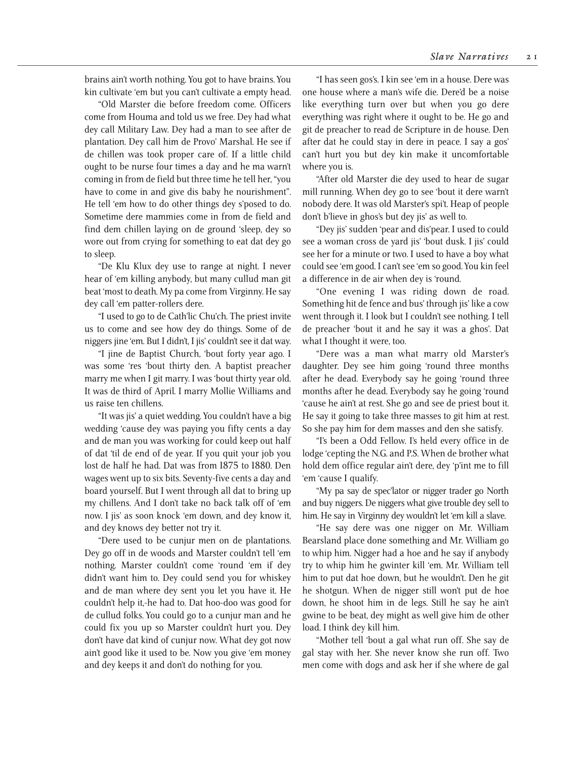brains ain't worth nothing. You got to have brains. You kin cultivate 'em but you can't cultivate a empty head.

"Old Marster die before freedom come. Officers come from Houma and told us we free. Dey had what dey call Military Law. Dey had a man to see after de plantation. Dey call him de Provo' Marshal. He see if de chillen was took proper care of. If a little child ought to be nurse four times a day and he ma warn't coming in from de field but three time he tell her, "you have to come in and give dis baby he nourishment". He tell 'em how to do other things dey s'posed to do. Sometime dere mammies come in from de field and find dem chillen laying on de ground 'sleep, dey so wore out from crying for something to eat dat dey go to sleep.

"De Klu Klux dey use to range at night. I never hear of 'em killing anybody, but many cullud man git beat 'most to death. My pa come from Virginny. He say dey call 'em patter-rollers dere.

"I used to go to de Cath'lic Chu'ch. The priest invite us to come and see how dey do things. Some of de niggers jine 'em. But I didn't, I jis' couldn't see it dat way.

"I jine de Baptist Church, 'bout forty year ago. I was some 'res 'bout thirty den. A baptist preacher marry me when I git marry. I was 'bout thirty year old. It was de third of April. I marry Mollie Williams and us raise ten chillens.

"It was jis' a quiet wedding. You couldn't have a big wedding 'cause dey was paying you fifty cents a day and de man you was working for could keep out half of dat 'til de end of de year. If you quit your job you lost de half he had. Dat was from 1875 to 1880. Den wages went up to six bits. Seventy-five cents a day and board yourself. But I went through all dat to bring up my chillens. And I don't take no back talk off of 'em now. I jis' as soon knock 'em down, and dey know it, and dey knows dey better not try it.

"Dere used to be cunjur men on de plantations. Dey go off in de woods and Marster couldn't tell 'em nothing. Marster couldn't come 'round 'em if dey didn't want him to. Dey could send you for whiskey and de man where dey sent you let you have it. He couldn't help it,-he had to. Dat hoo-doo was good for de cullud folks. You could go to a cunjur man and he could fix you up so Marster couldn't hurt you. Dey don't have dat kind of cunjur now. What dey got now ain't good like it used to be. Now you give 'em money and dey keeps it and don't do nothing for you.

"I has seen gos's. I kin see 'em in a house. Dere was one house where a man's wife die. Dere'd be a noise like everything turn over but when you go dere everything was right where it ought to be. He go and git de preacher to read de Scripture in de house. Den after dat he could stay in dere in peace. I say a gos' can't hurt you but dey kin make it uncomfortable where you is.

"After old Marster die dey used to hear de sugar mill running. When dey go to see 'bout it dere warn't nobody dere. It was old Marster's spi't. Heap of people don't b'lieve in ghos's but dey jis' as well to.

"Dey jis' sudden 'pear and dis'pear. I used to could see a woman cross de yard jis' 'bout dusk. I jis' could see her for a minute or two. I used to have a boy what could see 'em good. I can't see 'em so good. You kin feel a difference in de air when dey is 'round.

"One evening I was riding down de road. Something hit de fence and bus' through jis' like a cow went through it. I look but I couldn't see nothing. I tell de preacher 'bout it and he say it was a ghos'. Dat what I thought it were, too.

"Dere was a man what marry old Marster's daughter. Dey see him going 'round three months after he dead. Everybody say he going 'round three months after he dead. Everybody say he going 'round 'cause he ain't at rest. She go and see de priest bout it. He say it going to take three masses to git him at rest. So she pay him for dem masses and den she satisfy.

"I's been a Odd Fellow. I's held every office in de lodge 'cepting the N.G. and P.S. When de brother what hold dem office regular ain't dere, dey 'p'int me to fill 'em 'cause I qualify.

"My pa say de spec'lator or nigger trader go North and buy niggers. De niggers what give trouble dey sell to him. He say in Virginny dey wouldn't let 'em kill a slave.

"He say dere was one nigger on Mr. William Bearsland place done something and Mr. William go to whip him. Nigger had a hoe and he say if anybody try to whip him he gwinter kill 'em. Mr. William tell him to put dat hoe down, but he wouldn't. Den he git he shotgun. When de nigger still won't put de hoe down, he shoot him in de legs. Still he say he ain't gwine to be beat, dey might as well give him de other load. I think dey kill him.

"Mother tell 'bout a gal what run off. She say de gal stay with her. She never know she run off. Two men come with dogs and ask her if she where de gal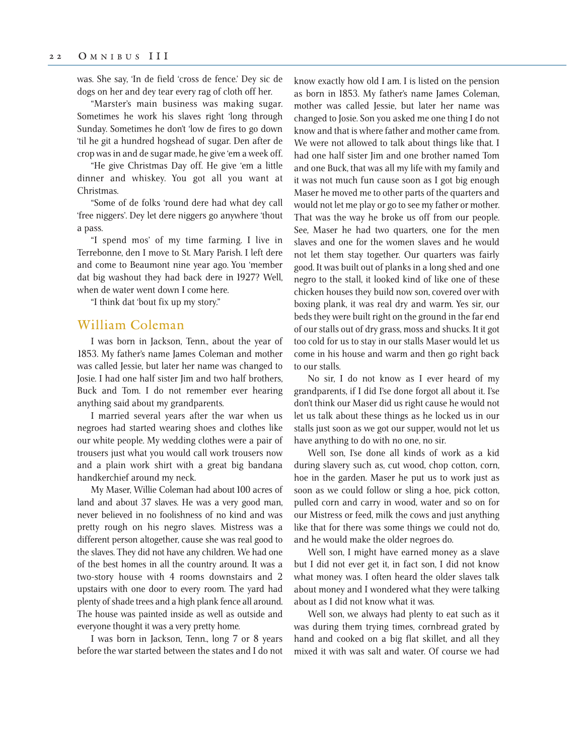was. She say, 'In de field 'cross de fence.' Dey sic de dogs on her and dey tear every rag of cloth off her.

"Marster's main business was making sugar. Sometimes he work his slaves right 'long through Sunday. Sometimes he don't 'low de fires to go down 'til he git a hundred hogshead of sugar. Den after de crop was in and de sugar made, he give 'em a week off.

"He give Christmas Day off. He give 'em a little dinner and whiskey. You got all you want at Christmas.

"Some of de folks 'round dere had what dey call 'free niggers'. Dey let dere niggers go anywhere 'thout a pass.

"I spend mos' of my time farming. I live in Terrebonne, den I move to St. Mary Parish. I left dere and come to Beaumont nine year ago. You 'member dat big washout they had back dere in 1927? Well, when de water went down I come here.

"I think dat 'bout fix up my story."

## William Coleman

I was born in Jackson, Tenn., about the year of 1853. My father's name James Coleman and mother was called Jessie, but later her name was changed to Josie. I had one half sister Jim and two half brothers, Buck and Tom. I do not remember ever hearing anything said about my grandparents.

I married several years after the war when us negroes had started wearing shoes and clothes like our white people. My wedding clothes were a pair of trousers just what you would call work trousers now and a plain work shirt with a great big bandana handkerchief around my neck.

My Maser, Willie Coleman had about 100 acres of land and about 37 slaves. He was a very good man, never believed in no foolishness of no kind and was pretty rough on his negro slaves. Mistress was a different person altogether, cause she was real good to the slaves. They did not have any children. We had one of the best homes in all the country around. It was a two-story house with 4 rooms downstairs and 2 upstairs with one door to every room. The yard had plenty of shade trees and a high plank fence all around. The house was painted inside as well as outside and everyone thought it was a very pretty home.

I was born in Jackson, Tenn., long 7 or 8 years before the war started between the states and I do not know exactly how old I am. I is listed on the pension as born in 1853. My father's name James Coleman, mother was called Jessie, but later her name was changed to Josie. Son you asked me one thing I do not know and that is where father and mother came from. We were not allowed to talk about things like that. I had one half sister Jim and one brother named Tom and one Buck, that was all my life with my family and it was not much fun cause soon as I got big enough Maser he moved me to other parts of the quarters and would not let me play or go to see my father or mother. That was the way he broke us off from our people. See, Maser he had two quarters, one for the men slaves and one for the women slaves and he would not let them stay together. Our quarters was fairly good. It was built out of planks in a long shed and one negro to the stall, it looked kind of like one of these chicken houses they build now son, covered over with boxing plank, it was real dry and warm. Yes sir, our beds they were built right on the ground in the far end of our stalls out of dry grass, moss and shucks. It it got too cold for us to stay in our stalls Maser would let us come in his house and warm and then go right back to our stalls.

No sir, I do not know as I ever heard of my grandparents, if I did I'se done forgot all about it. I'se don't think our Maser did us right cause he would not let us talk about these things as he locked us in our stalls just soon as we got our supper, would not let us have anything to do with no one, no sir.

Well son, I'se done all kinds of work as a kid during slavery such as, cut wood, chop cotton, corn, hoe in the garden. Maser he put us to work just as soon as we could follow or sling a hoe, pick cotton, pulled corn and carry in wood, water and so on for our Mistress or feed, milk the cows and just anything like that for there was some things we could not do, and he would make the older negroes do.

Well son, I might have earned money as a slave but I did not ever get it, in fact son, I did not know what money was. I often heard the older slaves talk about money and I wondered what they were talking about as I did not know what it was.

Well son, we always had plenty to eat such as it was during them trying times, cornbread grated by hand and cooked on a big flat skillet, and all they mixed it with was salt and water. Of course we had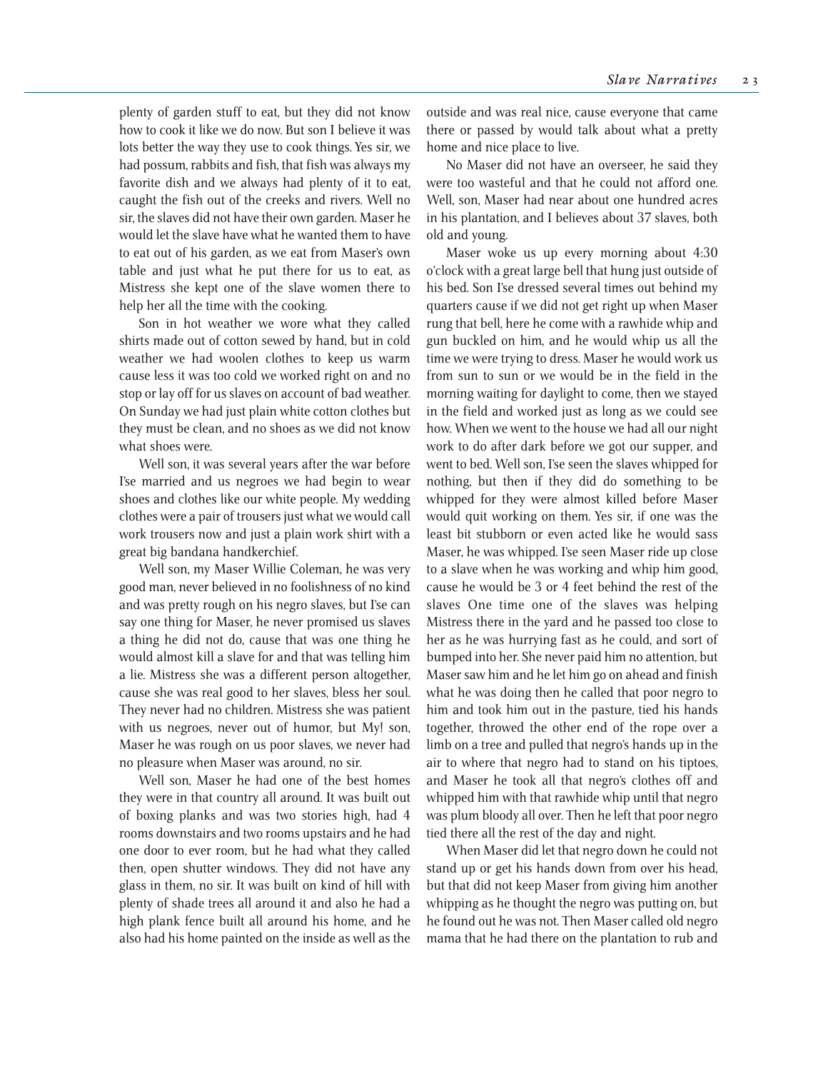plenty of garden stuff to eat, but they did not know how to cook it like we do now. But son I believe it was lots better the way they use to cook things. Yes sir, we had possum, rabbits and fish, that fish was always my favorite dish and we always had plenty of it to eat, caught the fish out of the creeks and rivers. Well no sir, the slaves did not have their own garden. Maser he would let the slave have what he wanted them to have to eat out of his garden, as we eat from Maser's own table and just what he put there for us to eat, as Mistress she kept one of the slave women there to help her all the time with the cooking.

Son in hot weather we wore what they called shirts made out of cotton sewed by hand, but in cold weather we had woolen clothes to keep us warm cause less it was too cold we worked right on and no stop or lay off for us slaves on account of bad weather. On Sunday we had just plain white cotton clothes but they must be clean, and no shoes as we did not know what shoes were.

Well son, it was several years after the war before I'se married and us negroes we had begin to wear shoes and clothes like our white people. My wedding clothes were a pair of trousers just what we would call work trousers now and just a plain work shirt with a great big bandana handkerchief.

Well son, my Maser Willie Coleman, he was very good man, never believed in no foolishness of no kind and was pretty rough on his negro slaves, but I'se can say one thing for Maser, he never promised us slaves a thing he did not do, cause that was one thing he would almost kill a slave for and that was telling him a lie. Mistress she was a different person altogether, cause she was real good to her slaves, bless her soul. They never had no children. Mistress she was patient with us negroes, never out of humor, but My! son, Maser he was rough on us poor slaves, we never had no pleasure when Maser was around, no sir.

Well son, Maser he had one of the best homes they were in that country all around. It was built out of boxing planks and was two stories high, had 4 rooms downstairs and two rooms upstairs and he had one door to ever room, but he had what they called then, open shutter windows. They did not have any glass in them, no sir. It was built on kind of hill with plenty of shade trees all around it and also he had a high plank fence built all around his home, and he also had his home painted on the inside as well as the outside and was real nice, cause everyone that came there or passed by would talk about what a pretty home and nice place to live.

No Maser did not have an overseer, he said they were too wasteful and that he could not afford one. Well, son, Maser had near about one hundred acres in his plantation, and I believes about 37 slaves, both old and young.

Maser woke us up every morning about 4:30 o'clock with a great large bell that hung just outside of his bed. Son I'se dressed several times out behind my quarters cause if we did not get right up when Maser rung that bell, here he come with a rawhide whip and gun buckled on him, and he would whip us all the time we were trying to dress. Maser he would work us from sun to sun or we would be in the field in the morning waiting for daylight to come, then we stayed in the field and worked just as long as we could see how. When we went to the house we had all our night work to do after dark before we got our supper, and went to bed. Well son, I'se seen the slaves whipped for nothing, but then if they did do something to be whipped for they were almost killed before Maser would quit working on them. Yes sir, if one was the least bit stubborn or even acted like he would sass Maser, he was whipped. I'se seen Maser ride up close to a slave when he was working and whip him good, cause he would be 3 or 4 feet behind the rest of the slaves One time one of the slaves was helping Mistress there in the yard and he passed too close to her as he was hurrying fast as he could, and sort of bumped into her. She never paid him no attention, but Maser saw him and he let him go on ahead and finish what he was doing then he called that poor negro to him and took him out in the pasture, tied his hands together, throwed the other end of the rope over a limb on a tree and pulled that negro's hands up in the air to where that negro had to stand on his tiptoes, and Maser he took all that negro's clothes off and whipped him with that rawhide whip until that negro was plum bloody all over. Then he left that poor negro tied there all the rest of the day and night.

When Maser did let that negro down he could not stand up or get his hands down from over his head, but that did not keep Maser from giving him another whipping as he thought the negro was putting on, but he found out he was not. Then Maser called old negro mama that he had there on the plantation to rub and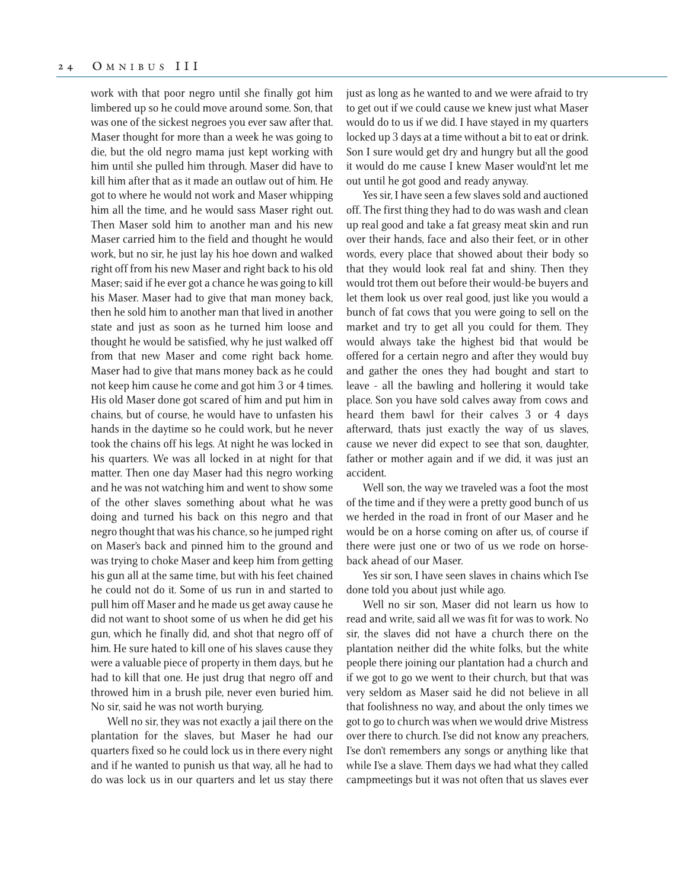work with that poor negro until she finally got him limbered up so he could move around some. Son, that was one of the sickest negroes you ever saw after that. Maser thought for more than a week he was going to die, but the old negro mama just kept working with him until she pulled him through. Maser did have to kill him after that as it made an outlaw out of him. He got to where he would not work and Maser whipping him all the time, and he would sass Maser right out. Then Maser sold him to another man and his new Maser carried him to the field and thought he would work, but no sir, he just lay his hoe down and walked right off from his new Maser and right back to his old Maser; said if he ever got a chance he was going to kill his Maser. Maser had to give that man money back, then he sold him to another man that lived in another state and just as soon as he turned him loose and thought he would be satisfied, why he just walked off from that new Maser and come right back home. Maser had to give that mans money back as he could not keep him cause he come and got him 3 or 4 times. His old Maser done got scared of him and put him in chains, but of course, he would have to unfasten his hands in the daytime so he could work, but he never took the chains off his legs. At night he was locked in his quarters. We was all locked in at night for that matter. Then one day Maser had this negro working and he was not watching him and went to show some of the other slaves something about what he was doing and turned his back on this negro and that negro thought that was his chance, so he jumped right on Maser's back and pinned him to the ground and was trying to choke Maser and keep him from getting his gun all at the same time, but with his feet chained he could not do it. Some of us run in and started to pull him off Maser and he made us get away cause he did not want to shoot some of us when he did get his gun, which he finally did, and shot that negro off of him. He sure hated to kill one of his slaves cause they were a valuable piece of property in them days, but he had to kill that one. He just drug that negro off and throwed him in a brush pile, never even buried him. No sir, said he was not worth burying.

Well no sir, they was not exactly a jail there on the plantation for the slaves, but Maser he had our quarters fixed so he could lock us in there every night and if he wanted to punish us that way, all he had to do was lock us in our quarters and let us stay there just as long as he wanted to and we were afraid to try to get out if we could cause we knew just what Maser would do to us if we did. I have stayed in my quarters locked up 3 days at a time without a bit to eat or drink. Son I sure would get dry and hungry but all the good it would do me cause I knew Maser would'nt let me out until he got good and ready anyway.

Yes sir, I have seen a few slaves sold and auctioned off. The first thing they had to do was wash and clean up real good and take a fat greasy meat skin and run over their hands, face and also their feet, or in other words, every place that showed about their body so that they would look real fat and shiny. Then they would trot them out before their would-be buyers and let them look us over real good, just like you would a bunch of fat cows that you were going to sell on the market and try to get all you could for them. They would always take the highest bid that would be offered for a certain negro and after they would buy and gather the ones they had bought and start to leave - all the bawling and hollering it would take place. Son you have sold calves away from cows and heard them bawl for their calves 3 or 4 days afterward, thats just exactly the way of us slaves, cause we never did expect to see that son, daughter, father or mother again and if we did, it was just an accident.

Well son, the way we traveled was a foot the most of the time and if they were a pretty good bunch of us we herded in the road in front of our Maser and he would be on a horse coming on after us, of course if there were just one or two of us we rode on horse-back ahead of our Maser.

Yes sir son, I have seen slaves in chains which I'se done told you about just while ago.

Well no sir son, Maser did not learn us how to read and write, said all we was fit for was to work. No sir, the slaves did not have a church there on the plantation neither did the white folks, but the white people there joining our plantation had a church and if we got to go we went to their church, but that was very seldom as Maser said he did not believe in all that foolishness no way, and about the only times we got to go to church was when we would drive Mistress over there to church. I'se did not know any preachers, I'se don't remembers any songs or anything like that while I'se a slave. Them days we had what they called campmeetings but it was not often that us slaves ever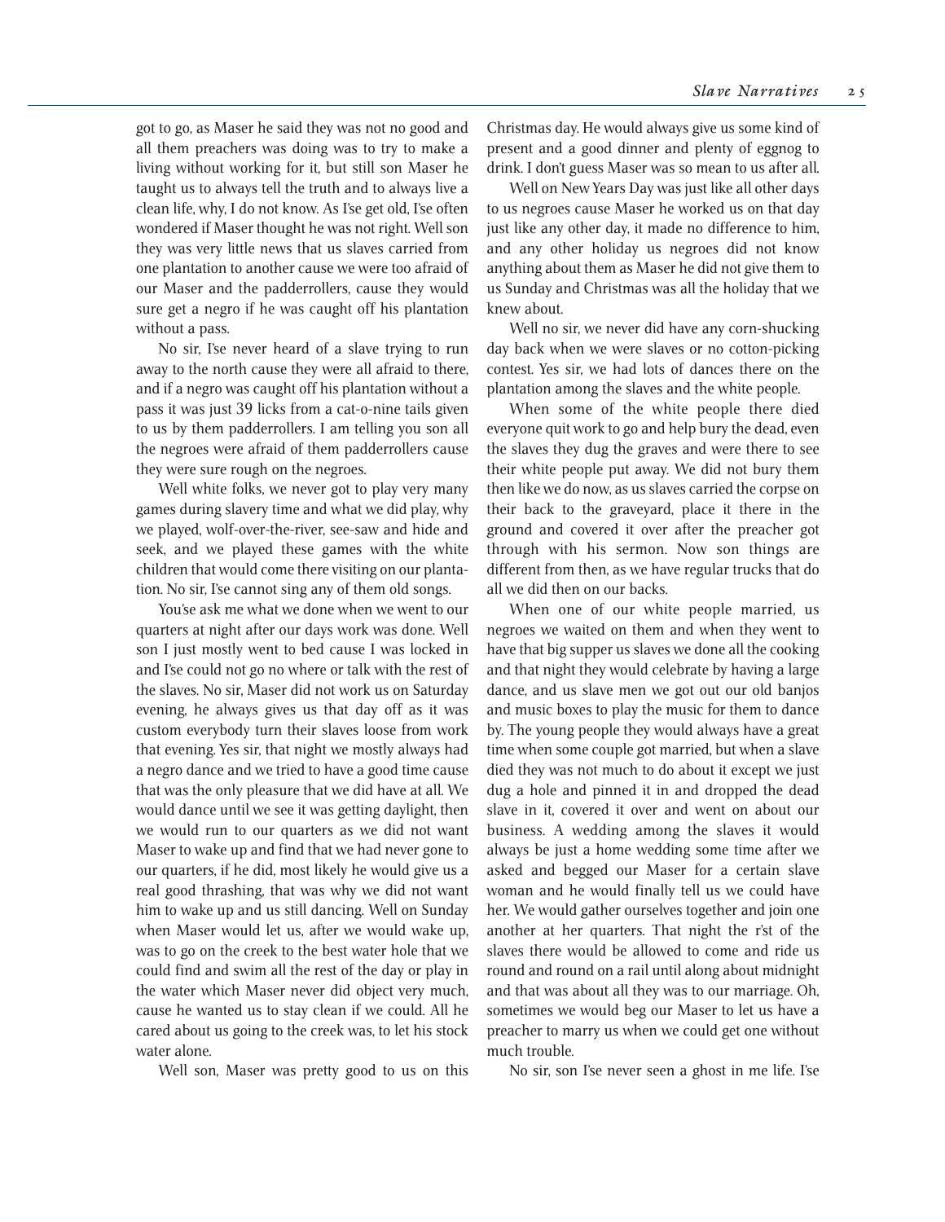got to go, as Maser he said they was not no good and all them preachers was doing was to try to make a living without working for it, but still son Maser he taught us to always tell the truth and to always live a clean life, why, I do not know. As I'se get old, I'se often wondered if Maser thought he was not right. Well son they was very little news that us slaves carried from one plantation to another cause we were too afraid of our Maser and the padderrollers, cause they would sure get a negro if he was caught off his plantation without a pass.

No sir, I'se never heard of a slave trying to run away to the north cause they were all afraid to there, and if a negro was caught off his plantation without a pass it was just 39 licks from a cat-o-nine tails given to us by them padderrollers. I am telling you son all the negroes were afraid of them padderrollers cause they were sure rough on the negroes.

Well white folks, we never got to play very many games during slavery time and what we did play, why we played, wolf-over-the-river, see-saw and hide and seek, and we played these games with the white children that would come there visiting on our plantation. No sir, I'se cannot sing any of them old songs.

You'se ask me what we done when we went to our quarters at night after our days work was done. Well son I just mostly went to bed cause I was locked in and I'se could not go no where or talk with the rest of the slaves. No sir, Maser did not work us on Saturday evening, he always gives us that day off as it was custom everybody turn their slaves loose from work that evening. Yes sir, that night we mostly always had a negro dance and we tried to have a good time cause that was the only pleasure that we did have at all. We would dance until we see it was getting daylight, then we would run to our quarters as we did not want Maser to wake up and find that we had never gone to our quarters, if he did, most likely he would give us a real good thrashing, that was why we did not want him to wake up and us still dancing. Well on Sunday when Maser would let us, after we would wake up, was to go on the creek to the best water hole that we could find and swim all the rest of the day or play in the water which Maser never did object very much, cause he wanted us to stay clean if we could. All he cared about us going to the creek was, to let his stock water alone.

Well son, Maser was pretty good to us on this Christmas day. He would always give us some kind of present and a good dinner and plenty of eggnog to drink. I don't guess Maser was so mean to us after all.

Well on New Years Day was just like all other days to us negroes cause Maser he worked us on that day just like any other day, it made no difference to him, and any other holiday us negroes did not know anything about them as Maser he did not give them to us Sunday and Christmas was all the holiday that we knew about.

Well no sir, we never did have any corn-shucking day back when we were slaves or no cotton-picking contest. Yes sir, we had lots of dances there on the plantation among the slaves and the white people.

When some of the white people there died everyone quit work to go and help bury the dead, even the slaves they dug the graves and were there to see their white people put away. We did not bury them then like we do now, as us slaves carried the corpse on their back to the graveyard, place it there in the ground and covered it over after the preacher got through with his sermon. Now son things are different from then, as we have regular trucks that do all we did then on our backs.

When one of our white people married, us negroes we waited on them and when they went to have that big supper us slaves we done all the cooking and that night they would celebrate by having a large dance, and us slave men we got out our old banjos and music boxes to play the music for them to dance by. The young people they would always have a great time when some couple got married, but when a slave died they was not much to do about it except we just dug a hole and pinned it in and dropped the dead slave in it, covered it over and went on about our business. A wedding among the slaves it would always be just a home wedding some time after we asked and begged our Maser for a certain slave woman and he would finally tell us we could have her. We would gather ourselves together and join one another at her quarters. That night the r'st of the slaves there would be allowed to come and ride us round and round on a rail until along about midnight and that was about all they was to our marriage. Oh, sometimes we would beg our Maser to let us have a preacher to marry us when we could get one without much trouble.

No sir, son I'se never seen a ghost in me life. I'se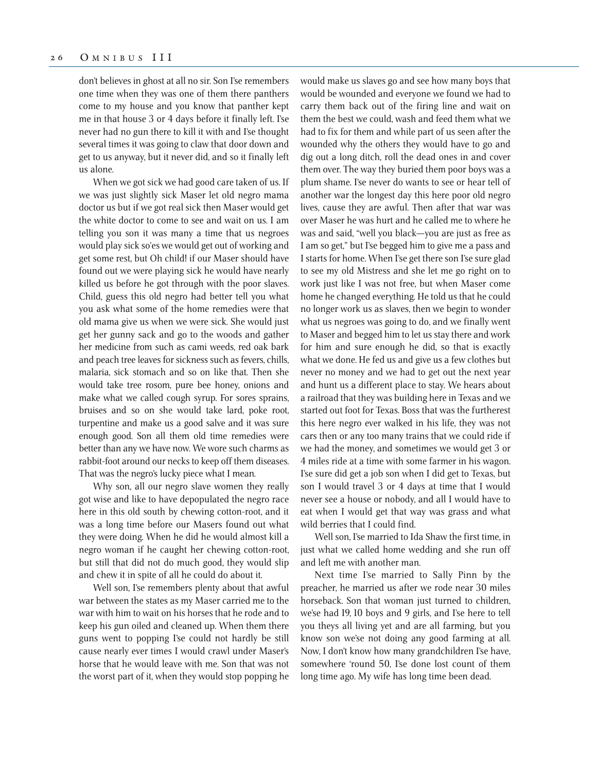don't believes in ghost at all no sir. Son I'se remembers one time when they was one of them there panthers come to my house and you know that panther kept me in that house 3 or 4 days before it finally left. I'se never had no gun there to kill it with and I'se thought several times it was going to claw that door down and get to us anyway, but it never did, and so it finally left us alone.

When we got sick we had good care taken of us. If we was just slightly sick Maser let old negro mama doctor us but if we got real sick then Maser would get the white doctor to come to see and wait on us. I am telling you son it was many a time that us negroes would play sick so'es we would get out of working and get some rest, but Oh child! if our Maser should have found out we were playing sick he would have nearly killed us before he got through with the poor slaves. Child, guess this old negro had better tell you what you ask what some of the home remedies were that old mama give us when we were sick. She would just get her gunny sack and go to the woods and gather her medicine from such as cami weeds, red oak bark and peach tree leaves for sickness such as fevers, chills, malaria, sick stomach and so on like that. Then she would take tree rosom, pure bee honey, onions and make what we called cough syrup. For sores sprains, bruises and so on she would take lard, poke root, turpentine and make us a good salve and it was sure enough good. Son all them old time remedies were better than any we have now. We wore such charms as rabbit-foot around our necks to keep off them diseases. That was the negro's lucky piece what I mean.

Why son, all our negro slave women they really got wise and like to have depopulated the negro race here in this old south by chewing cotton-root, and it was a long time before our Masers found out what they were doing. When he did he would almost kill a negro woman if he caught her chewing cotton-root, but still that did not do much good, they would slip and chew it in spite of all he could do about it.

Well son, I'se remembers plenty about that awful war between the states as my Maser carried me to the war with him to wait on his horses that he rode and to keep his gun oiled and cleaned up. When them there guns went to popping I'se could not hardly be still cause nearly ever times I would crawl under Maser's horse that he would leave with me. Son that was not the worst part of it, when they would stop popping he would make us slaves go and see how many boys that would be wounded and everyone we found we had to carry them back out of the firing line and wait on them the best we could, wash and feed them what we had to fix for them and while part of us seen after the wounded why the others they would have to go and dig out a long ditch, roll the dead ones in and cover them over. The way they buried them poor boys was a plum shame. I'se never do wants to see or hear tell of another war the longest day this here poor old negro lives, cause they are awful. Then after that war was over Maser he was hurt and he called me to where he was and said, "well you black—you are just as free as I am so get," but I'se begged him to give me a pass and I starts for home. When I'se get there son I'se sure glad to see my old Mistress and she let me go right on to work just like I was not free, but when Maser come home he changed everything. He told us that he could no longer work us as slaves, then we begin to wonder what us negroes was going to do, and we finally went to Maser and begged him to let us stay there and work for him and sure enough he did, so that is exactly what we done. He fed us and give us a few clothes but never no money and we had to get out the next year and hunt us a different place to stay. We hears about a railroad that they was building here in Texas and we started out foot for Texas. Boss that was the furtherest this here negro ever walked in his life, they was not cars then or any too many trains that we could ride if we had the money, and sometimes we would get 3 or 4 miles ride at a time with some farmer in his wagon. I'se sure did get a job son when I did get to Texas, but son I would travel 3 or 4 days at time that I would never see a house or nobody, and all I would have to eat when I would get that way was grass and what wild berries that I could find.

Well son, I'se married to Ida Shaw the first time, in just what we called home wedding and she run off and left me with another man.

Next time I'se married to Sally Pinn by the preacher, he married us after we rode near 30 miles horseback. Son that woman just turned to children, we'se had 19, 10 boys and 9 girls, and I'se here to tell you theys all living yet and are all farming, but you know son we'se not doing any good farming at all. Now, I don't know how many grandchildren I'se have, somewhere 'round 50, I'se done lost count of them long time ago. My wife has long time been dead.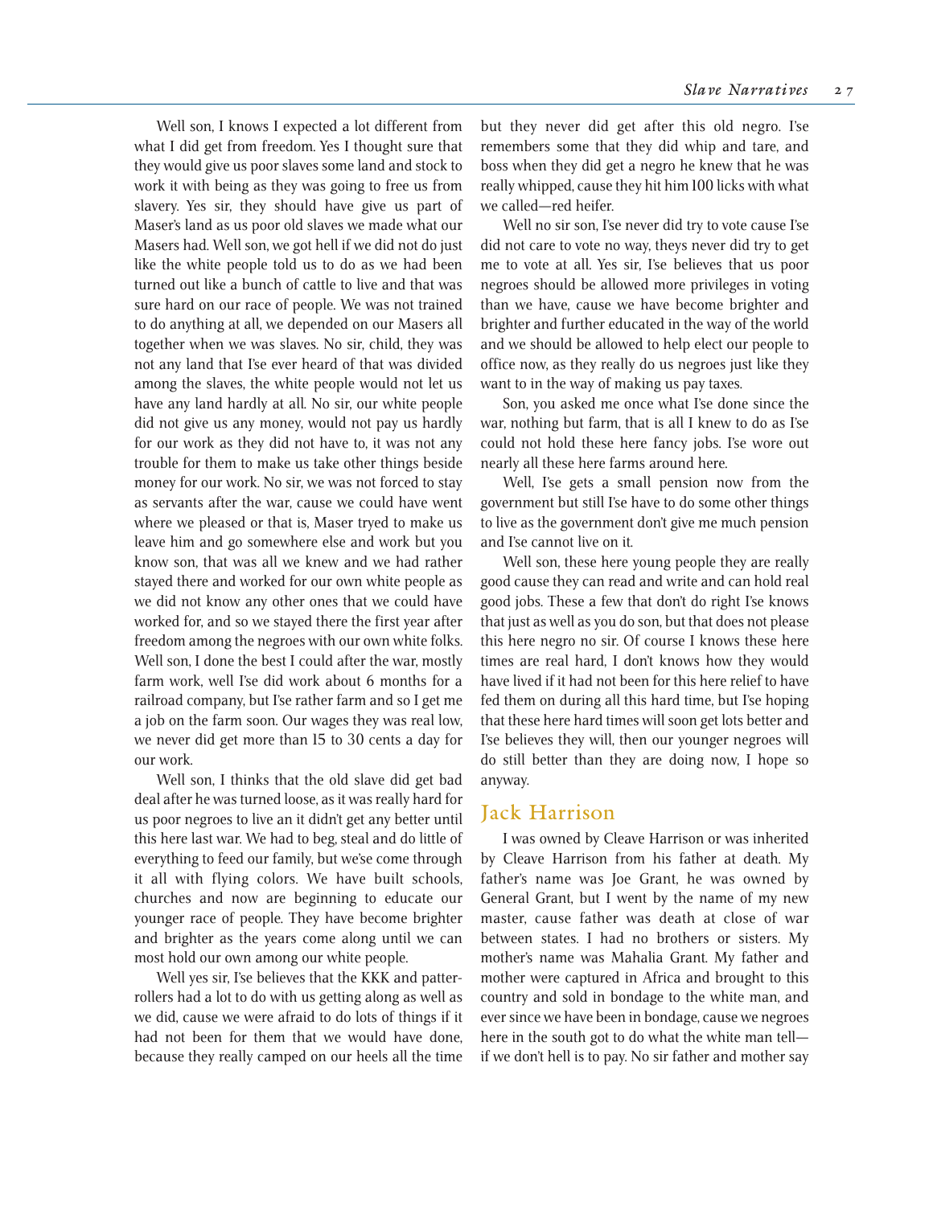Well son, I knows I expected a lot different from what I did get from freedom. Yes I thought sure that they would give us poor slaves some land and stock to work it with being as they was going to free us from slavery. Yes sir, they should have give us part of Maser's land as us poor old slaves we made what our Masers had. Well son, we got hell if we did not do just like the white people told us to do as we had been turned out like a bunch of cattle to live and that was sure hard on our race of people. We was not trained to do anything at all, we depended on our Masers all together when we was slaves. No sir, child, they was not any land that I'se ever heard of that was divided among the slaves, the white people would not let us have any land hardly at all. No sir, our white people did not give us any money, would not pay us hardly for our work as they did not have to, it was not any trouble for them to make us take other things beside money for our work. No sir, we was not forced to stay as servants after the war, cause we could have went where we pleased or that is, Maser tryed to make us leave him and go somewhere else and work but you know son, that was all we knew and we had rather stayed there and worked for our own white people as we did not know any other ones that we could have worked for, and so we stayed there the first year after freedom among the negroes with our own white folks. Well son, I done the best I could after the war, mostly farm work, well I'se did work about 6 months for a railroad company, but I'se rather farm and so I get me a job on the farm soon. Our wages they was real low, we never did get more than 15 to 30 cents a day for our work.

Well son, I thinks that the old slave did get bad deal after he was turned loose, as it was really hard for us poor negroes to live an it didn't get any better until this here last war. We had to beg, steal and do little of everything to feed our family, but we'se come through it all with flying colors. We have built schools, churches and now are beginning to educate our younger race of people. They have become brighter and brighter as the years come along until we can most hold our own among our white people.

Well yes sir, I'se believes that the KKK and patter-rollers had a lot to do with us getting along as well as we did, cause we were afraid to do lots of things if it had not been for them that we would have done, because they really camped on our heels all the time but they never did get after this old negro. I'se remembers some that they did whip and tare, and boss when they did get a negro he knew that he was really whipped, cause they hit him 100 licks with what we called—red heifer.

Well no sir son, I'se never did try to vote cause I'se did not care to vote no way, theys never did try to get me to vote at all. Yes sir, I'se believes that us poor negroes should be allowed more privileges in voting than we have, cause we have become brighter and brighter and further educated in the way of the world and we should be allowed to help elect our people to office now, as they really do us negroes just like they want to in the way of making us pay taxes.

Son, you asked me once what I'se done since the war, nothing but farm, that is all I knew to do as I'se could not hold these here fancy jobs. I'se wore out nearly all these here farms around here.

Well, I'se gets a small pension now from the government but still I'se have to do some other things to live as the government don't give me much pension and I'se cannot live on it.

Well son, these here young people they are really good cause they can read and write and can hold real good jobs. These a few that don't do right I'se knows that just as well as you do son, but that does not please this here negro no sir. Of course I knows these here times are real hard, I don't knows how they would have lived if it had not been for this here relief to have fed them on during all this hard time, but I'se hoping that these here hard times will soon get lots better and I'se believes they will, then our younger negroes will do still better than they are doing now, I hope so anyway.

## Jack Harrison

I was owned by Cleave Harrison or was inherited by Cleave Harrison from his father at death. My father's name was Joe Grant, he was owned by General Grant, but I went by the name of my new master, cause father was death at close of war between states. I had no brothers or sisters. My mother's name was Mahalia Grant. My father and mother were captured in Africa and brought to this country and sold in bondage to the white man, and ever since we have been in bondage, cause we negroes here in the south got to do what the white man tell—if we don't hell is to pay. No sir father and mother say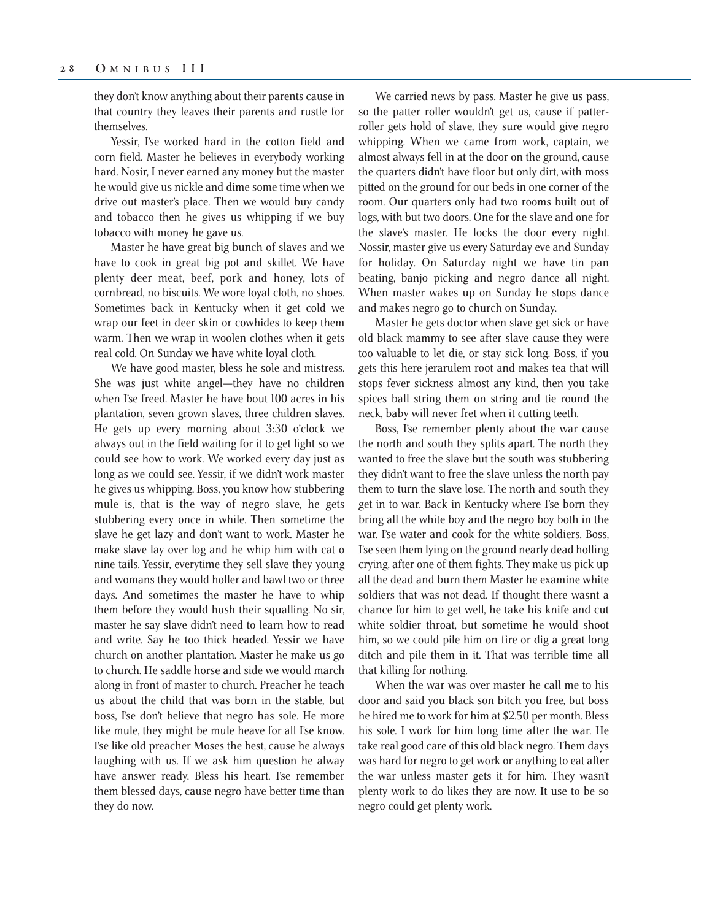they don't know anything about their parents cause in that country they leaves their parents and rustle for themselves.

Yessir, I'se worked hard in the cotton field and corn field. Master he believes in everybody working hard. Nosir, I never earned any money but the master he would give us nickle and dime some time when we drive out master's place. Then we would buy candy and tobacco then he gives us whipping if we buy tobacco with money he gave us.

Master he have great big bunch of slaves and we have to cook in great big pot and skillet. We have plenty deer meat, beef, pork and honey, lots of cornbread, no biscuits. We wore loyal cloth, no shoes. Sometimes back in Kentucky when it get cold we wrap our feet in deer skin or cowhides to keep them warm. Then we wrap in woolen clothes when it gets real cold. On Sunday we have white loyal cloth.

We have good master, bless he sole and mistress. She was just white angel—they have no children when I'se freed. Master he have bout 100 acres in his plantation, seven grown slaves, three children slaves. He gets up every morning about 3:30 o'clock we always out in the field waiting for it to get light so we could see how to work. We worked every day just as long as we could see. Yessir, if we didn't work master he gives us whipping. Boss, you know how stubbering mule is, that is the way of negro slave, he gets stubbering every once in while. Then sometime the slave he get lazy and don't want to work. Master he make slave lay over log and he whip him with cat o nine tails. Yessir, everytime they sell slave they young and womans they would holler and bawl two or three days. And sometimes the master he have to whip them before they would hush their squalling. No sir, master he say slave didn't need to learn how to read and write. Say he too thick headed. Yessir we have church on another plantation. Master he make us go to church. He saddle horse and side we would march along in front of master to church. Preacher he teach us about the child that was born in the stable, but boss, I'se don't believe that negro has sole. He more like mule, they might be mule heave for all I'se know. I'se like old preacher Moses the best, cause he always laughing with us. If we ask him question he alway have answer ready. Bless his heart. I'se remember them blessed days, cause negro have better time than they do now.

We carried news by pass. Master he give us pass, so the patter roller wouldn't get us, cause if patter-roller gets hold of slave, they sure would give negro whipping. When we came from work, captain, we almost always fell in at the door on the ground, cause the quarters didn't have floor but only dirt, with moss pitted on the ground for our beds in one corner of the room. Our quarters only had two rooms built out of logs, with but two doors. One for the slave and one for the slave's master. He locks the door every night. Nossir, master give us every Saturday eve and Sunday for holiday. On Saturday night we have tin pan beating, banjo picking and negro dance all night. When master wakes up on Sunday he stops dance and makes negro go to church on Sunday.

Master he gets doctor when slave get sick or have old black mammy to see after slave cause they were too valuable to let die, or stay sick long. Boss, if you gets this here jerarulem root and makes tea that will stops fever sickness almost any kind, then you take spices ball string them on string and tie round the neck, baby will never fret when it cutting teeth.

Boss, I'se remember plenty about the war cause the north and south they splits apart. The north they wanted to free the slave but the south was stubbering they didn't want to free the slave unless the north pay them to turn the slave lose. The north and south they get in to war. Back in Kentucky where I'se born they bring all the white boy and the negro boy both in the war. I'se water and cook for the white soldiers. Boss, I'se seen them lying on the ground nearly dead holling crying, after one of them fights. They make us pick up all the dead and burn them Master he examine white soldiers that was not dead. If thought there wasnt a chance for him to get well, he take his knife and cut white soldier throat, but sometime he would shoot him, so we could pile him on fire or dig a great long ditch and pile them in it. That was terrible time all that killing for nothing.

When the war was over master he call me to his door and said you black son bitch you free, but boss he hired me to work for him at $2.50 per month. Bless his sole. I work for him long time after the war. He take real good care of this old black negro. Them days was hard for negro to get work or anything to eat after the war unless master gets it for him. They wasn't plenty work to do likes they are now. It use to be so negro could get plenty work.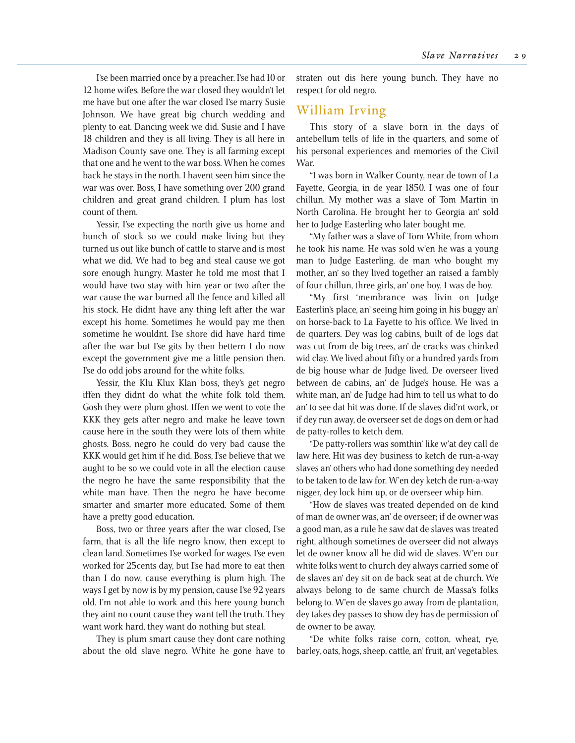I'se been married once by a preacher. I'se had 10 or 12 home wifes. Before the war closed they wouldn't let me have but one after the war closed I'se marry Susie Johnson. We have great big church wedding and plenty to eat. Dancing week we did. Susie and I have 18 children and they is all living. They is all here in Madison County save one. They is all farming except that one and he went to the war boss. When he comes back he stays in the north. I havent seen him since the war was over. Boss, I have something over 200 grand children and great grand children. I plum has lost count of them.

Yessir, I'se expecting the north give us home and bunch of stock so we could make living but they turned us out like bunch of cattle to starve and is most what we did. We had to beg and steal cause we got sore enough hungry. Master he told me most that I would have two stay with him year or two after the war cause the war burned all the fence and killed all his stock. He didnt have any thing left after the war except his home. Sometimes he would pay me then sometime he wouldnt. I'se shore did have hard time after the war but I'se gits by then bettern I do now except the government give me a little pension then. I'se do odd jobs around for the white folks.

Yessir, the Klu Klux Klan boss, they's get negro iffen they didnt do what the white folk told them. Gosh they were plum ghost. Iffen we went to vote the KKK they gets after negro and make he leave town cause here in the south they were lots of them white ghosts. Boss, negro he could do very bad cause the KKK would get him if he did. Boss, I'se believe that we aught to be so we could vote in all the election cause the negro he have the same responsibility that the white man have. Then the negro he have become smarter and smarter more educated. Some of them have a pretty good education.

Boss, two or three years after the war closed, I'se farm, that is all the life negro know, then except to clean land. Sometimes I'se worked for wages. I'se even worked for 25cents day, but I'se had more to eat then than I do now, cause everything is plum high. The ways I get by now is by my pension, cause I'se 92 years old. I'm not able to work and this here young bunch they aint no count cause they want tell the truth. They want work hard, they want do nothing but steal.

They is plum smart cause they dont care nothing about the old slave negro. White he gone have to straten out dis here young bunch. They have no respect for old negro.

## William Irving

This story of a slave born in the days of antebellum tells of life in the quarters, and some of his personal experiences and memories of the Civil War.

"I was born in Walker County, near de town of La Fayette, Georgia, in de year 1850. I was one of four chillun. My mother was a slave of Tom Martin in North Carolina. He brought her to Georgia an' sold her to Judge Easterling who later bought me.

"My father was a slave of Tom White, from whom he took his name. He was sold w'en he was a young man to Judge Easterling, de man who bought my mother, an' so they lived together an raised a fambly of four chillun, three girls, an' one boy, I was de boy.

"My first 'membrance was livin on Judge Easterlin's place, an' seeing him going in his buggy an' on horse-back to La Fayette to his office. We lived in de quarters. Dey was log cabins, built of de logs dat was cut from de big trees, an' de cracks was chinked wid clay. We lived about fifty or a hundred yards from de big house whar de Judge lived. De overseer lived between de cabins, an' de Judge's house. He was a white man, an' de Judge had him to tell us what to do an' to see dat hit was done. If de slaves did'nt work, or if dey run away, de overseer set de dogs on dem or had de patty-rolles to ketch dem.

"De patty-rollers was somthin' like w'at dey call de law here. Hit was dey business to ketch de run-a-way slaves an' others who had done something dey needed to be taken to de law for. W'en dey ketch de run-a-way nigger, dey lock him up, or de overseer whip him.

"How de slaves was treated depended on de kind of man de owner was, an' de overseer; if de owner was a good man, as a rule he saw dat de slaves was treated right, although sometimes de overseer did not always let de owner know all he did wid de slaves. W'en our white folks went to church dey always carried some of de slaves an' dey sit on de back seat at de church. We always belong to de same church de Massa's folks belong to. W'en de slaves go away from de plantation, dey takes dey passes to show dey has de permission of de owner to be away.

"De white folks raise corn, cotton, wheat, rye, barley, oats, hogs, sheep, cattle, an' fruit, an' vegetables.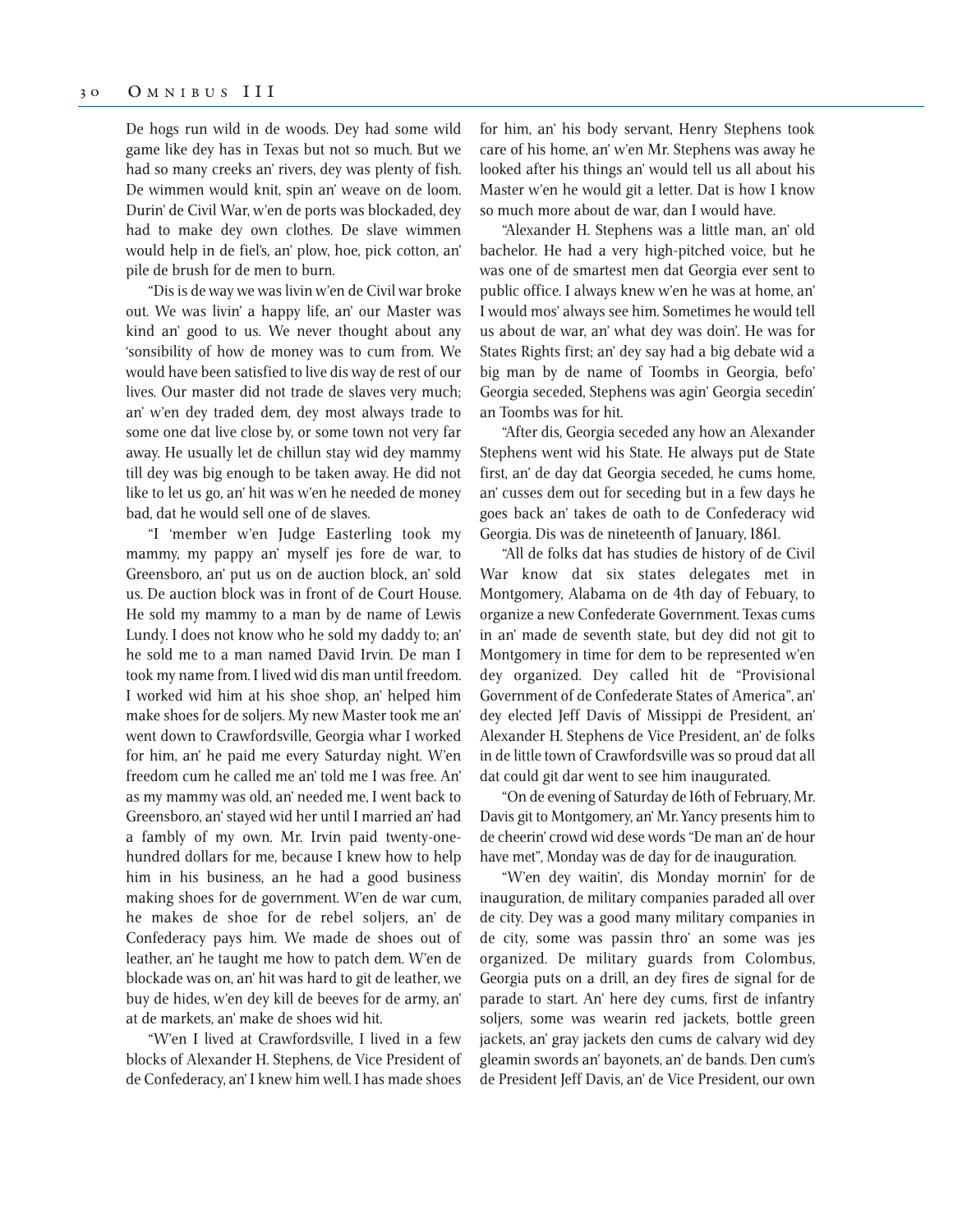De hogs run wild in de woods. Dey had some wild game like dey has in Texas but not so much. But we had so many creeks an' rivers, dey was plenty of fish. De wimmen would knit, spin an' weave on de loom. Durin' de Civil War, w'en de ports was blockaded, dey had to make dey own clothes. De slave wimmen would help in de fiel's, an' plow, hoe, pick cotton, an' pile de brush for de men to burn.

"Dis is de way we was livin w'en de Civil war broke out. We was livin' a happy life, an' our Master was kind an' good to us. We never thought about any 'sonsibility of how de money was to cum from. We would have been satisfied to live dis way de rest of our lives. Our master did not trade de slaves very much; an' w'en dey traded dem, dey most always trade to some one dat live close by, or some town not very far away. He usually let de chillun stay wid dey mammy till dey was big enough to be taken away. He did not like to let us go, an' hit was w'en he needed de money bad, dat he would sell one of de slaves.

"I 'member w'en Judge Easterling took my mammy, my pappy an' myself jes fore de war, to Greensboro, an' put us on de auction block, an' sold us. De auction block was in front of de Court House. He sold my mammy to a man by de name of Lewis Lundy. I does not know who he sold my daddy to; an' he sold me to a man named David Irvin. De man I took my name from. I lived wid dis man until freedom. I worked wid him at his shoe shop, an' helped him make shoes for de soljers. My new Master took me an' went down to Crawfordsville, Georgia whar I worked for him, an' he paid me every Saturday night. W'en freedom cum he called me an' told me I was free. An' as my mammy was old, an' needed me, I went back to Greensboro, an' stayed wid her until I married an' had a fambly of my own. Mr. Irvin paid twenty-one-hundred dollars for me, because I knew how to help him in his business, an he had a good business making shoes for de government. W'en de war cum, he makes de shoe for de rebel soljers, an' de Confederacy pays him. We made de shoes out of leather, an' he taught me how to patch dem. W'en de blockade was on, an' hit was hard to git de leather, we buy de hides, w'en dey kill de beeves for de army, an' at de markets, an' make de shoes wid hit.

"W'en I lived at Crawfordsville, I lived in a few blocks of Alexander H. Stephens, de Vice President of de Confederacy, an' I knew him well. I has made shoes for him, an' his body servant, Henry Stephens took care of his home, an' w'en Mr. Stephens was away he looked after his things an' would tell us all about his Master w'en he would git a letter. Dat is how I know so much more about de war, dan I would have.

"Alexander H. Stephens was a little man, an' old bachelor. He had a very high-pitched voice, but he was one of de smartest men dat Georgia ever sent to public office. I always knew w'en he was at home, an' I would mos' always see him. Sometimes he would tell us about de war, an' what dey was doin'. He was for States Rights first; an' dey say had a big debate wid a big man by de name of Toombs in Georgia, befo' Georgia seceded, Stephens was agin' Georgia secedin' an Toombs was for hit.

"After dis, Georgia seceded any how an Alexander Stephens went wid his State. He always put de State first, an' de day dat Georgia seceded, he cums home, an' cusses dem out for seceding but in a few days he goes back an' takes de oath to de Confederacy wid Georgia. Dis was de nineteenth of January, 1861.

"All de folks dat has studies de history of de Civil War know dat six states delegates met in Montgomery, Alabama on de 4th day of Febuary, to organize a new Confederate Government. Texas cums in an' made de seventh state, but dey did not git to Montgomery in time for dem to be represented w'en dey organized. Dey called hit de "Provisional Government of de Confederate States of America", an' dey elected Jeff Davis of Missippi de President, an' Alexander H. Stephens de Vice President, an' de folks in de little town of Crawfordsville was so proud dat all dat could git dar went to see him inaugurated.

"On de evening of Saturday de 16th of February, Mr. Davis git to Montgomery, an' Mr. Yancy presents him to de cheerin' crowd wid dese words "De man an' de hour have met", Monday was de day for de inauguration.

"W'en dey waitin', dis Monday mornin' for de inauguration, de military companies paraded all over de city. Dey was a good many military companies in de city, some was passin thro' an some was jes organized. De military guards from Colombus, Georgia puts on a drill, an dey fires de signal for de parade to start. An' here dey cums, first de infantry soljers, some was wearin red jackets, bottle green jackets, an' gray jackets den cums de calvary wid dey gleamin swords an' bayonets, an' de bands. Den cum's de President Jeff Davis, an' de Vice President, our own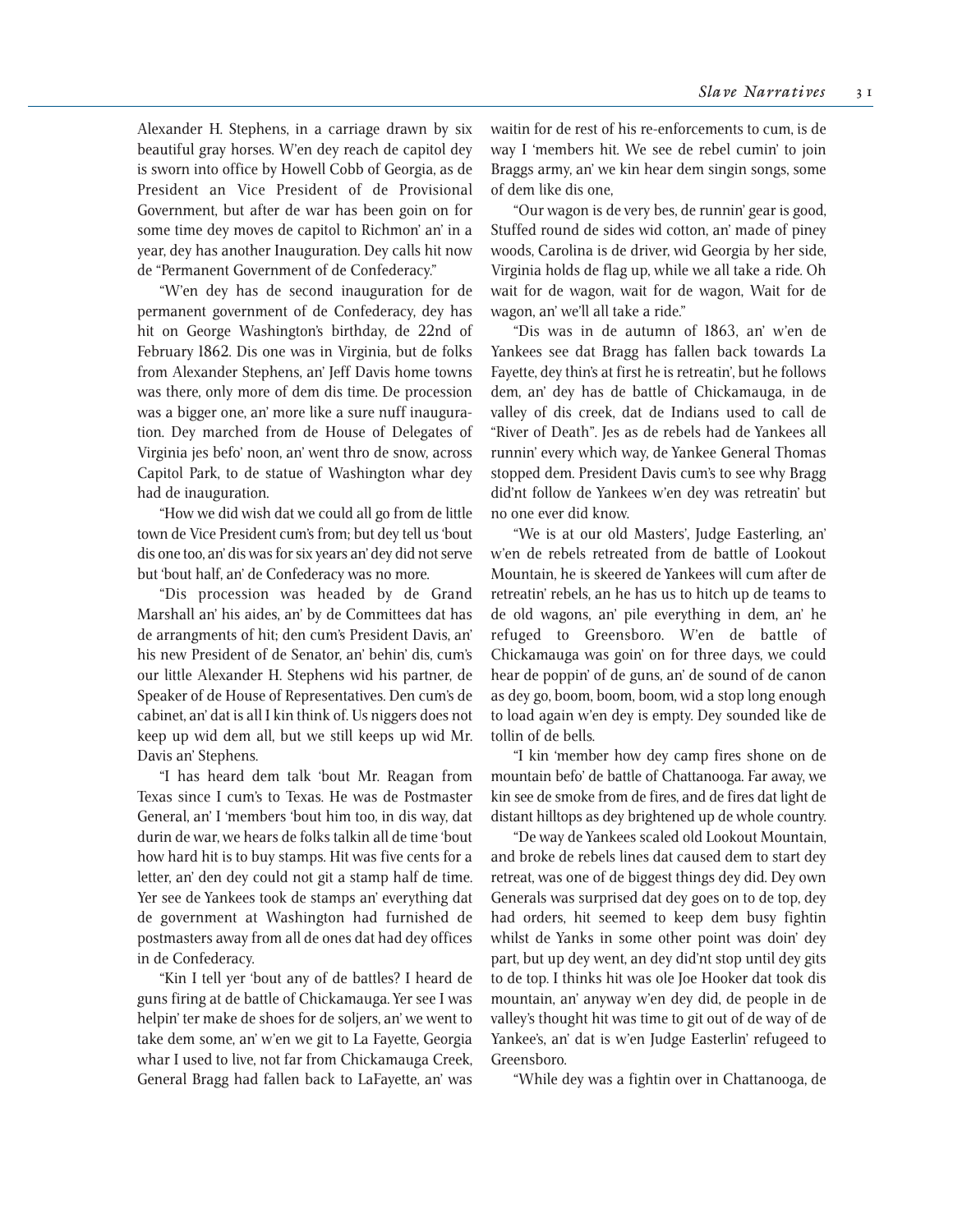Alexander H. Stephens, in a carriage drawn by six beautiful gray horses. W'en dey reach de capitol dey is sworn into office by Howell Cobb of Georgia, as de President an Vice President of de Provisional Government, but after de war has been goin on for some time dey moves de capitol to Richmon' an' in a year, dey has another Inauguration. Dey calls hit now de "Permanent Government of de Confederacy."

"W'en dey has de second inauguration for de permanent government of de Confederacy, dey has hit on George Washington's birthday, de 22nd of February 1862. Dis one was in Virginia, but de folks from Alexander Stephens, an' Jeff Davis home towns was there, only more of dem dis time. De procession was a bigger one, an' more like a sure nuff inauguration. Dey marched from de House of Delegates of Virginia jes befo' noon, an' went thro de snow, across Capitol Park, to de statue of Washington whar dey had de inauguration.

"How we did wish dat we could all go from de little town de Vice President cum's from; but dey tell us 'bout dis one too, an' dis was for six years an' dey did not serve but 'bout half, an' de Confederacy was no more.

"Dis procession was headed by de Grand Marshall an' his aides, an' by de Committees dat has de arrangments of hit; den cum's President Davis, an' his new President of de Senator, an' behin' dis, cum's our little Alexander H. Stephens wid his partner, de Speaker of de House of Representatives. Den cum's de cabinet, an' dat is all I kin think of. Us niggers does not keep up wid dem all, but we still keeps up wid Mr. Davis an' Stephens.

"I has heard dem talk 'bout Mr. Reagan from Texas since I cum's to Texas. He was de Postmaster General, an' I 'members 'bout him too, in dis way, dat durin de war, we hears de folks talkin all de time 'bout how hard hit is to buy stamps. Hit was five cents for a letter, an' den dey could not git a stamp half de time. Yer see de Yankees took de stamps an' everything dat de government at Washington had furnished de postmasters away from all de ones dat had dey offices in de Confederacy.

"Kin I tell yer 'bout any of de battles? I heard de guns firing at de battle of Chickamauga. Yer see I was helpin' ter make de shoes for de soljers, an' we went to take dem some, an' w'en we git to La Fayette, Georgia whar I used to live, not far from Chickamauga Creek, General Bragg had fallen back to LaFayette, an' was waitin for de rest of his re-enforcements to cum, is de way I 'members hit. We see de rebel cumin' to join Braggs army, an' we kin hear dem singin songs, some of dem like dis one,

"Our wagon is de very bes, de runnin' gear is good, Stuffed round de sides wid cotton, an' made of piney woods, Carolina is de driver, wid Georgia by her side, Virginia holds de flag up, while we all take a ride. Oh wait for de wagon, wait for de wagon, Wait for de wagon, an' we'll all take a ride."

"Dis was in de autumn of 1863, an' w'en de Yankees see dat Bragg has fallen back towards La Fayette, dey thin's at first he is retreatin', but he follows dem, an' dey has de battle of Chickamauga, in de valley of dis creek, dat de Indians used to call de "River of Death". Jes as de rebels had de Yankees all runnin' every which way, de Yankee General Thomas stopped dem. President Davis cum's to see why Bragg did'nt follow de Yankees w'en dey was retreatin' but no one ever did know.

"We is at our old Masters', Judge Easterling, an' w'en de rebels retreated from de battle of Lookout Mountain, he is skeered de Yankees will cum after de retreatin' rebels, an he has us to hitch up de teams to de old wagons, an' pile everything in dem, an' he refuged to Greensboro. W'en de battle of Chickamauga was goin' on for three days, we could hear de poppin' of de guns, an' de sound of de canon as dey go, boom, boom, boom, wid a stop long enough to load again w'en dey is empty. Dey sounded like de tollin of de bells.

"I kin 'member how dey camp fires shone on de mountain befo' de battle of Chattanooga. Far away, we kin see de smoke from de fires, and de fires dat light de distant hilltops as dey brightened up de whole country.

"De way de Yankees scaled old Lookout Mountain, and broke de rebels lines dat caused dem to start dey retreat, was one of de biggest things dey did. Dey own Generals was surprised dat dey goes on to de top, dey had orders, hit seemed to keep dem busy fightin whilst de Yanks in some other point was doin' dey part, but up dey went, an dey did'nt stop until dey gits to de top. I thinks hit was ole Joe Hooker dat took dis mountain, an' anyway w'en dey did, de people in de valley's thought hit was time to git out of de way of de Yankee's, an' dat is w'en Judge Easterlin' refugeed to Greensboro.

"While dey was a fightin over in Chattanooga, de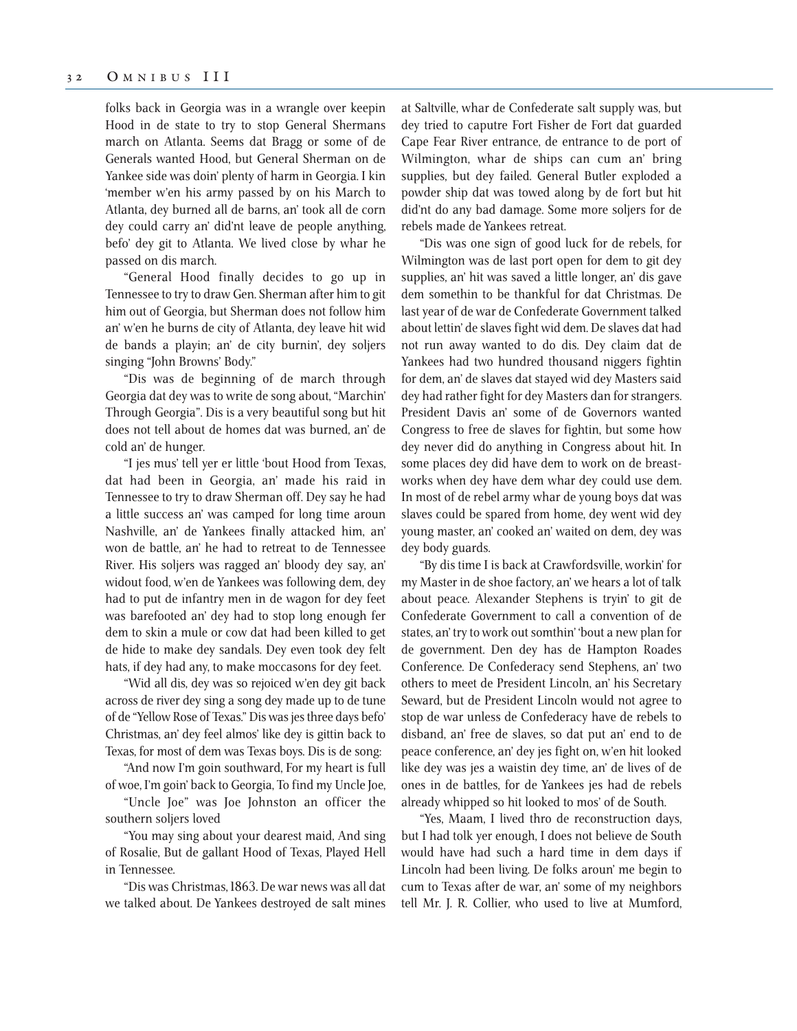folks back in Georgia was in a wrangle over keepin Hood in de state to try to stop General Shermans march on Atlanta. Seems dat Bragg or some of de Generals wanted Hood, but General Sherman on de Yankee side was doin' plenty of harm in Georgia. I kin 'member w'en his army passed by on his March to Atlanta, dey burned all de barns, an' took all de corn dey could carry an' did'nt leave de people anything, befo' dey git to Atlanta. We lived close by whar he passed on dis march.

"General Hood finally decides to go up in Tennessee to try to draw Gen. Sherman after him to git him out of Georgia, but Sherman does not follow him an' w'en he burns de city of Atlanta, dey leave hit wid de bands a playin; an' de city burnin', dey soljers singing "John Browns' Body."

"Dis was de beginning of de march through Georgia dat dey was to write de song about, "Marchin' Through Georgia". Dis is a very beautiful song but hit does not tell about de homes dat was burned, an' de cold an' de hunger.

"I jes mus' tell yer er little 'bout Hood from Texas, dat had been in Georgia, an' made his raid in Tennessee to try to draw Sherman off. Dey say he had a little success an' was camped for long time aroun Nashville, an' de Yankees finally attacked him, an' won de battle, an' he had to retreat to de Tennessee River. His soljers was ragged an' bloody dey say, an' widout food, w'en de Yankees was following dem, dey had to put de infantry men in de wagon for dey feet was barefooted an' dey had to stop long enough fer dem to skin a mule or cow dat had been killed to get de hide to make dey sandals. Dey even took dey felt hats, if dey had any, to make moccasons for dey feet.

"Wid all dis, dey was so rejoiced w'en dey git back across de river dey sing a song dey made up to de tune of de "Yellow Rose of Texas." Dis was jes three days befo' Christmas, an' dey feel almos' like dey is gittin back to Texas, for most of dem was Texas boys. Dis is de song:

"And now I'm goin southward, For my heart is full of woe, I'm goin' back to Georgia, To find my Uncle Joe,

"Uncle Joe" was Joe Johnston an officer the southern soljers loved

"You may sing about your dearest maid, And sing of Rosalie, But de gallant Hood of Texas, Played Hell in Tennessee.

"Dis was Christmas, 1863. De war news was all dat we talked about. De Yankees destroyed de salt mines at Saltville, whar de Confederate salt supply was, but dey tried to caputre Fort Fisher de Fort dat guarded Cape Fear River entrance, de entrance to de port of Wilmington, whar de ships can cum an' bring supplies, but dey failed. General Butler exploded a powder ship dat was towed along by de fort but hit did'nt do any bad damage. Some more soljers for de rebels made de Yankees retreat.

"Dis was one sign of good luck for de rebels, for Wilmington was de last port open for dem to git dey supplies, an' hit was saved a little longer, an' dis gave dem somethin to be thankful for dat Christmas. De last year of de war de Confederate Government talked about lettin' de slaves fight wid dem. De slaves dat had not run away wanted to do dis. Dey claim dat de Yankees had two hundred thousand niggers fightin for dem, an' de slaves dat stayed wid dey Masters said dey had rather fight for dey Masters dan for strangers. President Davis an' some of de Governors wanted Congress to free de slaves for fightin, but some how dey never did do anything in Congress about hit. In some places dey did have dem to work on de breastworks when dey have dem whar dey could use dem. In most of de rebel army whar de young boys dat was slaves could be spared from home, dey went wid dey young master, an' cooked an' waited on dem, dey was dey body guards.

"By dis time I is back at Crawfordsville, workin' for my Master in de shoe factory, an' we hears a lot of talk about peace. Alexander Stephens is tryin' to git de Confederate Government to call a convention of de states, an' try to work out somthin' 'bout a new plan for de government. Den dey has de Hampton Roades Conference. De Confederacy send Stephens, an' two others to meet de President Lincoln, an' his Secretary Seward, but de President Lincoln would not agree to stop de war unless de Confederacy have de rebels to disband, an' free de slaves, so dat put an' end to de peace conference, an' dey jes fight on, w'en hit looked like dey was jes a waistin dey time, an' de lives of de ones in de battles, for de Yankees jes had de rebels already whipped so hit looked to mos' of de South.

"Yes, Maam, I lived thro de reconstruction days, but I had tolk yer enough, I does not believe de South would have had such a hard time in dem days if Lincoln had been living. De folks aroun' me begin to cum to Texas after de war, an' some of my neighbors tell Mr. J. R. Collier, who used to live at Mumford,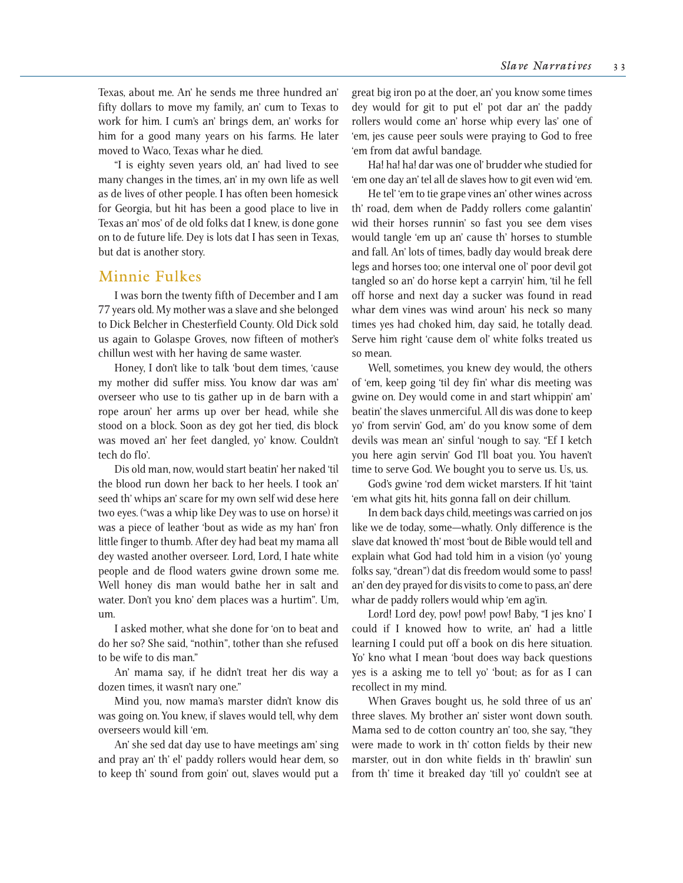Texas, about me. An' he sends me three hundred an' fifty dollars to move my family, an' cum to Texas to work for him. I cum's an' brings dem, an' works for him for a good many years on his farms. He later moved to Waco, Texas whar he died.

"I is eighty seven years old, an' had lived to see many changes in the times, an' in my own life as well as de lives of other people. I has often been homesick for Georgia, but hit has been a good place to live in Texas an' mos' of de old folks dat I knew, is done gone on to de future life. Dey is lots dat I has seen in Texas, but dat is another story.

## Minnie Fulkes

I was born the twenty fifth of December and I am 77 years old. My mother was a slave and she belonged to Dick Belcher in Chesterfield County. Old Dick sold us again to Golaspe Groves, now fifteen of mother's chillun west with her having de same waster.

Honey, I don't like to talk 'bout dem times, 'cause my mother did suffer miss. You know dar was am' overseer who use to tis gather up in de barn with a rope aroun' her arms up over ber head, while she stood on a block. Soon as dey got her tied, dis block was moved an' her feet dangled, yo' know. Couldn't tech do flo'.

Dis old man, now, would start beatin' her naked 'til the blood run down her back to her heels. I took an' seed th' whips an' scare for my own self wid dese here two eyes. ("was a whip like Dey was to use on horse) it was a piece of leather 'bout as wide as my han' fron little finger to thumb. After dey had beat my mama all dey wasted another overseer. Lord, Lord, I hate white people and de flood waters gwine drown some me. Well honey dis man would bathe her in salt and water. Don't you kno' dem places was a hurtim". Um, um.

I asked mother, what she done for 'on to beat and do her so? She said, "nothin", tother than she refused to be wife to dis man."

An' mama say, if he didn't treat her dis way a dozen times, it wasn't nary one."

Mind you, now mama's marster didn't know dis was going on. You knew, if slaves would tell, why dem overseers would kill 'em.

An' she sed dat day use to have meetings am' sing and pray an' th' el' paddy rollers would hear dem, so to keep th' sound from goin' out, slaves would put a great big iron po at the doer, an' you know some times dey would for git to put el' pot dar an' the paddy rollers would come an' horse whip every las' one of 'em, jes cause peer souls were praying to God to free 'em from dat awful bandage.

Ha! ha! ha! dar was one ol' brudder whe studied for 'em one day an' tel all de slaves how to git even wid 'em.

He tel' 'em to tie grape vines an' other wines across th' road, dem when de Paddy rollers come galantin' wid their horses runnin' so fast you see dem vises would tangle 'em up an' cause th' horses to stumble and fall. An' lots of times, badly day would break dere legs and horses too; one interval one ol' poor devil got tangled so an' do horse kept a carryin' him, 'til he fell off horse and next day a sucker was found in read whar dem vines was wind aroun' his neck so many times yes had choked him, day said, he totally dead. Serve him right 'cause dem ol' white folks treated us so mean.

Well, sometimes, you knew dey would, the others of 'em, keep going 'til dey fin' whar dis meeting was gwine on. Dey would come in and start whippin' am' beatin' the slaves unmerciful. All dis was done to keep yo' from servin' God, am' do you know some of dem devils was mean an' sinful 'nough to say. "Ef I ketch you here agin servin' God I'll boat you. You haven't time to serve God. We bought you to serve us. Us, us.

God's gwine 'rod dem wicket marsters. If hit 'taint 'em what gits hit, hits gonna fall on deir chillum.

In dem back days child, meetings was carried on jos like we de today, some—whatly. Only difference is the slave dat knowed th' most 'bout de Bible would tell and explain what God had told him in a vision (yo' young folks say, "drean") dat dis freedom would some to pass! an' den dey prayed for dis visits to come to pass, an' dere whar de paddy rollers would whip 'em ag'in.

Lord! Lord dey, pow! pow! pow! Baby, "I jes kno' I could if I knowed how to write, an' had a little learning I could put off a book on dis here situation. Yo' kno what I mean 'bout does way back questions yes is a asking me to tell yo' 'bout; as for as I can recollect in my mind.

When Graves bought us, he sold three of us an' three slaves. My brother an' sister wont down south. Mama sed to de cotton country an' too, she say, "they were made to work in th' cotton fields by their new marster, out in don white fields in th' brawlin' sun from th' time it breaked day 'till yo' couldn't see at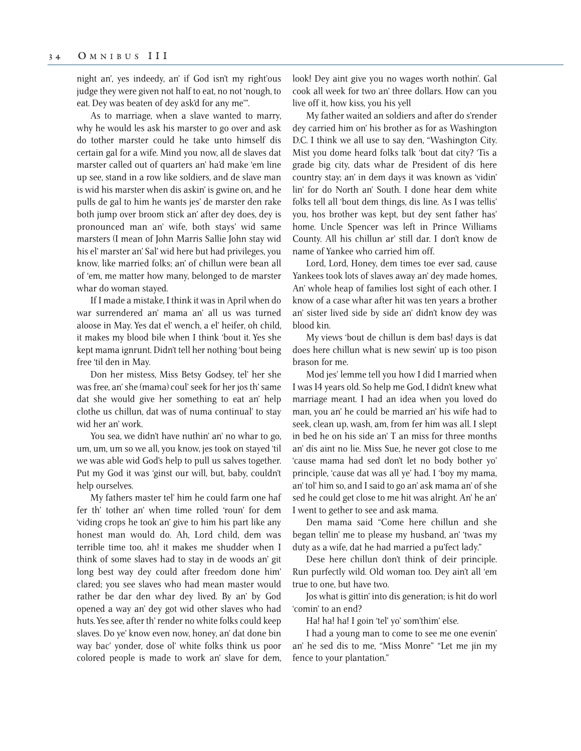night an', yes indeedy, an' if God isn't my right'ous judge they were given not half to eat, no not 'nough, to eat. Dey was beaten of dey ask'd for any me'".

As to marriage, when a slave wanted to marry, why he would les ask his marster to go over and ask do tother marster could he take unto himself dis certain gal for a wife. Mind you now, all de slaves dat marster called out of quarters an' ha'd make 'em line up see, stand in a row like soldiers, and de slave man is wid his marster when dis askin' is gwine on, and he pulls de gal to him he wants jes' de marster den rake both jump over broom stick an' after dey does, dey is pronounced man an' wife, both stays' wid same marsters (I mean of John Marris Sallie John stay wid his el' marster an' Sal' wid here but had privileges, you know, like married folks; an' of chillun were bean all of 'em, me matter how many, belonged to de marster whar do woman stayed.

If I made a mistake, I think it was in April when do war surrendered an' mama an' all us was turned aloose in May. Yes dat el' wench, a el' heifer, oh child, it makes my blood bile when I think 'bout it. Yes she kept mama ignrunt. Didn't tell her nothing 'bout being free 'til den in May.

Don her mistess, Miss Betsy Godsey, tel' her she was free, an' she (mama) coul' seek for her jos th' same dat she would give her something to eat an' help clothe us chillun, dat was of numa continual' to stay wid her an' work.

You sea, we didn't have nuthin' an' no whar to go, um, um, um so we all, you know, jes took on stayed 'til we was able wid God's help to pull us salves together. Put my God it was 'ginst our will, but, baby, couldn't help ourselves.

My fathers master tel' him he could farm one haf fer th' tother an' when time rolled 'roun' for dem 'viding crops he took an' give to him his part like any honest man would do. Ah, Lord child, dem was terrible time too, ah! it makes me shudder when I think of some slaves had to stay in de woods an' git long best way dey could after freedom done him' clared; you see slaves who had mean master would rather be dar den whar dey lived. By an' by God opened a way an' dey got wid other slaves who had huts. Yes see, after th' render no white folks could keep slaves. Do ye' know even now, honey, an' dat done bin way bac' yonder, dose ol' white folks think us poor colored people is made to work an' slave for dem, look! Dey aint give you no wages worth nothin'. Gal cook all week for two an' three dollars. How can you live off it, how kiss, you his yell

My father waited an soldiers and after do s'render dey carried him on' his brother as for as Washington D.C. I think we all use to say den, "Washington City. Mist you dome heard folks talk 'bout dat city? 'Tis a grade big city, dats whar de President of dis here country stay; an' in dem days it was known as 'vidin' lin' for do North an' South. I done hear dem white folks tell all 'bout dem things, dis line. As I was tellis' you, hos brother was kept, but dey sent father has' home. Uncle Spencer was left in Prince Williams County. All his chillun ar' still dar. I don't know de name of Yankee who carried him off.

Lord, Lord, Honey, dem times toe ever sad, cause Yankees took lots of slaves away an' dey made homes, An' whole heap of families lost sight of each other. I know of a case whar after hit was ten years a brother an' sister lived side by side an' didn't know dey was blood kin.

My views 'bout de chillun is dem bas! days is dat does here chillun what is new sewin' up is too pison brason for me.

Mod jes' lemme tell you how I did I married when I was 14 years old. So help me God, I didn't knew what marriage meant. I had an idea when you loved do man, you an' he could be married an' his wife had to seek, clean up, wash, am, from fer him was all. I slept in bed he on his side an' T an miss for three months an' dis aint no lie. Miss Sue, he never got close to me 'cause mama had sed don't let no body bother yo' principle, 'cause dat was all ye' had. I 'boy my mama, an' tol' him so, and I said to go an' ask mama an' of she sed he could get close to me hit was alright. An' he an' I went to gether to see and ask mama.

Den mama said "Come here chillun and she began tellin' me to please my husband, an' 'twas my duty as a wife, dat he had married a pu'fect lady."

Dese here chillun don't think of deir principle. Run purfectly wild. Old woman too. Dey ain't all 'em true to one, but have two.

Jos what is gittin' into dis generation; is hit do worl 'comin' to an end?

Ha! ha! ha! I goin 'tel' yo' som'thim' else.

I had a young man to come to see me one evenin' an' he sed dis to me, "Miss Monre" "Let me jin my fence to your plantation."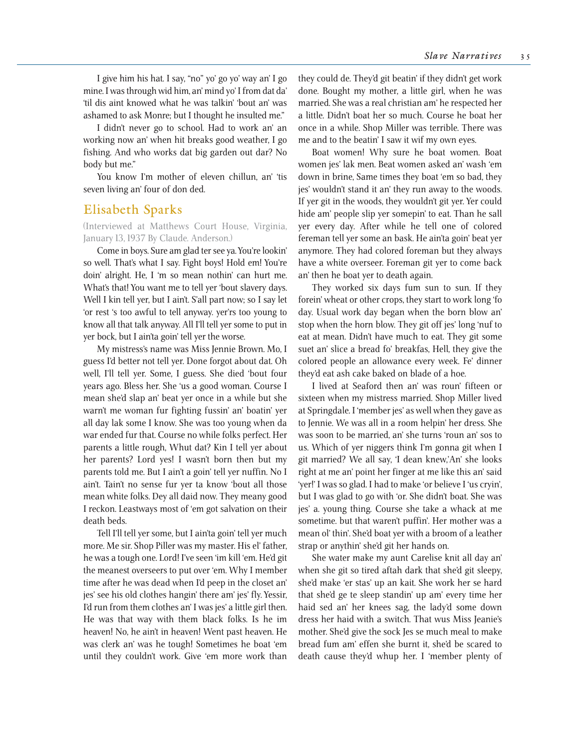I give him his hat. I say, "no" yo' go yo' way an' I go mine. I was through wid him, an' mind yo' I from dat da' 'til dis aint knowed what he was talkin' 'bout an' was ashamed to ask Monre; but I thought he insulted me."

I didn't never go to school. Had to work an' an working now an' when hit breaks good weather, I go fishing. And who works dat big garden out dar? No body but me."

You know I'm mother of eleven chillun, an' 'tis seven living an' four of don ded.

## Elisabeth Sparks

(Interviewed at Matthews Court House, Virginia, January 13, 1937 By Claude. Anderson.)

Come in boys. Sure am glad ter see ya. You're lookin' so well. That's what I say. Fight boys! Hold em! You're doin' alright. He, I 'm so mean nothin' can hurt me. What's that! You want me to tell yer 'bout slavery days. Well I kin tell yer, but I ain't. S'all part now; so I say let 'or rest 's too awful to tell anyway. yer'rs too young to know all that talk anyway. All I'll tell yer some to put in yer bock, but I ain'ta goin' tell yer the worse.

My mistress's name was Miss Jennie Brown. Mo, I guess I'd better not tell yer. Done forgot about dat. Oh well, I'll tell yer. Some, I guess. She died 'bout four years ago. Bless her. She 'us a good woman. Course I mean she'd slap an' beat yer once in a while but she warn't me woman fur fighting fussin' an' boatin' yer all day lak some I know. She was too young when da war ended fur that. Course no while folks perfect. Her parents a little rough, Whut dat? Kin I tell yer about her parents? Lord yes! I wasn't born then but my parents told me. But I ain't a goin' tell yer nuffin. No I ain't. Tain't no sense fur yer ta know 'bout all those mean white folks. Dey all daid now. They meany good I reckon. Leastways most of 'em got salvation on their death beds.

Tell I'll tell yer some, but I ain'ta goin' tell yer much more. Me sir. Shop Piller was my master. His el' father, he was a tough one. Lord! I've seen 'im kill 'em. He'd git the meanest overseers to put over 'em. Why I member time after he was dead when I'd peep in the closet an' jes' see his old clothes hangin' there am' jes' fly. Yessir, I'd run from them clothes an' I was jes' a little girl then. He was that way with them black folks. Is he im heaven! No, he ain't in heaven! Went past heaven. He was clerk an' was he tough! Sometimes he boat 'em until they couldn't work. Give 'em more work than they could de. They'd git beatin' if they didn't get work done. Bought my mother, a little girl, when he was married. She was a real christian am' he respected her a little. Didn't boat her so much. Course he boat her once in a while. Shop Miller was terrible. There was me and to the beatin' I saw it wif my own eyes.

Boat women! Why sure he boat women. Boat women jes' lak men. Beat women asked an' wash 'em down in brine, Same times they boat 'em so bad, they jes' wouldn't stand it an' they run away to the woods. If yer git in the woods, they wouldn't git yer. Yer could hide am' people slip yer somepin' to eat. Than he sall yer every day. After while he tell one of colored fereman tell yer some an bask. He ain'ta goin' beat yer anymore. They had colored foreman but they always have a white overseer. Foreman git yer to come back an' then he boat yer to death again.

They worked six days fum sun to sun. If they forein' wheat or other crops, they start to work long 'fo day. Usual work day began when the born blow an' stop when the horn blow. They git off jes' long 'nuf to eat at mean. Didn't have much to eat. They git some suet an' slice a bread fo' breakfas, Hell, they give the colored people an allowance every week. Fe' dinner they'd eat ash cake baked on blade of a hoe.

I lived at Seaford then an' was roun' fifteen or sixteen when my mistress married. Shop Miller lived at Springdale. I 'member jes' as well when they gave as to Jennie. We was all in a room helpin' her dress. She was soon to be married, an' she turns 'roun an' sos to us. Which of yer niggers think I'm gonna git when I git married? We all say, 'I dean knew,'An' she looks right at me an' point her finger at me like this an' said 'yer!' I was so glad. I had to make 'or believe I 'us cryin', but I was glad to go with 'or. She didn't boat. She was jes' a. young thing. Course she take a whack at me sometime. but that waren't puffin'. Her mother was a mean ol' thin'. She'd boat yer with a broom of a leather strap or anythin' she'd git her hands on.

She water make my aunt Carelise knit all day an' when she git so tired aftah dark that she'd git sleepy, she'd make 'er stas' up an kait. She work her se hard that she'd ge te sleep standin' up am' every time her haid sed an' her knees sag, the lady'd some down dress her haid with a switch. That wus Miss Jeanie's mother. She'd give the sock Jes se much meal to make bread fum am' effen she burnt it, she'd be scared to death cause they'd whup her. I 'member plenty of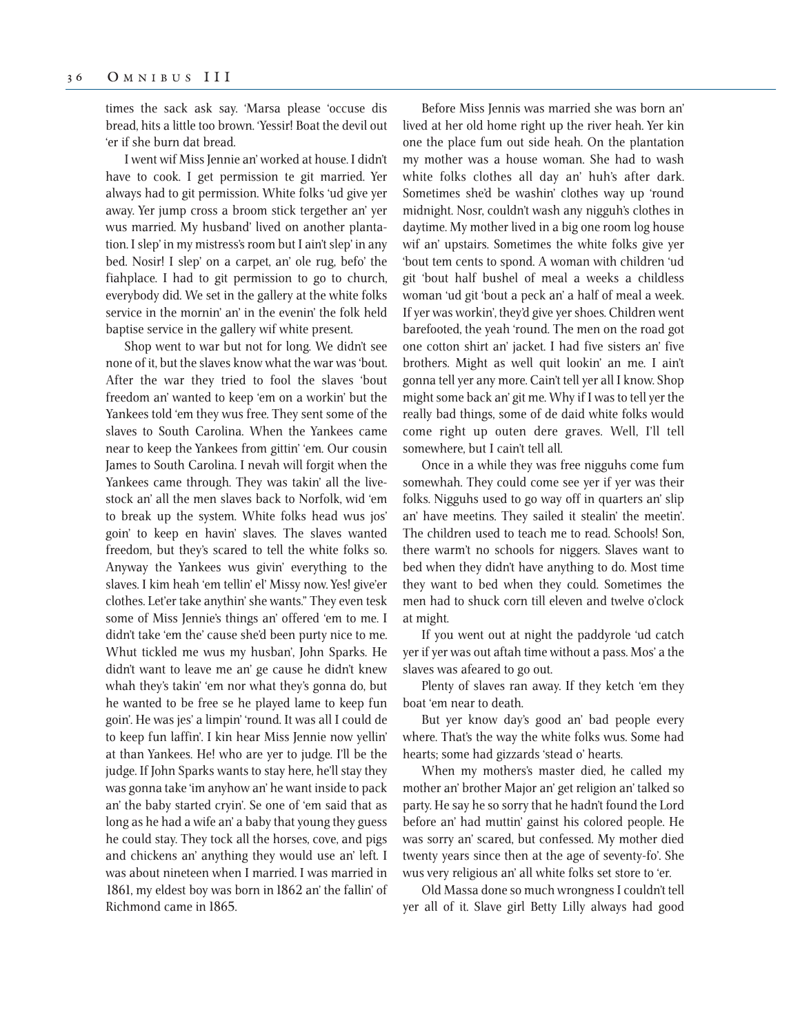times the sack ask say. 'Marsa please 'occuse dis bread, hits a little too brown. 'Yessir! Boat the devil out 'er if she burn dat bread.

I went wif Miss Jennie an' worked at house. I didn't have to cook. I get permission te git married. Yer always had to git permission. White folks 'ud give yer away. Yer jump cross a broom stick tergether an' yer wus married. My husband' lived on another plantation. I slep' in my mistress's room but I ain't slep' in any bed. Nosir! I slep' on a carpet, an' ole rug, befo' the fiahplace. I had to git permission to go to church, everybody did. We set in the gallery at the white folks service in the mornin' an' in the evenin' the folk held baptise service in the gallery wif white present.

Shop went to war but not for long. We didn't see none of it, but the slaves know what the war was 'bout. After the war they tried to fool the slaves 'bout freedom an' wanted to keep 'em on a workin' but the Yankees told 'em they wus free. They sent some of the slaves to South Carolina. When the Yankees came near to keep the Yankees from gittin' 'em. Our cousin James to South Carolina. I nevah will forgit when the Yankees came through. They was takin' all the livestock an' all the men slaves back to Norfolk, wid 'em to break up the system. White folks head wus jos' goin' to keep en havin' slaves. The slaves wanted freedom, but they's scared to tell the white folks so. Anyway the Yankees wus givin' everything to the slaves. I kim heah 'em tellin' el' Missy now. Yes! give'er clothes. Let'er take anythin' she wants." They even tesk some of Miss Jennie's things an' offered 'em to me. I didn't take 'em the' cause she'd been purty nice to me. Whut tickled me wus my husban', John Sparks. He didn't want to leave me an' ge cause he didn't knew whah they's takin' 'em nor what they's gonna do, but he wanted to be free se he played lame to keep fun goin'. He was jes' a limpin' 'round. It was all I could de to keep fun laffin'. I kin hear Miss Jennie now yellin' at than Yankees. He! who are yer to judge. I'll be the judge. If John Sparks wants to stay here, he'll stay they was gonna take 'im anyhow an' he want inside to pack an' the baby started cryin'. Se one of 'em said that as long as he had a wife an' a baby that young they guess he could stay. They tock all the horses, cove, and pigs and chickens an' anything they would use an' left. I was about nineteen when I married. I was married in 1861, my eldest boy was born in 1862 an' the fallin' of Richmond came in 1865.

Before Miss Jennis was married she was born an' lived at her old home right up the river heah. Yer kin one the place fum out side heah. On the plantation my mother was a house woman. She had to wash white folks clothes all day an' huh's after dark. Sometimes she'd be washin' clothes way up 'round midnight. Nosr, couldn't wash any nigguh's clothes in daytime. My mother lived in a big one room log house wif an' upstairs. Sometimes the white folks give yer 'bout tem cents to spond. A woman with children 'ud git 'bout half bushel of meal a weeks a childless woman 'ud git 'bout a peck an' a half of meal a week. If yer was workin', they'd give yer shoes. Children went barefooted, the yeah 'round. The men on the road got one cotton shirt an' jacket. I had five sisters an' five brothers. Might as well quit lookin' an me. I ain't gonna tell yer any more. Cain't tell yer all I know. Shop might some back an' git me. Why if I was to tell yer the really bad things, some of de daid white folks would come right up outen dere graves. Well, I'll tell somewhere, but I cain't tell all.

Once in a while they was free nigguhs come fum somewhah. They could come see yer if yer was their folks. Nigguhs used to go way off in quarters an' slip an' have meetins. They sailed it stealin' the meetin'. The children used to teach me to read. Schools! Son, there warm't no schools for niggers. Slaves want to bed when they didn't have anything to do. Most time they want to bed when they could. Sometimes the men had to shuck corn till eleven and twelve o'clock at might.

If you went out at night the paddyrole 'ud catch yer if yer was out aftah time without a pass. Mos' a the slaves was afeared to go out.

Plenty of slaves ran away. If they ketch 'em they boat 'em near to death.

But yer know day's good an' bad people every where. That's the way the white folks wus. Some had hearts; some had gizzards 'stead o' hearts.

When my mothers's master died, he called my mother an' brother Major an' get religion an' talked so party. He say he so sorry that he hadn't found the Lord before an' had muttin' gainst his colored people. He was sorry an' scared, but confessed. My mother died twenty years since then at the age of seventy-fo'. She wus very religious an' all white folks set store to 'er.

Old Massa done so much wrongness I couldn't tell yer all of it. Slave girl Betty Lilly always had good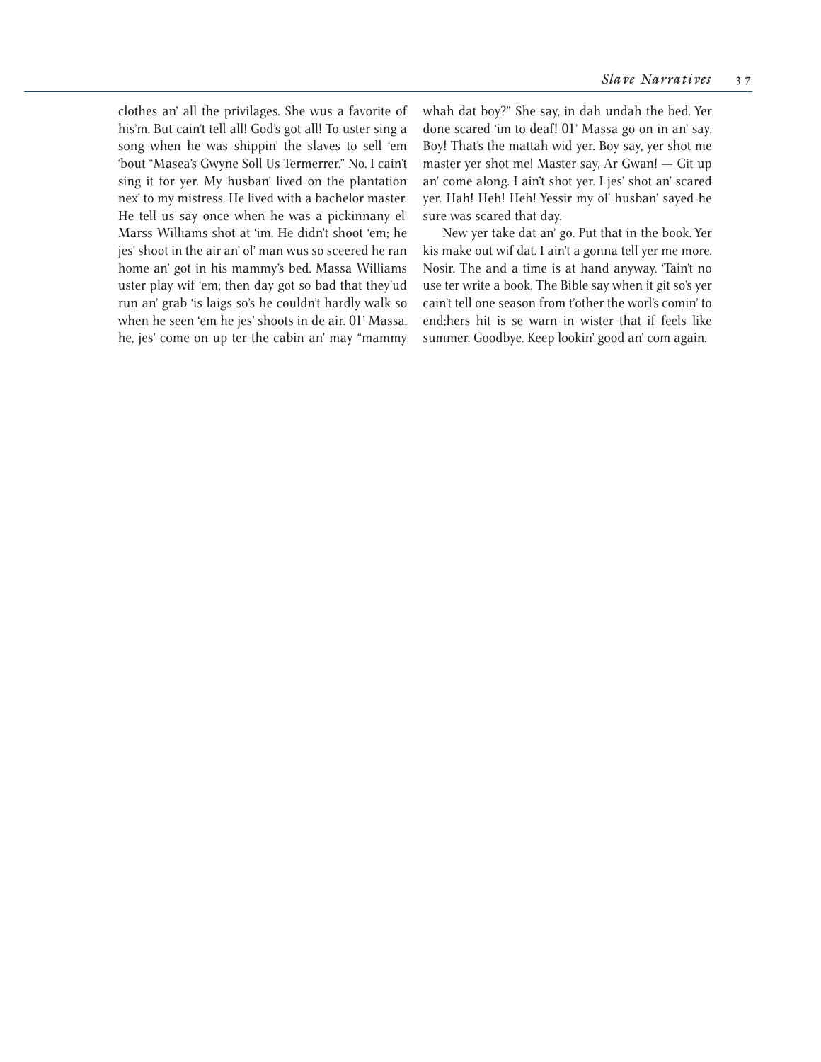clothes an' all the privilages. She wus a favorite of his'm. But cain't tell all! God's got all! To uster sing a song when he was shippin' the slaves to sell 'em 'bout "Masea's Gwyne Soll Us Termerrer." No. I cain't sing it for yer. My husban' lived on the plantation nex' to my mistress. He lived with a bachelor master. He tell us say once when he was a pickinnany el' Marss Williams shot at 'im. He didn't shoot 'em; he jes' shoot in the air an' ol' man wus so sceered he ran home an' got in his mammy's bed. Massa Williams uster play wif 'em; then day got so bad that they'ud run an' grab 'is laigs so's he couldn't hardly walk so when he seen 'em he jes' shoots in de air. 01' Massa, he, jes' come on up ter the cabin an' may "mammy whah dat boy?" She say, in dah undah the bed. Yer done scared 'im to deaf! 01' Massa go on in an' say, Boy! That's the mattah wid yer. Boy say, yer shot me master yer shot me! Master say, Ar Gwan! — Git up an' come along. I ain't shot yer. I jes' shot an' scared yer. Hah! Heh! Heh! Yessir my ol' husban' sayed he sure was scared that day.

New yer take dat an' go. Put that in the book. Yer kis make out wif dat. I ain't a gonna tell yer me more. Nosir. The and a time is at hand anyway. 'Tain't no use ter write a book. The Bible say when it git so's yer cain't tell one season from t'other the worl's comin' to end;hers hit is se warn in wister that if feels like summer. Goodbye. Keep lookin' good an' com again.